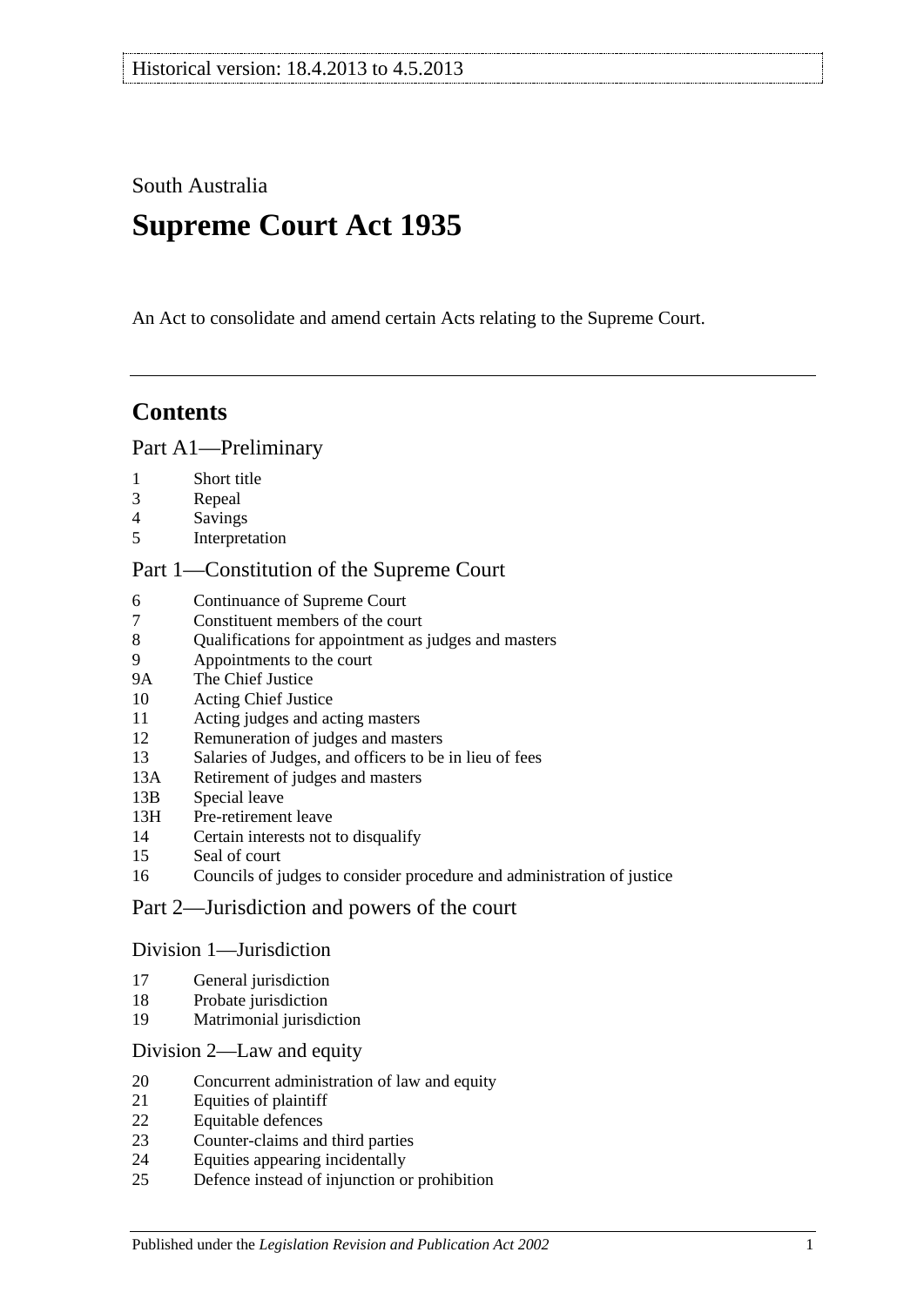Historical version: 18.4.2013 to 4.5.2013

South Australia

# Supreme Court Act 1935

An Act to consolidate and amend certain Acts relating to the Supreme Court.

## Contents

### Part A1—Preliminary

1 Short title
3 Repeal
4 Savings
5 Interpretation

### Part 1—Constitution of the Supreme Court

6 Continuance of Supreme Court
7 Constituent members of the court
8 Qualifications for appointment as judges and masters
9 Appointments to the court
9A The Chief Justice
10 Acting Chief Justice
11 Acting judges and acting masters
12 Remuneration of judges and masters
13 Salaries of Judges, and officers to be in lieu of fees
13A Retirement of judges and masters
13B Special leave
13H Pre-retirement leave
14 Certain interests not to disqualify
15 Seal of court
16 Councils of judges to consider procedure and administration of justice

### Part 2—Jurisdiction and powers of the court

#### Division 1—Jurisdiction

17 General jurisdiction
18 Probate jurisdiction
19 Matrimonial jurisdiction

#### Division 2—Law and equity

20 Concurrent administration of law and equity
21 Equities of plaintiff
22 Equitable defences
23 Counter-claims and third parties
24 Equities appearing incidentally
25 Defence instead of injunction or prohibition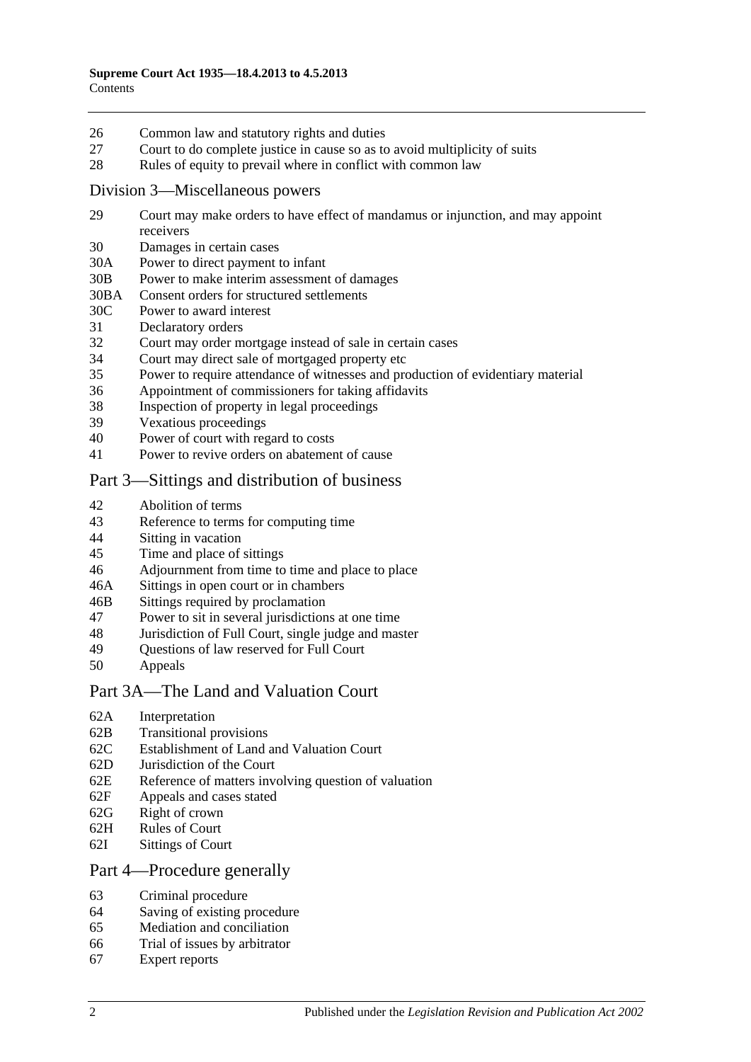26 Common law and statutory rights and duties
27 Court to do complete justice in cause so as to avoid multiplicity of suits
28 Rules of equity to prevail where in conflict with common law

## Division 3—Miscellaneous powers

29 Court may make orders to have effect of mandamus or injunction, and may appoint receivers
30 Damages in certain cases
30A Power to direct payment to infant
30B Power to make interim assessment of damages
30BA Consent orders for structured settlements
30C Power to award interest
31 Declaratory orders
32 Court may order mortgage instead of sale in certain cases
34 Court may direct sale of mortgaged property etc
35 Power to require attendance of witnesses and production of evidentiary material
36 Appointment of commissioners for taking affidavits
38 Inspection of property in legal proceedings
39 Vexatious proceedings
40 Power of court with regard to costs
41 Power to revive orders on abatement of cause

## Part 3—Sittings and distribution of business

42 Abolition of terms
43 Reference to terms for computing time
44 Sitting in vacation
45 Time and place of sittings
46 Adjournment from time to time and place to place
46A Sittings in open court or in chambers
46B Sittings required by proclamation
47 Power to sit in several jurisdictions at one time
48 Jurisdiction of Full Court, single judge and master
49 Questions of law reserved for Full Court
50 Appeals

## Part 3A—The Land and Valuation Court

62A Interpretation
62B Transitional provisions
62C Establishment of Land and Valuation Court
62D Jurisdiction of the Court
62E Reference of matters involving question of valuation
62F Appeals and cases stated
62G Right of crown
62H Rules of Court
62I Sittings of Court

## Part 4—Procedure generally

63 Criminal procedure
64 Saving of existing procedure
65 Mediation and conciliation
66 Trial of issues by arbitrator
67 Expert reports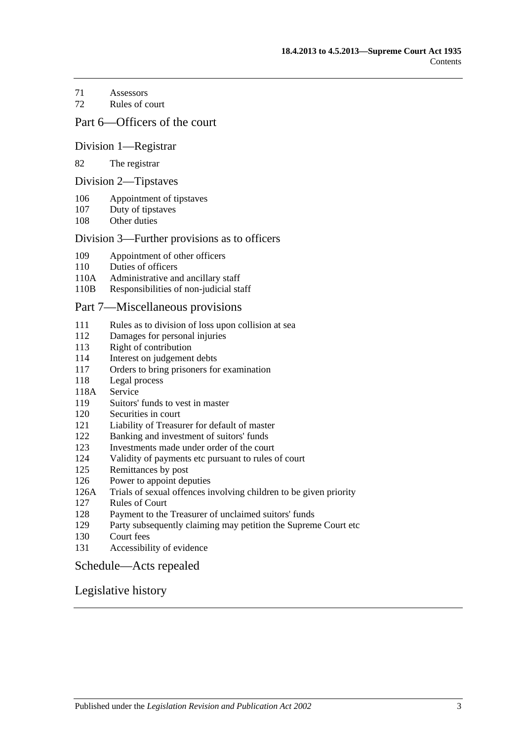71 Assessors
72 Rules of court

## Part 6—Officers of the court

### Division 1—Registrar

82 The registrar

### Division 2—Tipstaves

106 Appointment of tipstaves
107 Duty of tipstaves
108 Other duties

### Division 3—Further provisions as to officers

109 Appointment of other officers
110 Duties of officers
110A Administrative and ancillary staff
110B Responsibilities of non-judicial staff

## Part 7—Miscellaneous provisions

111 Rules as to division of loss upon collision at sea
112 Damages for personal injuries
113 Right of contribution
114 Interest on judgement debts
117 Orders to bring prisoners for examination
118 Legal process
118A Service
119 Suitors' funds to vest in master
120 Securities in court
121 Liability of Treasurer for default of master
122 Banking and investment of suitors' funds
123 Investments made under order of the court
124 Validity of payments etc pursuant to rules of court
125 Remittances by post
126 Power to appoint deputies
126A Trials of sexual offences involving children to be given priority
127 Rules of Court
128 Payment to the Treasurer of unclaimed suitors' funds
129 Party subsequently claiming may petition the Supreme Court etc
130 Court fees
131 Accessibility of evidence

## Schedule—Acts repealed

## Legislative history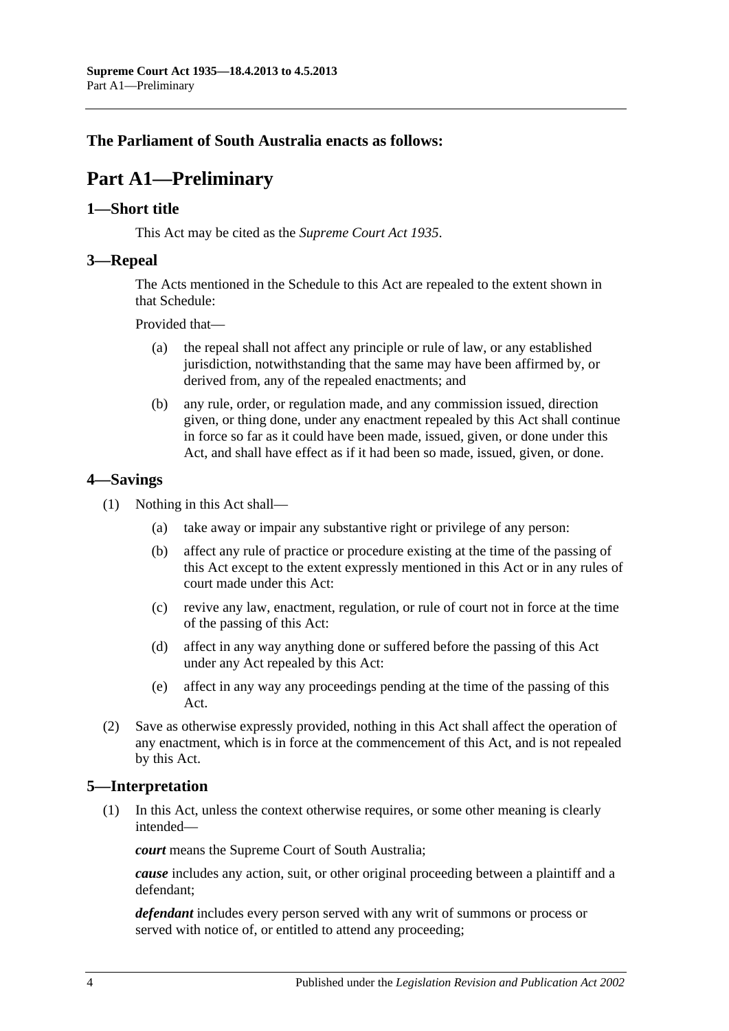**The Parliament of South Australia enacts as follows:**

# Part A1—Preliminary

## 1—Short title

This Act may be cited as the *Supreme Court Act 1935*.

## 3—Repeal

The Acts mentioned in the Schedule to this Act are repealed to the extent shown in that Schedule:

Provided that—

(a) the repeal shall not affect any principle or rule of law, or any established jurisdiction, notwithstanding that the same may have been affirmed by, or derived from, any of the repealed enactments; and

(b) any rule, order, or regulation made, and any commission issued, direction given, or thing done, under any enactment repealed by this Act shall continue in force so far as it could have been made, issued, given, or done under this Act, and shall have effect as if it had been so made, issued, given, or done.

## 4—Savings

(1) Nothing in this Act shall—

(a) take away or impair any substantive right or privilege of any person:

(b) affect any rule of practice or procedure existing at the time of the passing of this Act except to the extent expressly mentioned in this Act or in any rules of court made under this Act:

(c) revive any law, enactment, regulation, or rule of court not in force at the time of the passing of this Act:

(d) affect in any way anything done or suffered before the passing of this Act under any Act repealed by this Act:

(e) affect in any way any proceedings pending at the time of the passing of this Act.

(2) Save as otherwise expressly provided, nothing in this Act shall affect the operation of any enactment, which is in force at the commencement of this Act, and is not repealed by this Act.

## 5—Interpretation

(1) In this Act, unless the context otherwise requires, or some other meaning is clearly intended—

***court*** means the Supreme Court of South Australia;

***cause*** includes any action, suit, or other original proceeding between a plaintiff and a defendant;

***defendant*** includes every person served with any writ of summons or process or served with notice of, or entitled to attend any proceeding;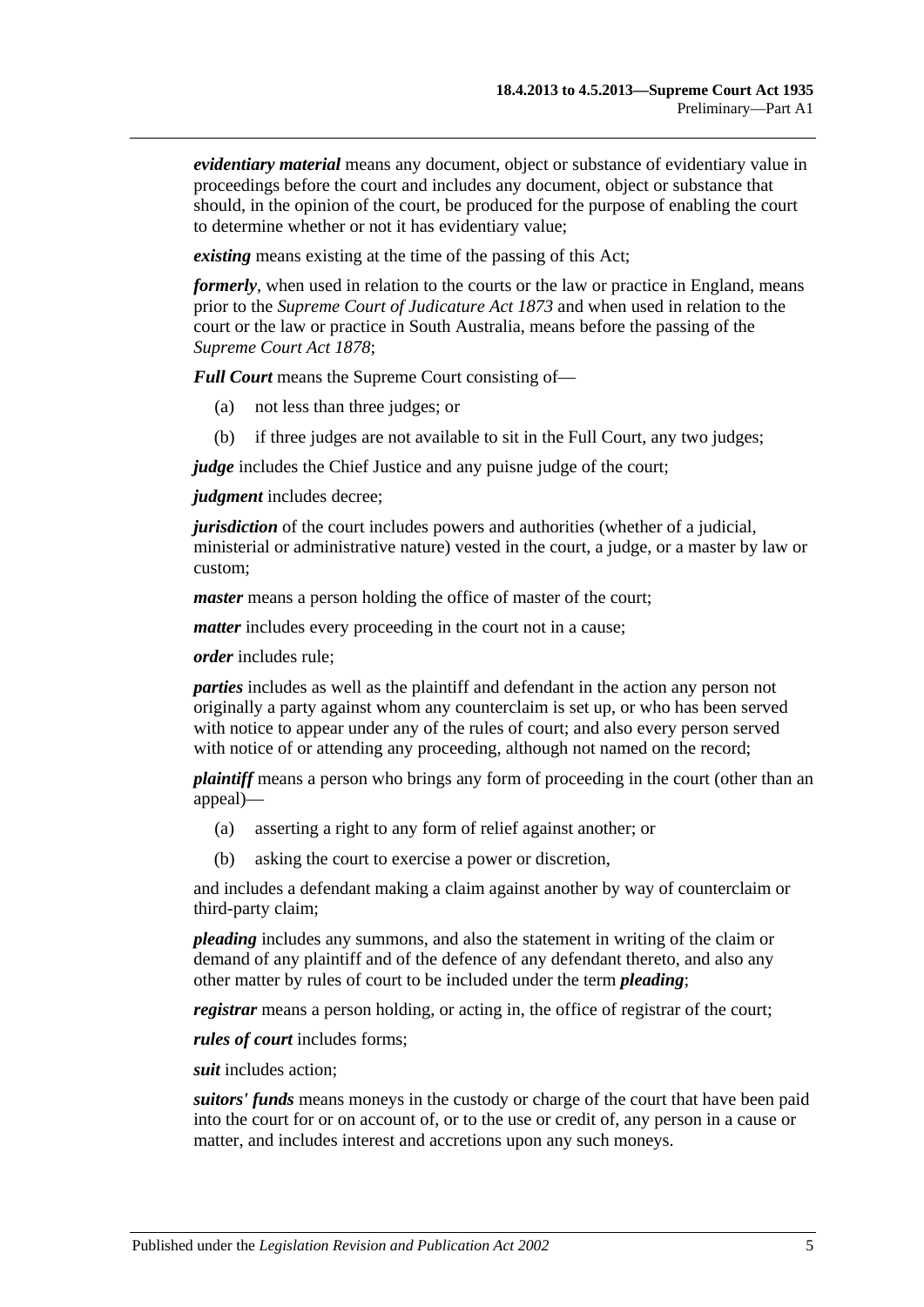***evidentiary material*** means any document, object or substance of evidentiary value in proceedings before the court and includes any document, object or substance that should, in the opinion of the court, be produced for the purpose of enabling the court to determine whether or not it has evidentiary value;

***existing*** means existing at the time of the passing of this Act;

***formerly***, when used in relation to the courts or the law or practice in England, means prior to the *Supreme Court of Judicature Act 1873* and when used in relation to the court or the law or practice in South Australia, means before the passing of the *Supreme Court Act 1878*;

***Full Court*** means the Supreme Court consisting of—

(a) not less than three judges; or

(b) if three judges are not available to sit in the Full Court, any two judges;

***judge*** includes the Chief Justice and any puisne judge of the court;

***judgment*** includes decree;

***jurisdiction*** of the court includes powers and authorities (whether of a judicial, ministerial or administrative nature) vested in the court, a judge, or a master by law or custom;

***master*** means a person holding the office of master of the court;

***matter*** includes every proceeding in the court not in a cause;

***order*** includes rule;

***parties*** includes as well as the plaintiff and defendant in the action any person not originally a party against whom any counterclaim is set up, or who has been served with notice to appear under any of the rules of court; and also every person served with notice of or attending any proceeding, although not named on the record;

***plaintiff*** means a person who brings any form of proceeding in the court (other than an appeal)—

(a) asserting a right to any form of relief against another; or

(b) asking the court to exercise a power or discretion,

and includes a defendant making a claim against another by way of counterclaim or third-party claim;

***pleading*** includes any summons, and also the statement in writing of the claim or demand of any plaintiff and of the defence of any defendant thereto, and also any other matter by rules of court to be included under the term ***pleading***;

***registrar*** means a person holding, or acting in, the office of registrar of the court;

***rules of court*** includes forms;

***suit*** includes action;

***suitors' funds*** means moneys in the custody or charge of the court that have been paid into the court for or on account of, or to the use or credit of, any person in a cause or matter, and includes interest and accretions upon any such moneys.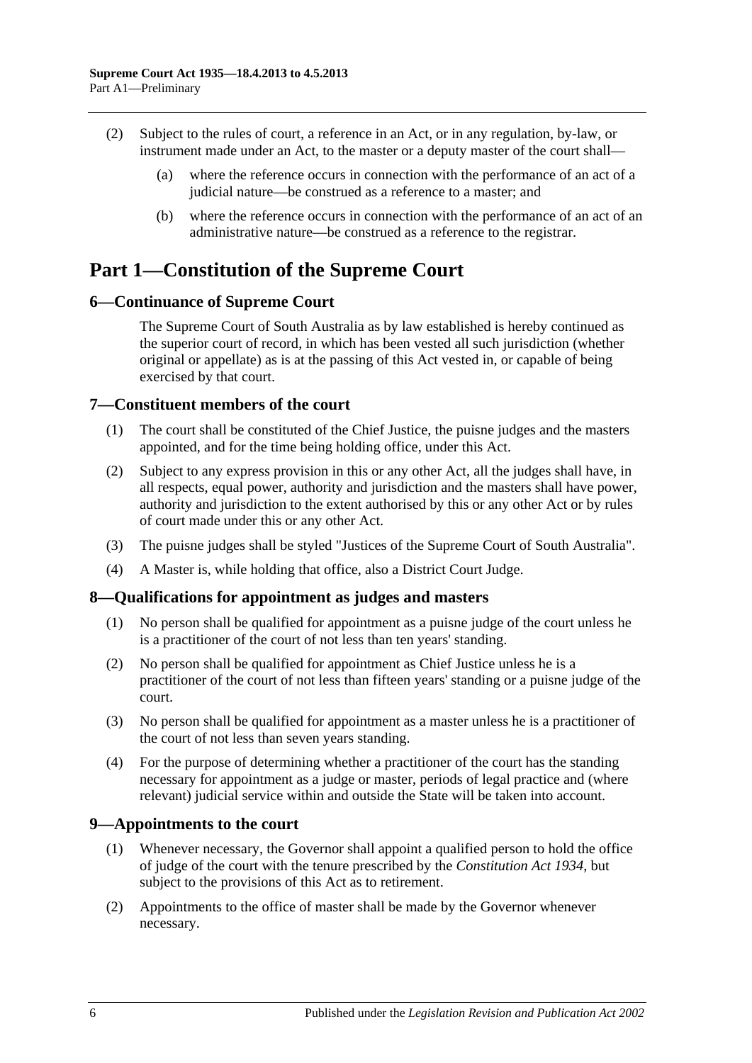(2) Subject to the rules of court, a reference in an Act, or in any regulation, by-law, or instrument made under an Act, to the master or a deputy master of the court shall—

(a) where the reference occurs in connection with the performance of an act of a judicial nature—be construed as a reference to a master; and

(b) where the reference occurs in connection with the performance of an act of an administrative nature—be construed as a reference to the registrar.

# Part 1—Constitution of the Supreme Court

## 6—Continuance of Supreme Court

The Supreme Court of South Australia as by law established is hereby continued as the superior court of record, in which has been vested all such jurisdiction (whether original or appellate) as is at the passing of this Act vested in, or capable of being exercised by that court.

## 7—Constituent members of the court

(1) The court shall be constituted of the Chief Justice, the puisne judges and the masters appointed, and for the time being holding office, under this Act.

(2) Subject to any express provision in this or any other Act, all the judges shall have, in all respects, equal power, authority and jurisdiction and the masters shall have power, authority and jurisdiction to the extent authorised by this or any other Act or by rules of court made under this or any other Act.

(3) The puisne judges shall be styled "Justices of the Supreme Court of South Australia".

(4) A Master is, while holding that office, also a District Court Judge.

## 8—Qualifications for appointment as judges and masters

(1) No person shall be qualified for appointment as a puisne judge of the court unless he is a practitioner of the court of not less than ten years' standing.

(2) No person shall be qualified for appointment as Chief Justice unless he is a practitioner of the court of not less than fifteen years' standing or a puisne judge of the court.

(3) No person shall be qualified for appointment as a master unless he is a practitioner of the court of not less than seven years standing.

(4) For the purpose of determining whether a practitioner of the court has the standing necessary for appointment as a judge or master, periods of legal practice and (where relevant) judicial service within and outside the State will be taken into account.

## 9—Appointments to the court

(1) Whenever necessary, the Governor shall appoint a qualified person to hold the office of judge of the court with the tenure prescribed by the *Constitution Act 1934*, but subject to the provisions of this Act as to retirement.

(2) Appointments to the office of master shall be made by the Governor whenever necessary.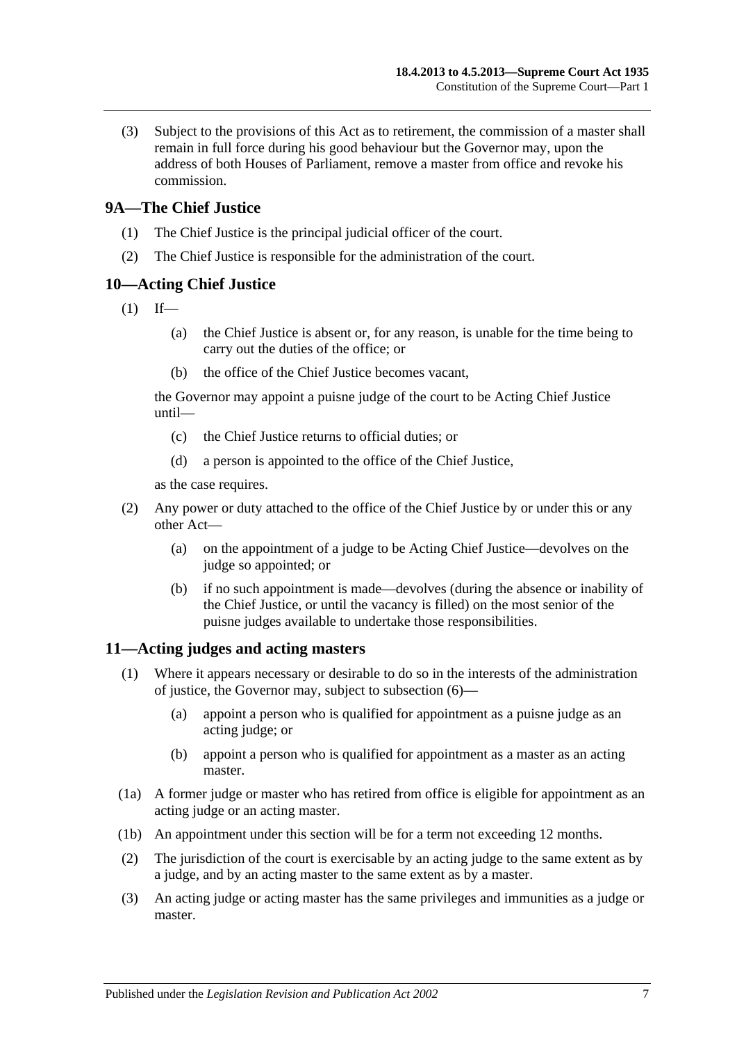(3) Subject to the provisions of this Act as to retirement, the commission of a master shall remain in full force during his good behaviour but the Governor may, upon the address of both Houses of Parliament, remove a master from office and revoke his commission.

## 9A—The Chief Justice

(1) The Chief Justice is the principal judicial officer of the court.

(2) The Chief Justice is responsible for the administration of the court.

## 10—Acting Chief Justice

(1) If—

(a) the Chief Justice is absent or, for any reason, is unable for the time being to carry out the duties of the office; or

(b) the office of the Chief Justice becomes vacant,

the Governor may appoint a puisne judge of the court to be Acting Chief Justice until—

(c) the Chief Justice returns to official duties; or

(d) a person is appointed to the office of the Chief Justice,

as the case requires.

(2) Any power or duty attached to the office of the Chief Justice by or under this or any other Act—

(a) on the appointment of a judge to be Acting Chief Justice—devolves on the judge so appointed; or

(b) if no such appointment is made—devolves (during the absence or inability of the Chief Justice, or until the vacancy is filled) on the most senior of the puisne judges available to undertake those responsibilities.

## 11—Acting judges and acting masters

(1) Where it appears necessary or desirable to do so in the interests of the administration of justice, the Governor may, subject to subsection (6)—

(a) appoint a person who is qualified for appointment as a puisne judge as an acting judge; or

(b) appoint a person who is qualified for appointment as a master as an acting master.

(1a) A former judge or master who has retired from office is eligible for appointment as an acting judge or an acting master.

(1b) An appointment under this section will be for a term not exceeding 12 months.

(2) The jurisdiction of the court is exercisable by an acting judge to the same extent as by a judge, and by an acting master to the same extent as by a master.

(3) An acting judge or acting master has the same privileges and immunities as a judge or master.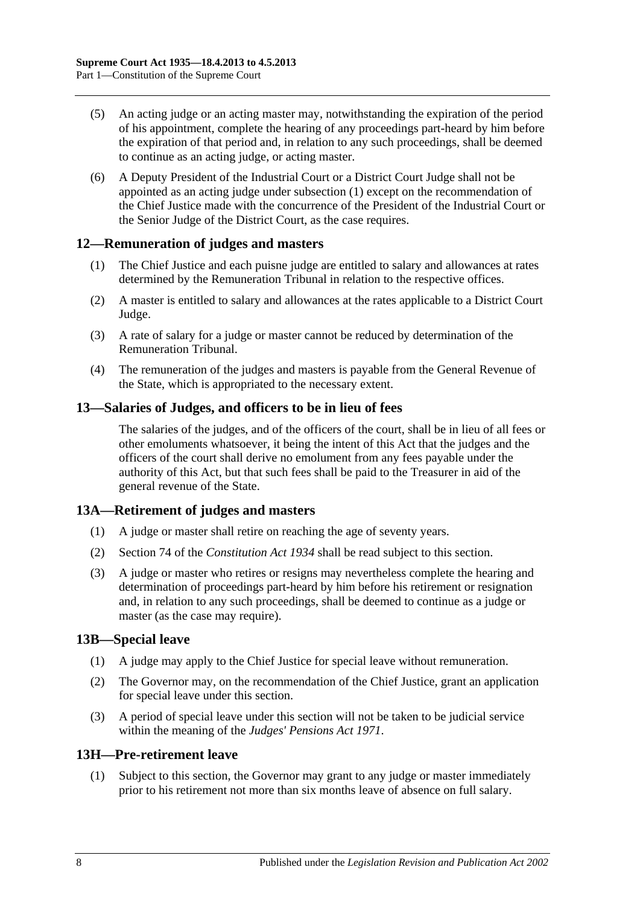(5) An acting judge or an acting master may, notwithstanding the expiration of the period of his appointment, complete the hearing of any proceedings part-heard by him before the expiration of that period and, in relation to any such proceedings, shall be deemed to continue as an acting judge, or acting master.

(6) A Deputy President of the Industrial Court or a District Court Judge shall not be appointed as an acting judge under subsection (1) except on the recommendation of the Chief Justice made with the concurrence of the President of the Industrial Court or the Senior Judge of the District Court, as the case requires.

## 12—Remuneration of judges and masters

(1) The Chief Justice and each puisne judge are entitled to salary and allowances at rates determined by the Remuneration Tribunal in relation to the respective offices.

(2) A master is entitled to salary and allowances at the rates applicable to a District Court Judge.

(3) A rate of salary for a judge or master cannot be reduced by determination of the Remuneration Tribunal.

(4) The remuneration of the judges and masters is payable from the General Revenue of the State, which is appropriated to the necessary extent.

## 13—Salaries of Judges, and officers to be in lieu of fees

The salaries of the judges, and of the officers of the court, shall be in lieu of all fees or other emoluments whatsoever, it being the intent of this Act that the judges and the officers of the court shall derive no emolument from any fees payable under the authority of this Act, but that such fees shall be paid to the Treasurer in aid of the general revenue of the State.

## 13A—Retirement of judges and masters

(1) A judge or master shall retire on reaching the age of seventy years.

(2) Section 74 of the *Constitution Act 1934* shall be read subject to this section.

(3) A judge or master who retires or resigns may nevertheless complete the hearing and determination of proceedings part-heard by him before his retirement or resignation and, in relation to any such proceedings, shall be deemed to continue as a judge or master (as the case may require).

## 13B—Special leave

(1) A judge may apply to the Chief Justice for special leave without remuneration.

(2) The Governor may, on the recommendation of the Chief Justice, grant an application for special leave under this section.

(3) A period of special leave under this section will not be taken to be judicial service within the meaning of the *Judges' Pensions Act 1971*.

## 13H—Pre-retirement leave

(1) Subject to this section, the Governor may grant to any judge or master immediately prior to his retirement not more than six months leave of absence on full salary.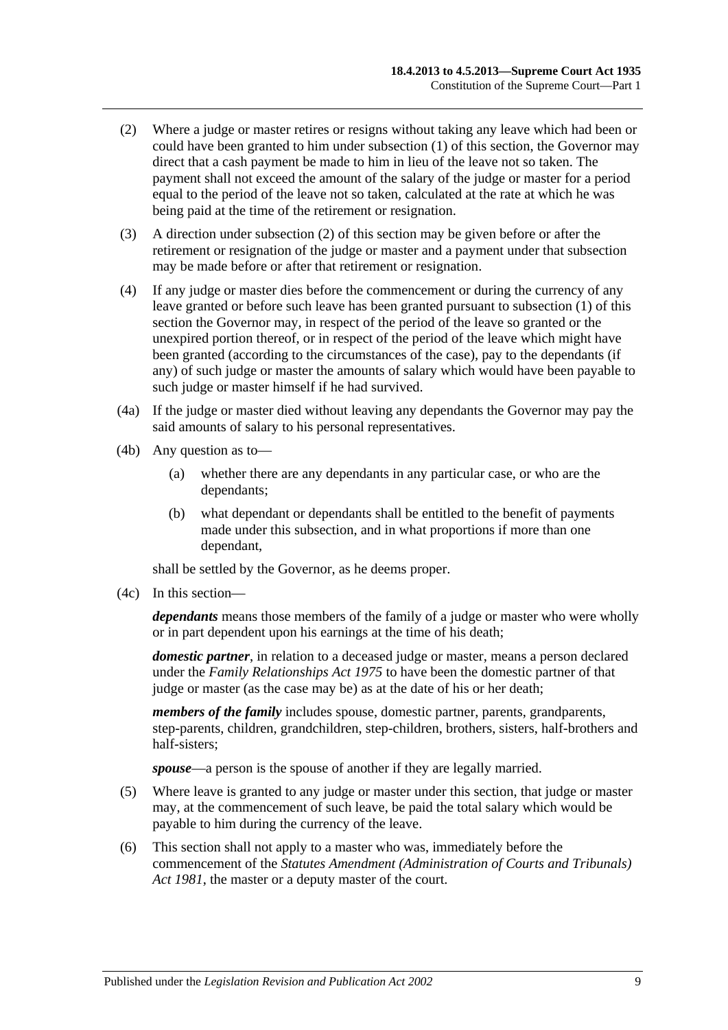(2) Where a judge or master retires or resigns without taking any leave which had been or could have been granted to him under subsection (1) of this section, the Governor may direct that a cash payment be made to him in lieu of the leave not so taken. The payment shall not exceed the amount of the salary of the judge or master for a period equal to the period of the leave not so taken, calculated at the rate at which he was being paid at the time of the retirement or resignation.

(3) A direction under subsection (2) of this section may be given before or after the retirement or resignation of the judge or master and a payment under that subsection may be made before or after that retirement or resignation.

(4) If any judge or master dies before the commencement or during the currency of any leave granted or before such leave has been granted pursuant to subsection (1) of this section the Governor may, in respect of the period of the leave so granted or the unexpired portion thereof, or in respect of the period of the leave which might have been granted (according to the circumstances of the case), pay to the dependants (if any) of such judge or master the amounts of salary which would have been payable to such judge or master himself if he had survived.

(4a) If the judge or master died without leaving any dependants the Governor may pay the said amounts of salary to his personal representatives.

(4b) Any question as to—

(a) whether there are any dependants in any particular case, or who are the dependants;

(b) what dependant or dependants shall be entitled to the benefit of payments made under this subsection, and in what proportions if more than one dependant,

shall be settled by the Governor, as he deems proper.

(4c) In this section—

***dependants*** means those members of the family of a judge or master who were wholly or in part dependent upon his earnings at the time of his death;

***domestic partner***, in relation to a deceased judge or master, means a person declared under the *Family Relationships Act 1975* to have been the domestic partner of that judge or master (as the case may be) as at the date of his or her death;

***members of the family*** includes spouse, domestic partner, parents, grandparents, step-parents, children, grandchildren, step-children, brothers, sisters, half-brothers and half-sisters;

***spouse***—a person is the spouse of another if they are legally married.

(5) Where leave is granted to any judge or master under this section, that judge or master may, at the commencement of such leave, be paid the total salary which would be payable to him during the currency of the leave.

(6) This section shall not apply to a master who was, immediately before the commencement of the *Statutes Amendment (Administration of Courts and Tribunals) Act 1981*, the master or a deputy master of the court.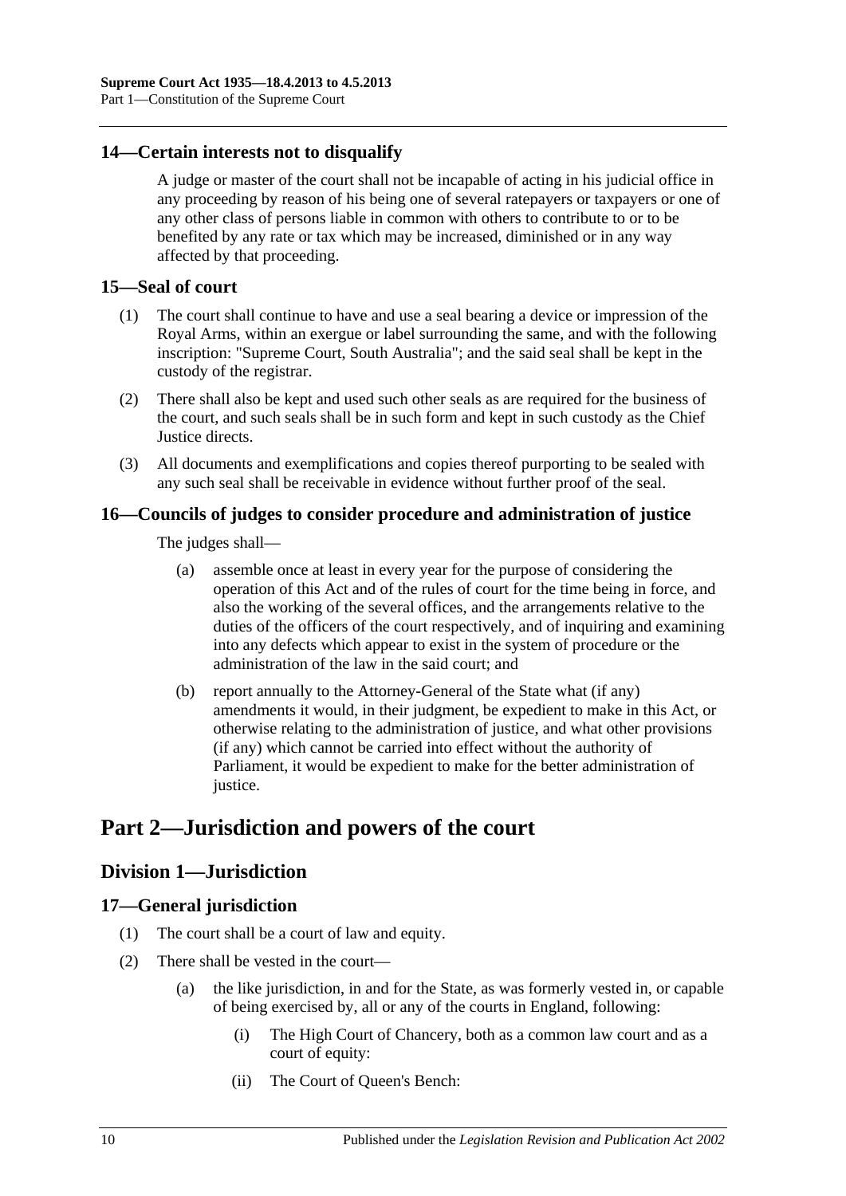## 14—Certain interests not to disqualify

A judge or master of the court shall not be incapable of acting in his judicial office in any proceeding by reason of his being one of several ratepayers or taxpayers or one of any other class of persons liable in common with others to contribute to or to be benefited by any rate or tax which may be increased, diminished or in any way affected by that proceeding.

## 15—Seal of court

(1) The court shall continue to have and use a seal bearing a device or impression of the Royal Arms, within an exergue or label surrounding the same, and with the following inscription: "Supreme Court, South Australia"; and the said seal shall be kept in the custody of the registrar.

(2) There shall also be kept and used such other seals as are required for the business of the court, and such seals shall be in such form and kept in such custody as the Chief Justice directs.

(3) All documents and exemplifications and copies thereof purporting to be sealed with any such seal shall be receivable in evidence without further proof of the seal.

## 16—Councils of judges to consider procedure and administration of justice

The judges shall—

(a) assemble once at least in every year for the purpose of considering the operation of this Act and of the rules of court for the time being in force, and also the working of the several offices, and the arrangements relative to the duties of the officers of the court respectively, and of inquiring and examining into any defects which appear to exist in the system of procedure or the administration of the law in the said court; and

(b) report annually to the Attorney-General of the State what (if any) amendments it would, in their judgment, be expedient to make in this Act, or otherwise relating to the administration of justice, and what other provisions (if any) which cannot be carried into effect without the authority of Parliament, it would be expedient to make for the better administration of justice.

# Part 2—Jurisdiction and powers of the court

## Division 1—Jurisdiction

## 17—General jurisdiction

(1) The court shall be a court of law and equity.

(2) There shall be vested in the court—

(a) the like jurisdiction, in and for the State, as was formerly vested in, or capable of being exercised by, all or any of the courts in England, following:

(i) The High Court of Chancery, both as a common law court and as a court of equity:

(ii) The Court of Queen's Bench: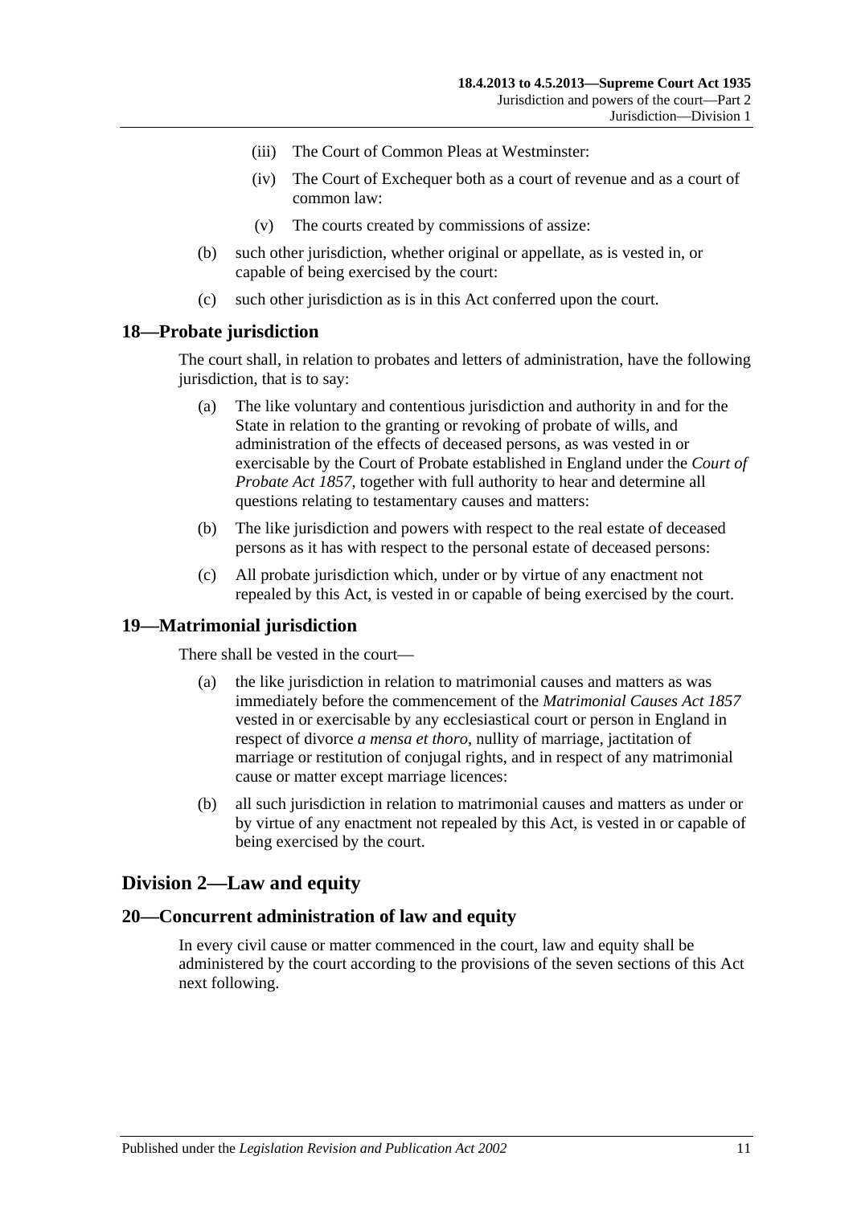(iii) The Court of Common Pleas at Westminster:

(iv) The Court of Exchequer both as a court of revenue and as a court of common law:

(v) The courts created by commissions of assize:

(b) such other jurisdiction, whether original or appellate, as is vested in, or capable of being exercised by the court:

(c) such other jurisdiction as is in this Act conferred upon the court.

### 18—Probate jurisdiction

The court shall, in relation to probates and letters of administration, have the following jurisdiction, that is to say:

(a) The like voluntary and contentious jurisdiction and authority in and for the State in relation to the granting or revoking of probate of wills, and administration of the effects of deceased persons, as was vested in or exercisable by the Court of Probate established in England under the *Court of Probate Act 1857*, together with full authority to hear and determine all questions relating to testamentary causes and matters:

(b) The like jurisdiction and powers with respect to the real estate of deceased persons as it has with respect to the personal estate of deceased persons:

(c) All probate jurisdiction which, under or by virtue of any enactment not repealed by this Act, is vested in or capable of being exercised by the court.

### 19—Matrimonial jurisdiction

There shall be vested in the court—

(a) the like jurisdiction in relation to matrimonial causes and matters as was immediately before the commencement of the *Matrimonial Causes Act 1857* vested in or exercisable by any ecclesiastical court or person in England in respect of divorce *a mensa et thoro*, nullity of marriage, jactitation of marriage or restitution of conjugal rights, and in respect of any matrimonial cause or matter except marriage licences:

(b) all such jurisdiction in relation to matrimonial causes and matters as under or by virtue of any enactment not repealed by this Act, is vested in or capable of being exercised by the court.

## Division 2—Law and equity

### 20—Concurrent administration of law and equity

In every civil cause or matter commenced in the court, law and equity shall be administered by the court according to the provisions of the seven sections of this Act next following.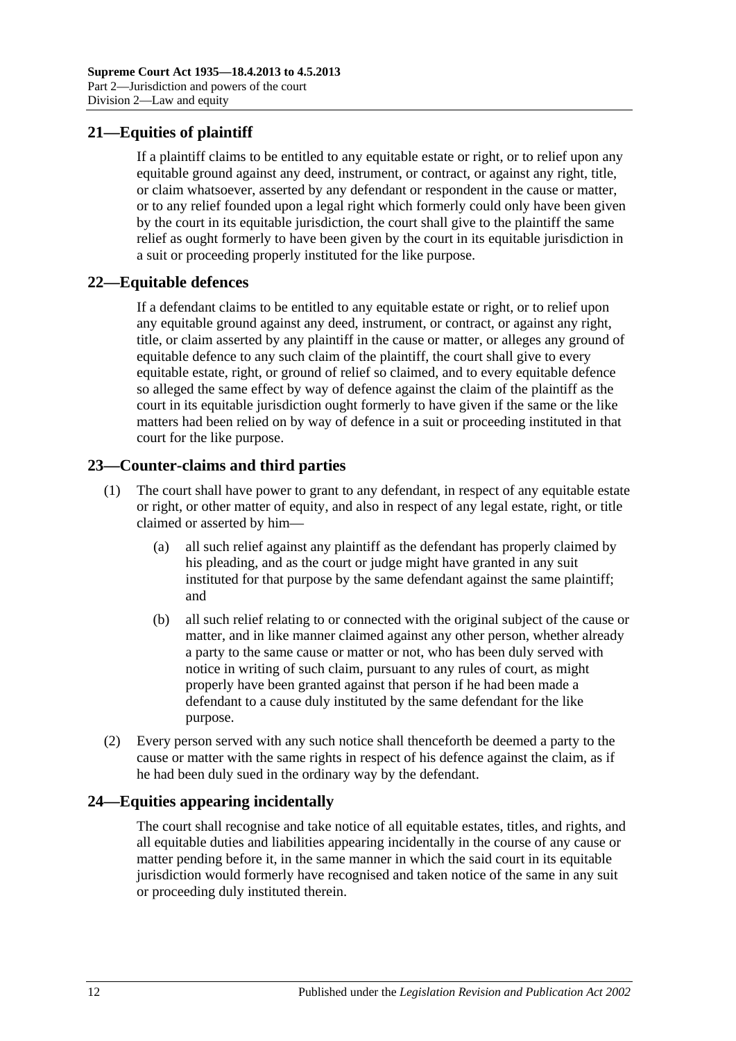## 21—Equities of plaintiff

If a plaintiff claims to be entitled to any equitable estate or right, or to relief upon any equitable ground against any deed, instrument, or contract, or against any right, title, or claim whatsoever, asserted by any defendant or respondent in the cause or matter, or to any relief founded upon a legal right which formerly could only have been given by the court in its equitable jurisdiction, the court shall give to the plaintiff the same relief as ought formerly to have been given by the court in its equitable jurisdiction in a suit or proceeding properly instituted for the like purpose.

## 22—Equitable defences

If a defendant claims to be entitled to any equitable estate or right, or to relief upon any equitable ground against any deed, instrument, or contract, or against any right, title, or claim asserted by any plaintiff in the cause or matter, or alleges any ground of equitable defence to any such claim of the plaintiff, the court shall give to every equitable estate, right, or ground of relief so claimed, and to every equitable defence so alleged the same effect by way of defence against the claim of the plaintiff as the court in its equitable jurisdiction ought formerly to have given if the same or the like matters had been relied on by way of defence in a suit or proceeding instituted in that court for the like purpose.

## 23—Counter-claims and third parties

(1) The court shall have power to grant to any defendant, in respect of any equitable estate or right, or other matter of equity, and also in respect of any legal estate, right, or title claimed or asserted by him—

(a) all such relief against any plaintiff as the defendant has properly claimed by his pleading, and as the court or judge might have granted in any suit instituted for that purpose by the same defendant against the same plaintiff; and

(b) all such relief relating to or connected with the original subject of the cause or matter, and in like manner claimed against any other person, whether already a party to the same cause or matter or not, who has been duly served with notice in writing of such claim, pursuant to any rules of court, as might properly have been granted against that person if he had been made a defendant to a cause duly instituted by the same defendant for the like purpose.

(2) Every person served with any such notice shall thenceforth be deemed a party to the cause or matter with the same rights in respect of his defence against the claim, as if he had been duly sued in the ordinary way by the defendant.

## 24—Equities appearing incidentally

The court shall recognise and take notice of all equitable estates, titles, and rights, and all equitable duties and liabilities appearing incidentally in the course of any cause or matter pending before it, in the same manner in which the said court in its equitable jurisdiction would formerly have recognised and taken notice of the same in any suit or proceeding duly instituted therein.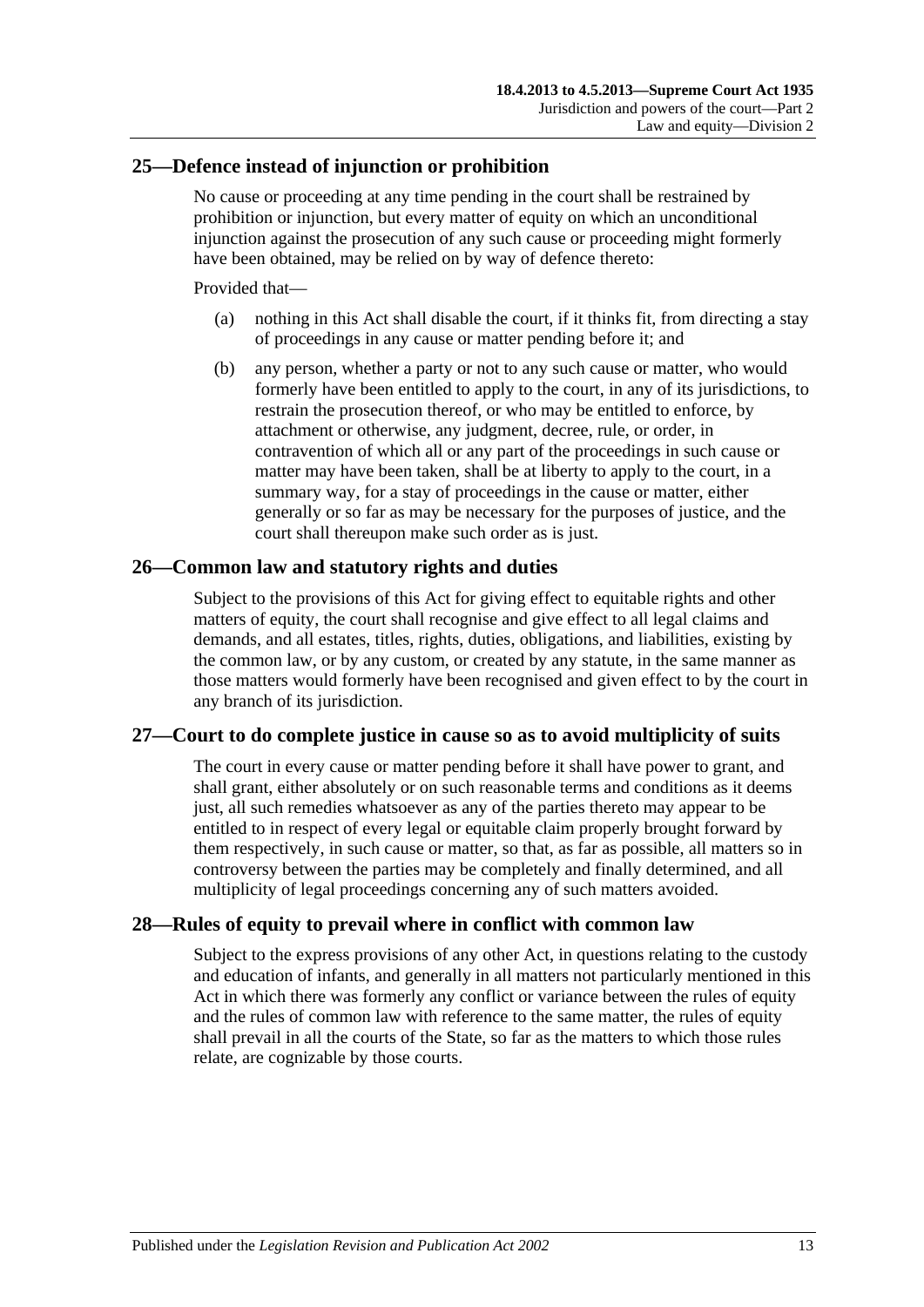## 25—Defence instead of injunction or prohibition

No cause or proceeding at any time pending in the court shall be restrained by prohibition or injunction, but every matter of equity on which an unconditional injunction against the prosecution of any such cause or proceeding might formerly have been obtained, may be relied on by way of defence thereto:

Provided that—

(a) nothing in this Act shall disable the court, if it thinks fit, from directing a stay of proceedings in any cause or matter pending before it; and

(b) any person, whether a party or not to any such cause or matter, who would formerly have been entitled to apply to the court, in any of its jurisdictions, to restrain the prosecution thereof, or who may be entitled to enforce, by attachment or otherwise, any judgment, decree, rule, or order, in contravention of which all or any part of the proceedings in such cause or matter may have been taken, shall be at liberty to apply to the court, in a summary way, for a stay of proceedings in the cause or matter, either generally or so far as may be necessary for the purposes of justice, and the court shall thereupon make such order as is just.

## 26—Common law and statutory rights and duties

Subject to the provisions of this Act for giving effect to equitable rights and other matters of equity, the court shall recognise and give effect to all legal claims and demands, and all estates, titles, rights, duties, obligations, and liabilities, existing by the common law, or by any custom, or created by any statute, in the same manner as those matters would formerly have been recognised and given effect to by the court in any branch of its jurisdiction.

## 27—Court to do complete justice in cause so as to avoid multiplicity of suits

The court in every cause or matter pending before it shall have power to grant, and shall grant, either absolutely or on such reasonable terms and conditions as it deems just, all such remedies whatsoever as any of the parties thereto may appear to be entitled to in respect of every legal or equitable claim properly brought forward by them respectively, in such cause or matter, so that, as far as possible, all matters so in controversy between the parties may be completely and finally determined, and all multiplicity of legal proceedings concerning any of such matters avoided.

## 28—Rules of equity to prevail where in conflict with common law

Subject to the express provisions of any other Act, in questions relating to the custody and education of infants, and generally in all matters not particularly mentioned in this Act in which there was formerly any conflict or variance between the rules of equity and the rules of common law with reference to the same matter, the rules of equity shall prevail in all the courts of the State, so far as the matters to which those rules relate, are cognizable by those courts.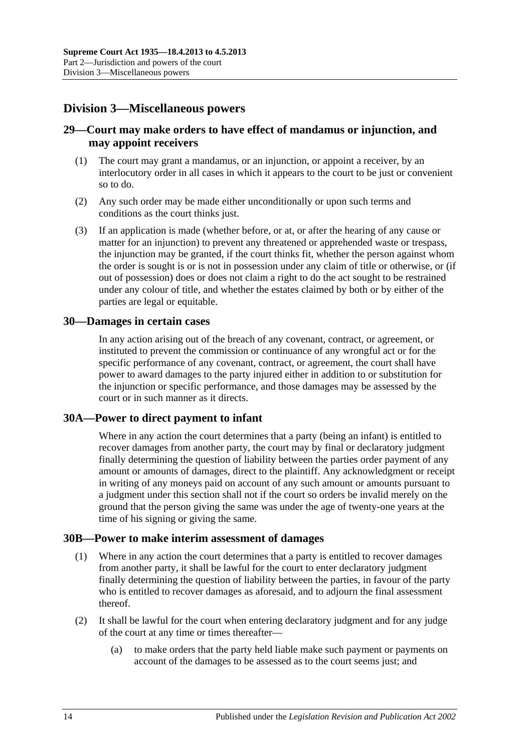## Division 3—Miscellaneous powers

### 29—Court may make orders to have effect of mandamus or injunction, and may appoint receivers

(1) The court may grant a mandamus, or an injunction, or appoint a receiver, by an interlocutory order in all cases in which it appears to the court to be just or convenient so to do.

(2) Any such order may be made either unconditionally or upon such terms and conditions as the court thinks just.

(3) If an application is made (whether before, or at, or after the hearing of any cause or matter for an injunction) to prevent any threatened or apprehended waste or trespass, the injunction may be granted, if the court thinks fit, whether the person against whom the order is sought is or is not in possession under any claim of title or otherwise, or (if out of possession) does or does not claim a right to do the act sought to be restrained under any colour of title, and whether the estates claimed by both or by either of the parties are legal or equitable.

### 30—Damages in certain cases

In any action arising out of the breach of any covenant, contract, or agreement, or instituted to prevent the commission or continuance of any wrongful act or for the specific performance of any covenant, contract, or agreement, the court shall have power to award damages to the party injured either in addition to or substitution for the injunction or specific performance, and those damages may be assessed by the court or in such manner as it directs.

### 30A—Power to direct payment to infant

Where in any action the court determines that a party (being an infant) is entitled to recover damages from another party, the court may by final or declaratory judgment finally determining the question of liability between the parties order payment of any amount or amounts of damages, direct to the plaintiff. Any acknowledgment or receipt in writing of any moneys paid on account of any such amount or amounts pursuant to a judgment under this section shall not if the court so orders be invalid merely on the ground that the person giving the same was under the age of twenty-one years at the time of his signing or giving the same.

### 30B—Power to make interim assessment of damages

(1) Where in any action the court determines that a party is entitled to recover damages from another party, it shall be lawful for the court to enter declaratory judgment finally determining the question of liability between the parties, in favour of the party who is entitled to recover damages as aforesaid, and to adjourn the final assessment thereof.

(2) It shall be lawful for the court when entering declaratory judgment and for any judge of the court at any time or times thereafter—

(a) to make orders that the party held liable make such payment or payments on account of the damages to be assessed as to the court seems just; and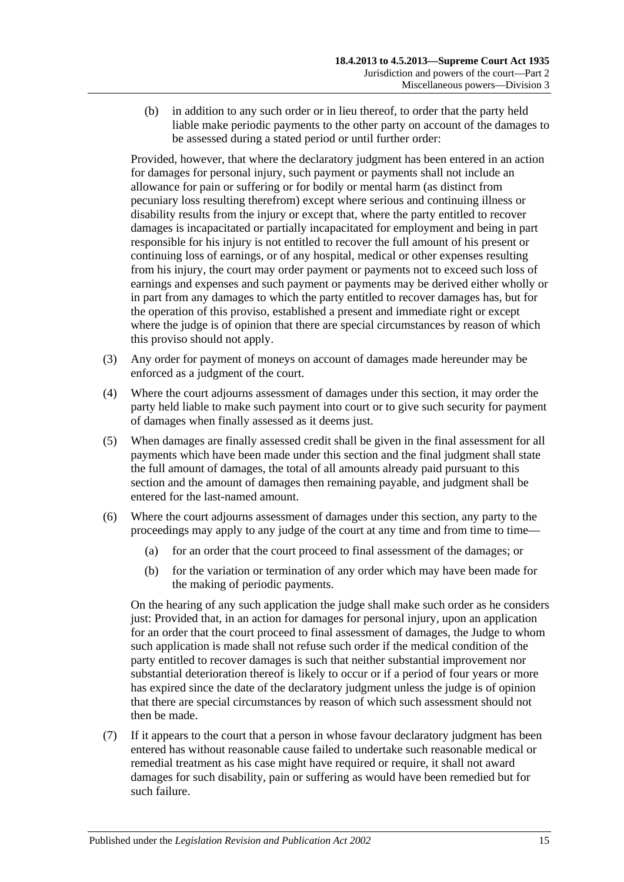(b) in addition to any such order or in lieu thereof, to order that the party held liable make periodic payments to the other party on account of the damages to be assessed during a stated period or until further order:

Provided, however, that where the declaratory judgment has been entered in an action for damages for personal injury, such payment or payments shall not include an allowance for pain or suffering or for bodily or mental harm (as distinct from pecuniary loss resulting therefrom) except where serious and continuing illness or disability results from the injury or except that, where the party entitled to recover damages is incapacitated or partially incapacitated for employment and being in part responsible for his injury is not entitled to recover the full amount of his present or continuing loss of earnings, or of any hospital, medical or other expenses resulting from his injury, the court may order payment or payments not to exceed such loss of earnings and expenses and such payment or payments may be derived either wholly or in part from any damages to which the party entitled to recover damages has, but for the operation of this proviso, established a present and immediate right or except where the judge is of opinion that there are special circumstances by reason of which this proviso should not apply.

(3) Any order for payment of moneys on account of damages made hereunder may be enforced as a judgment of the court.

(4) Where the court adjourns assessment of damages under this section, it may order the party held liable to make such payment into court or to give such security for payment of damages when finally assessed as it deems just.

(5) When damages are finally assessed credit shall be given in the final assessment for all payments which have been made under this section and the final judgment shall state the full amount of damages, the total of all amounts already paid pursuant to this section and the amount of damages then remaining payable, and judgment shall be entered for the last-named amount.

(6) Where the court adjourns assessment of damages under this section, any party to the proceedings may apply to any judge of the court at any time and from time to time—

(a) for an order that the court proceed to final assessment of the damages; or

(b) for the variation or termination of any order which may have been made for the making of periodic payments.

On the hearing of any such application the judge shall make such order as he considers just: Provided that, in an action for damages for personal injury, upon an application for an order that the court proceed to final assessment of damages, the Judge to whom such application is made shall not refuse such order if the medical condition of the party entitled to recover damages is such that neither substantial improvement nor substantial deterioration thereof is likely to occur or if a period of four years or more has expired since the date of the declaratory judgment unless the judge is of opinion that there are special circumstances by reason of which such assessment should not then be made.

(7) If it appears to the court that a person in whose favour declaratory judgment has been entered has without reasonable cause failed to undertake such reasonable medical or remedial treatment as his case might have required or require, it shall not award damages for such disability, pain or suffering as would have been remedied but for such failure.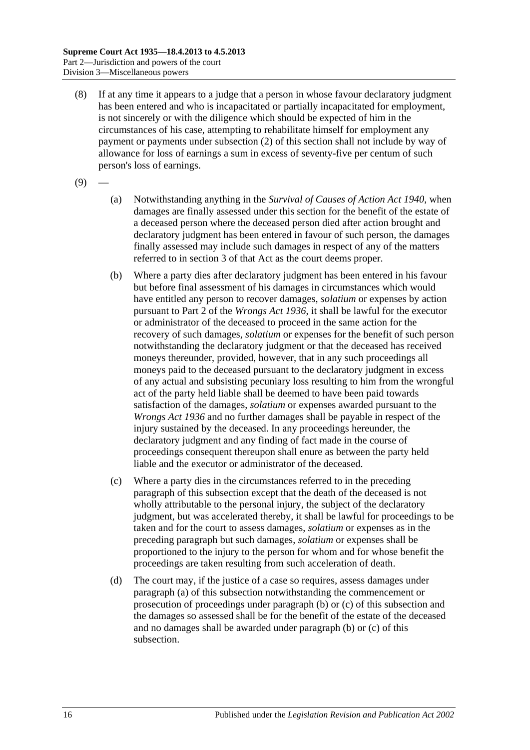(8) If at any time it appears to a judge that a person in whose favour declaratory judgment has been entered and who is incapacitated or partially incapacitated for employment, is not sincerely or with the diligence which should be expected of him in the circumstances of his case, attempting to rehabilitate himself for employment any payment or payments under subsection (2) of this section shall not include by way of allowance for loss of earnings a sum in excess of seventy-five per centum of such person's loss of earnings.

(9) —

(a) Notwithstanding anything in the *Survival of Causes of Action Act 1940*, when damages are finally assessed under this section for the benefit of the estate of a deceased person where the deceased person died after action brought and declaratory judgment has been entered in favour of such person, the damages finally assessed may include such damages in respect of any of the matters referred to in section 3 of that Act as the court deems proper.

(b) Where a party dies after declaratory judgment has been entered in his favour but before final assessment of his damages in circumstances which would have entitled any person to recover damages, *solatium* or expenses by action pursuant to Part 2 of the *Wrongs Act 1936*, it shall be lawful for the executor or administrator of the deceased to proceed in the same action for the recovery of such damages, *solatium* or expenses for the benefit of such person notwithstanding the declaratory judgment or that the deceased has received moneys thereunder, provided, however, that in any such proceedings all moneys paid to the deceased pursuant to the declaratory judgment in excess of any actual and subsisting pecuniary loss resulting to him from the wrongful act of the party held liable shall be deemed to have been paid towards satisfaction of the damages, *solatium* or expenses awarded pursuant to the *Wrongs Act 1936* and no further damages shall be payable in respect of the injury sustained by the deceased. In any proceedings hereunder, the declaratory judgment and any finding of fact made in the course of proceedings consequent thereupon shall enure as between the party held liable and the executor or administrator of the deceased.

(c) Where a party dies in the circumstances referred to in the preceding paragraph of this subsection except that the death of the deceased is not wholly attributable to the personal injury, the subject of the declaratory judgment, but was accelerated thereby, it shall be lawful for proceedings to be taken and for the court to assess damages, *solatium* or expenses as in the preceding paragraph but such damages, *solatium* or expenses shall be proportioned to the injury to the person for whom and for whose benefit the proceedings are taken resulting from such acceleration of death.

(d) The court may, if the justice of a case so requires, assess damages under paragraph (a) of this subsection notwithstanding the commencement or prosecution of proceedings under paragraph (b) or (c) of this subsection and the damages so assessed shall be for the benefit of the estate of the deceased and no damages shall be awarded under paragraph (b) or (c) of this subsection.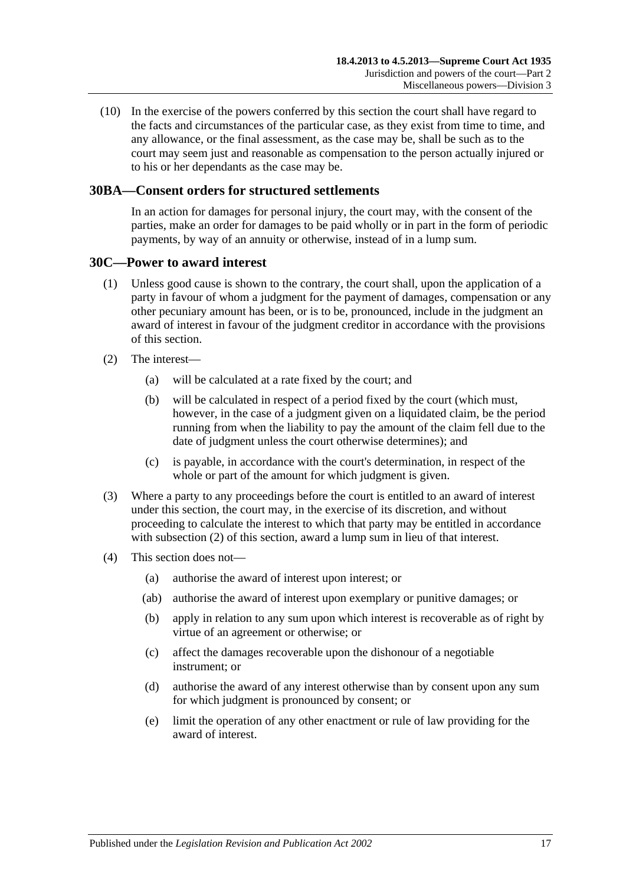(10) In the exercise of the powers conferred by this section the court shall have regard to the facts and circumstances of the particular case, as they exist from time to time, and any allowance, or the final assessment, as the case may be, shall be such as to the court may seem just and reasonable as compensation to the person actually injured or to his or her dependants as the case may be.

## 30BA—Consent orders for structured settlements

In an action for damages for personal injury, the court may, with the consent of the parties, make an order for damages to be paid wholly or in part in the form of periodic payments, by way of an annuity or otherwise, instead of in a lump sum.

## 30C—Power to award interest

(1) Unless good cause is shown to the contrary, the court shall, upon the application of a party in favour of whom a judgment for the payment of damages, compensation or any other pecuniary amount has been, or is to be, pronounced, include in the judgment an award of interest in favour of the judgment creditor in accordance with the provisions of this section.

(2) The interest—

(a) will be calculated at a rate fixed by the court; and

(b) will be calculated in respect of a period fixed by the court (which must, however, in the case of a judgment given on a liquidated claim, be the period running from when the liability to pay the amount of the claim fell due to the date of judgment unless the court otherwise determines); and

(c) is payable, in accordance with the court's determination, in respect of the whole or part of the amount for which judgment is given.

(3) Where a party to any proceedings before the court is entitled to an award of interest under this section, the court may, in the exercise of its discretion, and without proceeding to calculate the interest to which that party may be entitled in accordance with subsection (2) of this section, award a lump sum in lieu of that interest.

(4) This section does not—

(a) authorise the award of interest upon interest; or

(ab) authorise the award of interest upon exemplary or punitive damages; or

(b) apply in relation to any sum upon which interest is recoverable as of right by virtue of an agreement or otherwise; or

(c) affect the damages recoverable upon the dishonour of a negotiable instrument; or

(d) authorise the award of any interest otherwise than by consent upon any sum for which judgment is pronounced by consent; or

(e) limit the operation of any other enactment or rule of law providing for the award of interest.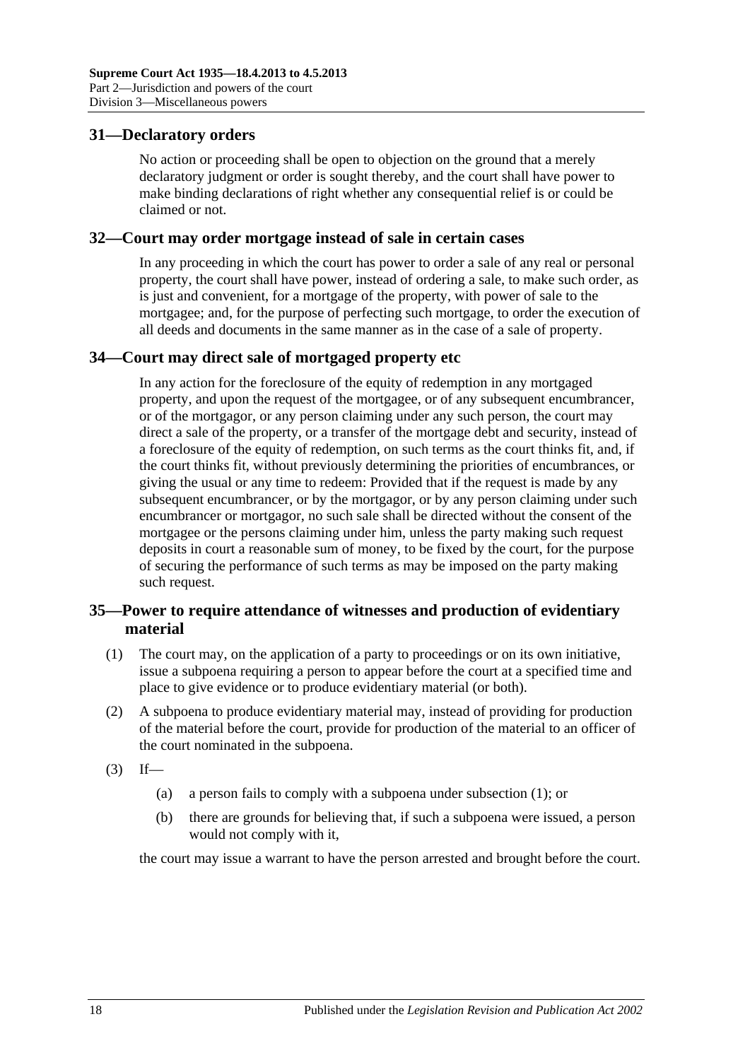## 31—Declaratory orders

No action or proceeding shall be open to objection on the ground that a merely declaratory judgment or order is sought thereby, and the court shall have power to make binding declarations of right whether any consequential relief is or could be claimed or not.

## 32—Court may order mortgage instead of sale in certain cases

In any proceeding in which the court has power to order a sale of any real or personal property, the court shall have power, instead of ordering a sale, to make such order, as is just and convenient, for a mortgage of the property, with power of sale to the mortgagee; and, for the purpose of perfecting such mortgage, to order the execution of all deeds and documents in the same manner as in the case of a sale of property.

## 34—Court may direct sale of mortgaged property etc

In any action for the foreclosure of the equity of redemption in any mortgaged property, and upon the request of the mortgagee, or of any subsequent encumbrancer, or of the mortgagor, or any person claiming under any such person, the court may direct a sale of the property, or a transfer of the mortgage debt and security, instead of a foreclosure of the equity of redemption, on such terms as the court thinks fit, and, if the court thinks fit, without previously determining the priorities of encumbrances, or giving the usual or any time to redeem: Provided that if the request is made by any subsequent encumbrancer, or by the mortgagor, or by any person claiming under such encumbrancer or mortgagor, no such sale shall be directed without the consent of the mortgagee or the persons claiming under him, unless the party making such request deposits in court a reasonable sum of money, to be fixed by the court, for the purpose of securing the performance of such terms as may be imposed on the party making such request.

## 35—Power to require attendance of witnesses and production of evidentiary material

(1) The court may, on the application of a party to proceedings or on its own initiative, issue a subpoena requiring a person to appear before the court at a specified time and place to give evidence or to produce evidentiary material (or both).

(2) A subpoena to produce evidentiary material may, instead of providing for production of the material before the court, provide for production of the material to an officer of the court nominated in the subpoena.

(3) If—

(a) a person fails to comply with a subpoena under subsection (1); or

(b) there are grounds for believing that, if such a subpoena were issued, a person would not comply with it,

the court may issue a warrant to have the person arrested and brought before the court.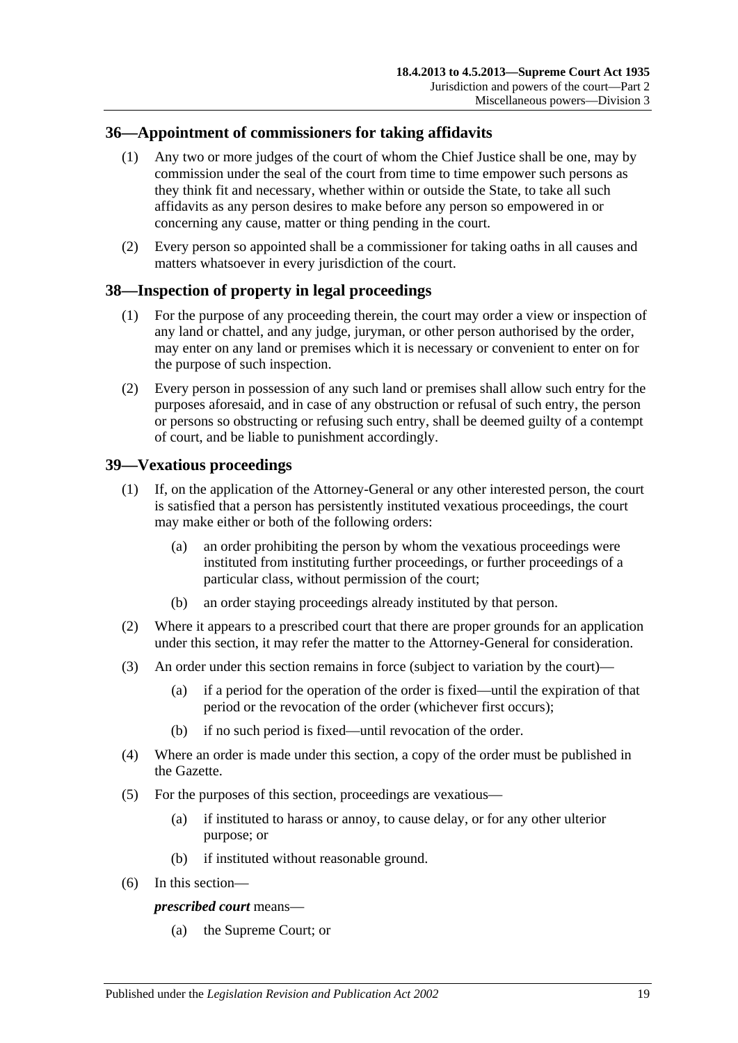## 36—Appointment of commissioners for taking affidavits

(1) Any two or more judges of the court of whom the Chief Justice shall be one, may by commission under the seal of the court from time to time empower such persons as they think fit and necessary, whether within or outside the State, to take all such affidavits as any person desires to make before any person so empowered in or concerning any cause, matter or thing pending in the court.

(2) Every person so appointed shall be a commissioner for taking oaths in all causes and matters whatsoever in every jurisdiction of the court.

## 38—Inspection of property in legal proceedings

(1) For the purpose of any proceeding therein, the court may order a view or inspection of any land or chattel, and any judge, juryman, or other person authorised by the order, may enter on any land or premises which it is necessary or convenient to enter on for the purpose of such inspection.

(2) Every person in possession of any such land or premises shall allow such entry for the purposes aforesaid, and in case of any obstruction or refusal of such entry, the person or persons so obstructing or refusing such entry, shall be deemed guilty of a contempt of court, and be liable to punishment accordingly.

## 39—Vexatious proceedings

(1) If, on the application of the Attorney-General or any other interested person, the court is satisfied that a person has persistently instituted vexatious proceedings, the court may make either or both of the following orders:

   (a) an order prohibiting the person by whom the vexatious proceedings were instituted from instituting further proceedings, or further proceedings of a particular class, without permission of the court;

   (b) an order staying proceedings already instituted by that person.

(2) Where it appears to a prescribed court that there are proper grounds for an application under this section, it may refer the matter to the Attorney-General for consideration.

(3) An order under this section remains in force (subject to variation by the court)—

   (a) if a period for the operation of the order is fixed—until the expiration of that period or the revocation of the order (whichever first occurs);

   (b) if no such period is fixed—until revocation of the order.

(4) Where an order is made under this section, a copy of the order must be published in the Gazette.

(5) For the purposes of this section, proceedings are vexatious—

   (a) if instituted to harass or annoy, to cause delay, or for any other ulterior purpose; or

   (b) if instituted without reasonable ground.

(6) In this section—

***prescribed court*** means—

   (a) the Supreme Court; or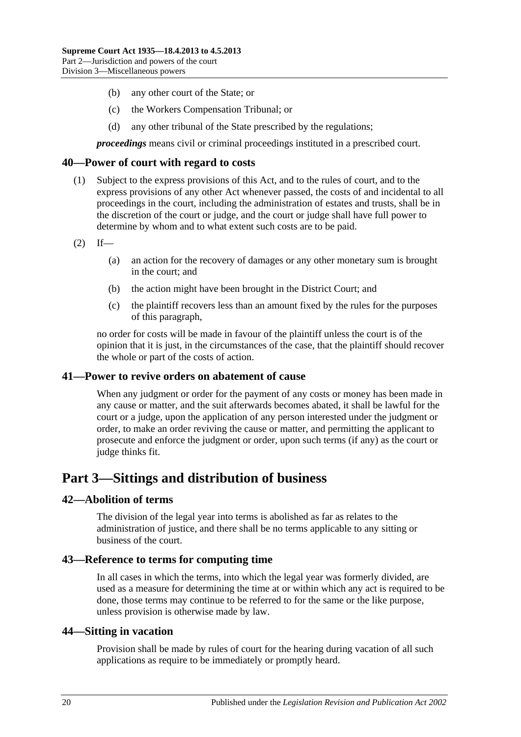(b) any other court of the State; or

(c) the Workers Compensation Tribunal; or

(d) any other tribunal of the State prescribed by the regulations;

***proceedings*** means civil or criminal proceedings instituted in a prescribed court.

### 40—Power of court with regard to costs

(1) Subject to the express provisions of this Act, and to the rules of court, and to the express provisions of any other Act whenever passed, the costs of and incidental to all proceedings in the court, including the administration of estates and trusts, shall be in the discretion of the court or judge, and the court or judge shall have full power to determine by whom and to what extent such costs are to be paid.

(2) If—

(a) an action for the recovery of damages or any other monetary sum is brought in the court; and

(b) the action might have been brought in the District Court; and

(c) the plaintiff recovers less than an amount fixed by the rules for the purposes of this paragraph,

no order for costs will be made in favour of the plaintiff unless the court is of the opinion that it is just, in the circumstances of the case, that the plaintiff should recover the whole or part of the costs of action.

### 41—Power to revive orders on abatement of cause

When any judgment or order for the payment of any costs or money has been made in any cause or matter, and the suit afterwards becomes abated, it shall be lawful for the court or a judge, upon the application of any person interested under the judgment or order, to make an order reviving the cause or matter, and permitting the applicant to prosecute and enforce the judgment or order, upon such terms (if any) as the court or judge thinks fit.

## Part 3—Sittings and distribution of business

### 42—Abolition of terms

The division of the legal year into terms is abolished as far as relates to the administration of justice, and there shall be no terms applicable to any sitting or business of the court.

### 43—Reference to terms for computing time

In all cases in which the terms, into which the legal year was formerly divided, are used as a measure for determining the time at or within which any act is required to be done, those terms may continue to be referred to for the same or the like purpose, unless provision is otherwise made by law.

### 44—Sitting in vacation

Provision shall be made by rules of court for the hearing during vacation of all such applications as require to be immediately or promptly heard.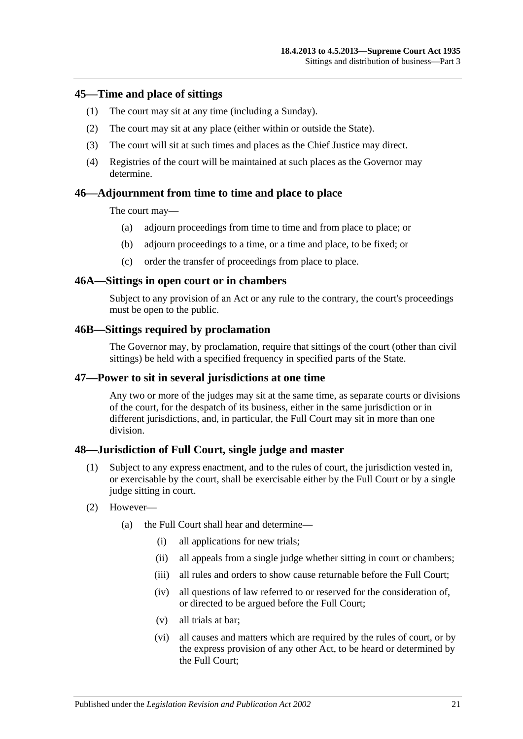## 45—Time and place of sittings

(1) The court may sit at any time (including a Sunday).

(2) The court may sit at any place (either within or outside the State).

(3) The court will sit at such times and places as the Chief Justice may direct.

(4) Registries of the court will be maintained at such places as the Governor may determine.

## 46—Adjournment from time to time and place to place

The court may—

(a) adjourn proceedings from time to time and from place to place; or

(b) adjourn proceedings to a time, or a time and place, to be fixed; or

(c) order the transfer of proceedings from place to place.

## 46A—Sittings in open court or in chambers

Subject to any provision of an Act or any rule to the contrary, the court's proceedings must be open to the public.

## 46B—Sittings required by proclamation

The Governor may, by proclamation, require that sittings of the court (other than civil sittings) be held with a specified frequency in specified parts of the State.

## 47—Power to sit in several jurisdictions at one time

Any two or more of the judges may sit at the same time, as separate courts or divisions of the court, for the despatch of its business, either in the same jurisdiction or in different jurisdictions, and, in particular, the Full Court may sit in more than one division.

## 48—Jurisdiction of Full Court, single judge and master

(1) Subject to any express enactment, and to the rules of court, the jurisdiction vested in, or exercisable by the court, shall be exercisable either by the Full Court or by a single judge sitting in court.

(2) However—

(a) the Full Court shall hear and determine—

(i) all applications for new trials;

(ii) all appeals from a single judge whether sitting in court or chambers;

(iii) all rules and orders to show cause returnable before the Full Court;

(iv) all questions of law referred to or reserved for the consideration of, or directed to be argued before the Full Court;

(v) all trials at bar;

(vi) all causes and matters which are required by the rules of court, or by the express provision of any other Act, to be heard or determined by the Full Court;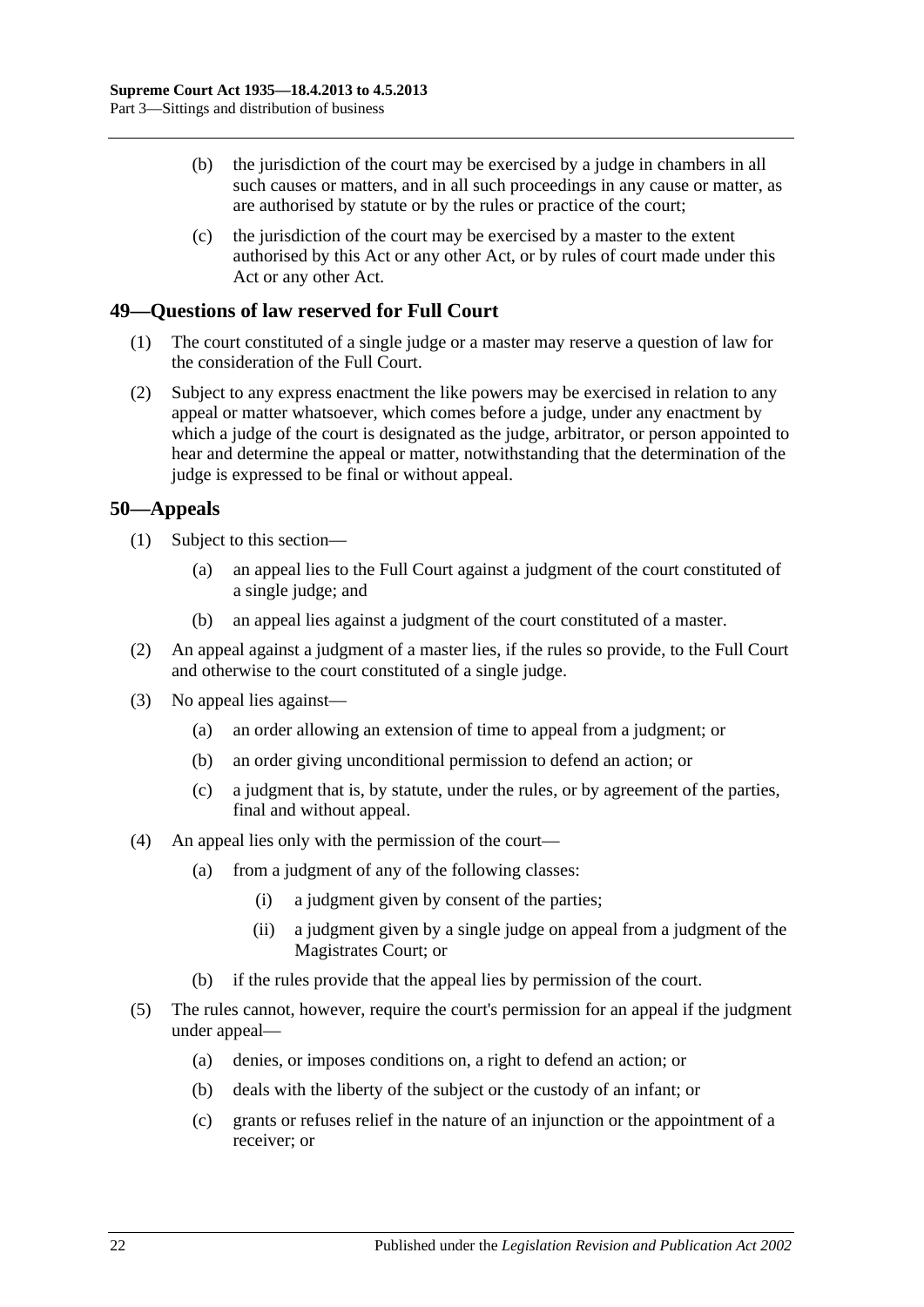(b) the jurisdiction of the court may be exercised by a judge in chambers in all such causes or matters, and in all such proceedings in any cause or matter, as are authorised by statute or by the rules or practice of the court;

(c) the jurisdiction of the court may be exercised by a master to the extent authorised by this Act or any other Act, or by rules of court made under this Act or any other Act.

## 49—Questions of law reserved for Full Court

(1) The court constituted of a single judge or a master may reserve a question of law for the consideration of the Full Court.

(2) Subject to any express enactment the like powers may be exercised in relation to any appeal or matter whatsoever, which comes before a judge, under any enactment by which a judge of the court is designated as the judge, arbitrator, or person appointed to hear and determine the appeal or matter, notwithstanding that the determination of the judge is expressed to be final or without appeal.

## 50—Appeals

(1) Subject to this section—

(a) an appeal lies to the Full Court against a judgment of the court constituted of a single judge; and

(b) an appeal lies against a judgment of the court constituted of a master.

(2) An appeal against a judgment of a master lies, if the rules so provide, to the Full Court and otherwise to the court constituted of a single judge.

(3) No appeal lies against—

(a) an order allowing an extension of time to appeal from a judgment; or

(b) an order giving unconditional permission to defend an action; or

(c) a judgment that is, by statute, under the rules, or by agreement of the parties, final and without appeal.

(4) An appeal lies only with the permission of the court—

(a) from a judgment of any of the following classes:

(i) a judgment given by consent of the parties;

(ii) a judgment given by a single judge on appeal from a judgment of the Magistrates Court; or

(b) if the rules provide that the appeal lies by permission of the court.

(5) The rules cannot, however, require the court's permission for an appeal if the judgment under appeal—

(a) denies, or imposes conditions on, a right to defend an action; or

(b) deals with the liberty of the subject or the custody of an infant; or

(c) grants or refuses relief in the nature of an injunction or the appointment of a receiver; or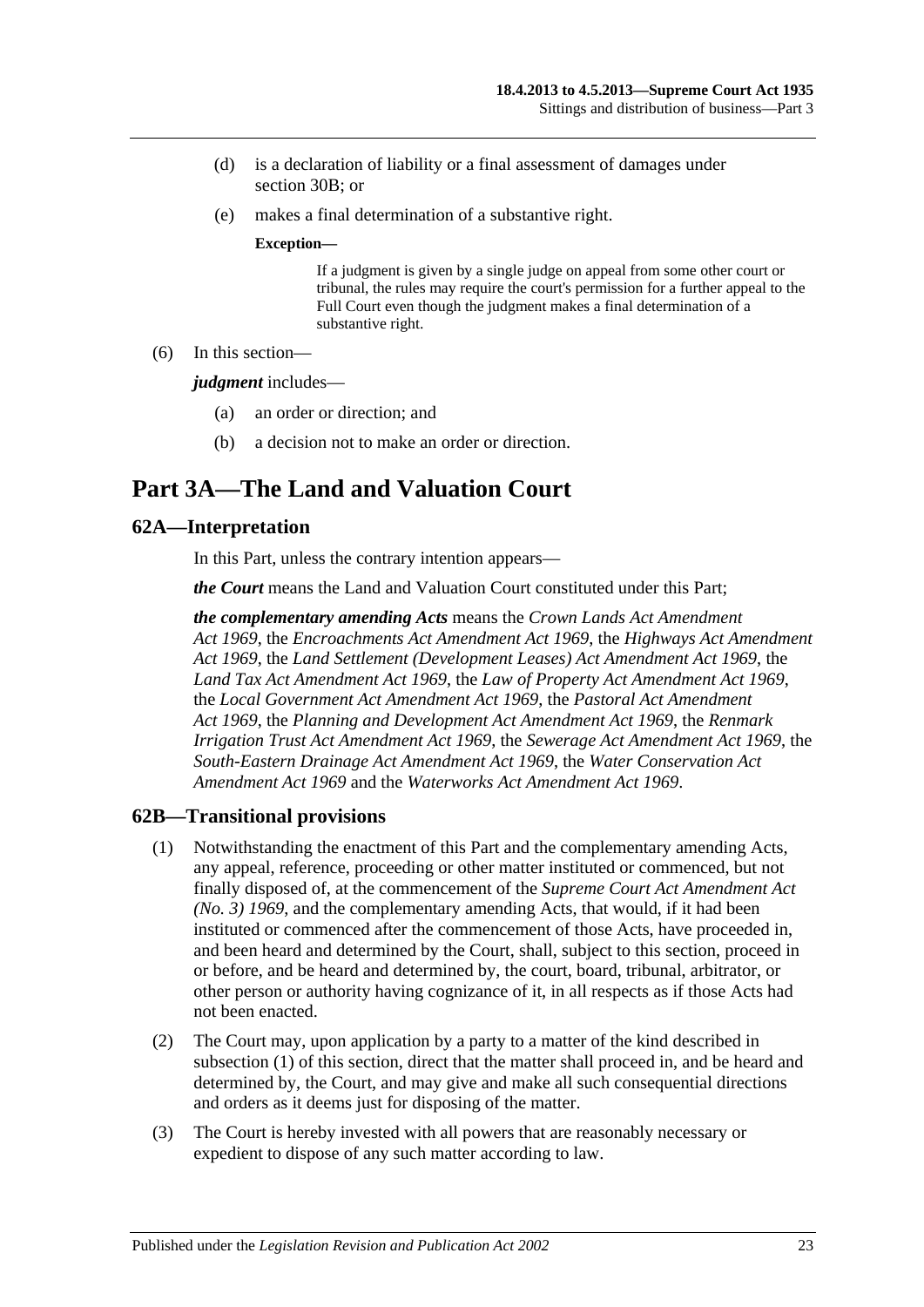(d) is a declaration of liability or a final assessment of damages under section 30B; or

(e) makes a final determination of a substantive right.

**Exception—**

If a judgment is given by a single judge on appeal from some other court or tribunal, the rules may require the court's permission for a further appeal to the Full Court even though the judgment makes a final determination of a substantive right.

(6) In this section—

***judgment*** includes—

(a) an order or direction; and

(b) a decision not to make an order or direction.

# Part 3A—The Land and Valuation Court

## 62A—Interpretation

In this Part, unless the contrary intention appears—

***the Court*** means the Land and Valuation Court constituted under this Part;

***the complementary amending Acts*** means the *Crown Lands Act Amendment Act 1969*, the *Encroachments Act Amendment Act 1969*, the *Highways Act Amendment Act 1969*, the *Land Settlement (Development Leases) Act Amendment Act 1969*, the *Land Tax Act Amendment Act 1969*, the *Law of Property Act Amendment Act 1969*, the *Local Government Act Amendment Act 1969*, the *Pastoral Act Amendment Act 1969*, the *Planning and Development Act Amendment Act 1969*, the *Renmark Irrigation Trust Act Amendment Act 1969*, the *Sewerage Act Amendment Act 1969*, the *South-Eastern Drainage Act Amendment Act 1969*, the *Water Conservation Act Amendment Act 1969* and the *Waterworks Act Amendment Act 1969*.

## 62B—Transitional provisions

(1) Notwithstanding the enactment of this Part and the complementary amending Acts, any appeal, reference, proceeding or other matter instituted or commenced, but not finally disposed of, at the commencement of the *Supreme Court Act Amendment Act (No. 3) 1969*, and the complementary amending Acts, that would, if it had been instituted or commenced after the commencement of those Acts, have proceeded in, and been heard and determined by the Court, shall, subject to this section, proceed in or before, and be heard and determined by, the court, board, tribunal, arbitrator, or other person or authority having cognizance of it, in all respects as if those Acts had not been enacted.

(2) The Court may, upon application by a party to a matter of the kind described in subsection (1) of this section, direct that the matter shall proceed in, and be heard and determined by, the Court, and may give and make all such consequential directions and orders as it deems just for disposing of the matter.

(3) The Court is hereby invested with all powers that are reasonably necessary or expedient to dispose of any such matter according to law.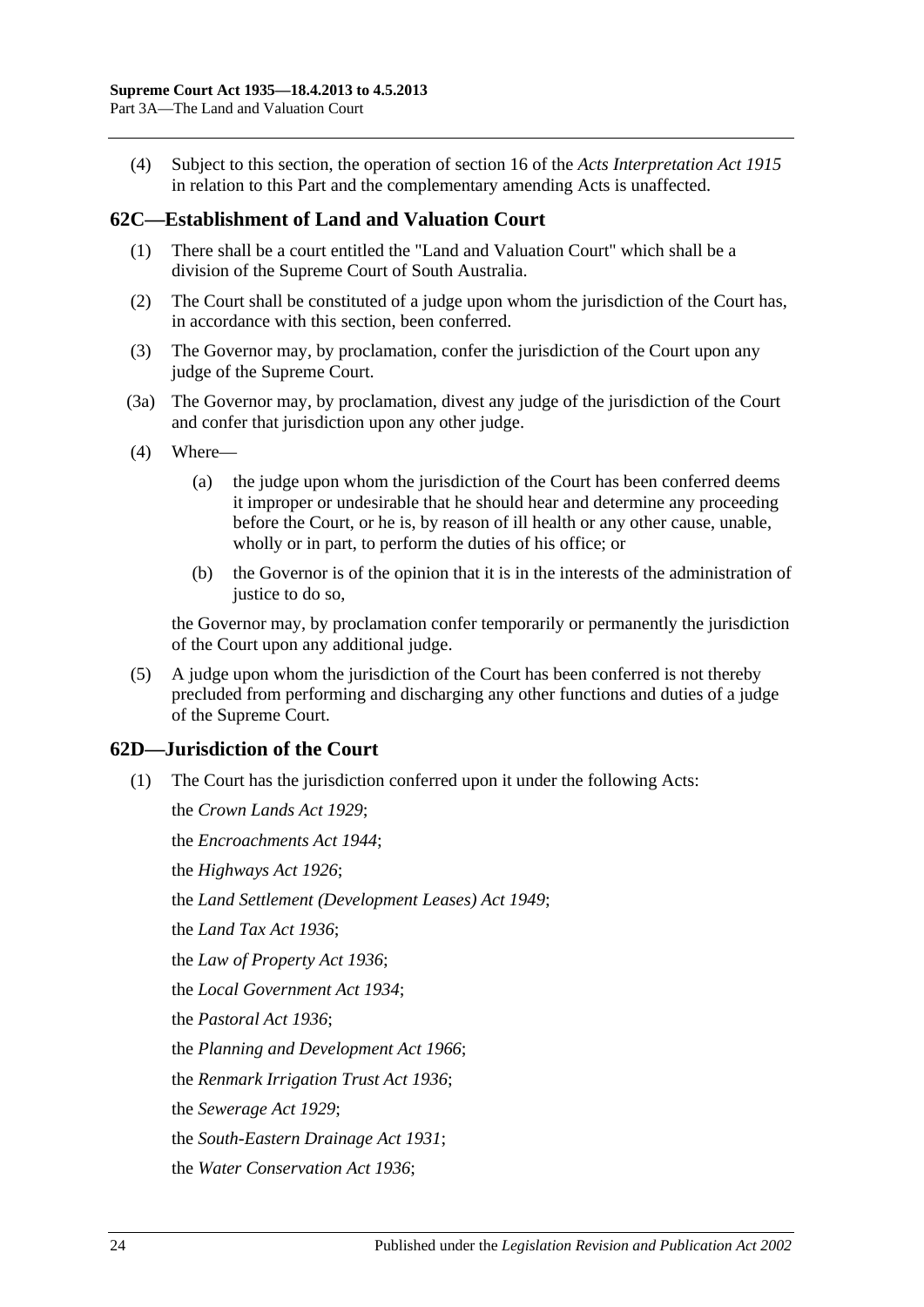(4) Subject to this section, the operation of section 16 of the *Acts Interpretation Act 1915* in relation to this Part and the complementary amending Acts is unaffected.

## 62C—Establishment of Land and Valuation Court

(1) There shall be a court entitled the "Land and Valuation Court" which shall be a division of the Supreme Court of South Australia.

(2) The Court shall be constituted of a judge upon whom the jurisdiction of the Court has, in accordance with this section, been conferred.

(3) The Governor may, by proclamation, confer the jurisdiction of the Court upon any judge of the Supreme Court.

(3a) The Governor may, by proclamation, divest any judge of the jurisdiction of the Court and confer that jurisdiction upon any other judge.

(4) Where—

   (a) the judge upon whom the jurisdiction of the Court has been conferred deems it improper or undesirable that he should hear and determine any proceeding before the Court, or he is, by reason of ill health or any other cause, unable, wholly or in part, to perform the duties of his office; or

   (b) the Governor is of the opinion that it is in the interests of the administration of justice to do so,

the Governor may, by proclamation confer temporarily or permanently the jurisdiction of the Court upon any additional judge.

(5) A judge upon whom the jurisdiction of the Court has been conferred is not thereby precluded from performing and discharging any other functions and duties of a judge of the Supreme Court.

## 62D—Jurisdiction of the Court

(1) The Court has the jurisdiction conferred upon it under the following Acts:

the *Crown Lands Act 1929*;

the *Encroachments Act 1944*;

the *Highways Act 1926*;

the *Land Settlement (Development Leases) Act 1949*;

the *Land Tax Act 1936*;

the *Law of Property Act 1936*;

the *Local Government Act 1934*;

the *Pastoral Act 1936*;

the *Planning and Development Act 1966*;

the *Renmark Irrigation Trust Act 1936*;

the *Sewerage Act 1929*;

the *South-Eastern Drainage Act 1931*;

the *Water Conservation Act 1936*;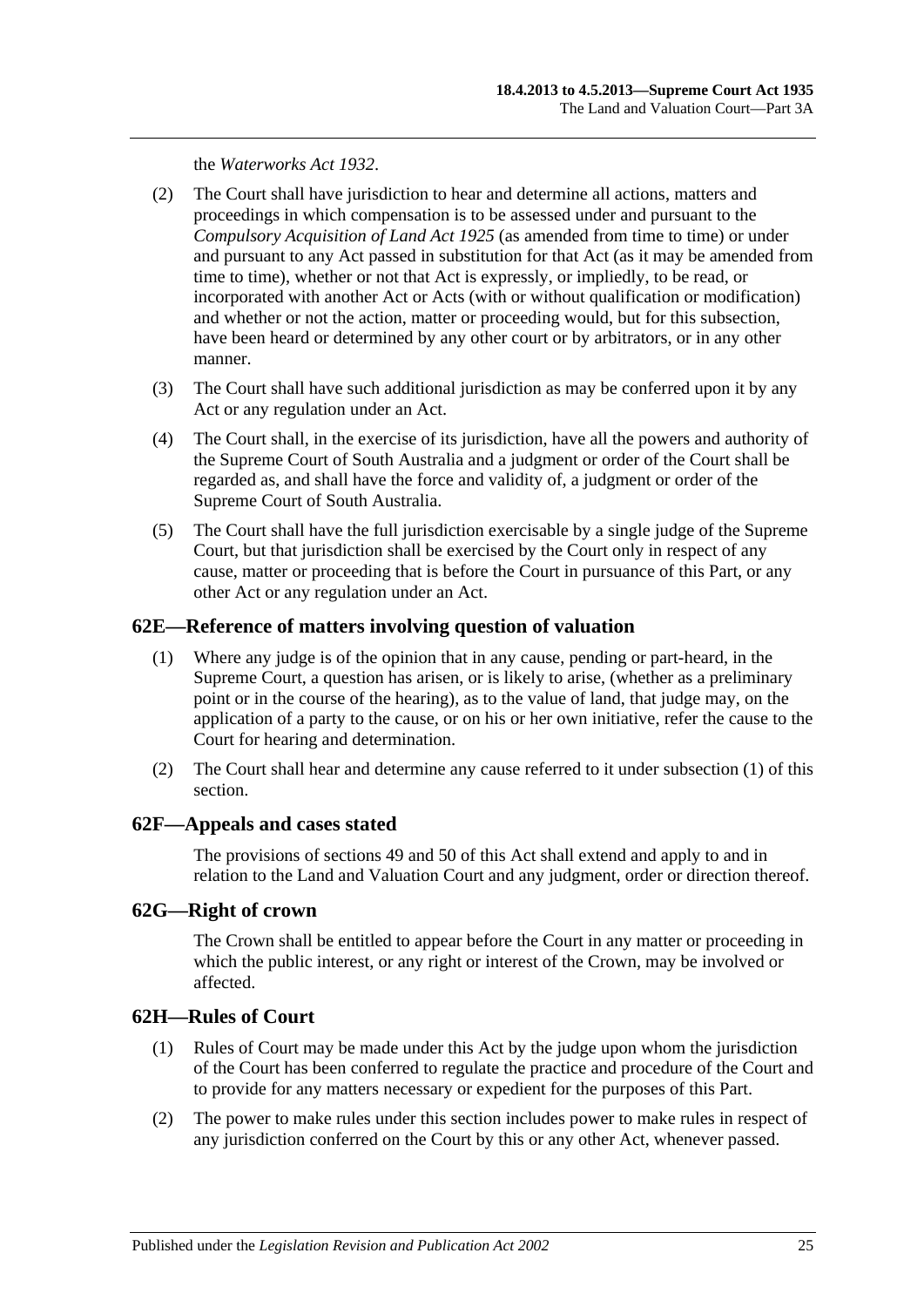the *Waterworks Act 1932*.

(2) The Court shall have jurisdiction to hear and determine all actions, matters and proceedings in which compensation is to be assessed under and pursuant to the *Compulsory Acquisition of Land Act 1925* (as amended from time to time) or under and pursuant to any Act passed in substitution for that Act (as it may be amended from time to time), whether or not that Act is expressly, or impliedly, to be read, or incorporated with another Act or Acts (with or without qualification or modification) and whether or not the action, matter or proceeding would, but for this subsection, have been heard or determined by any other court or by arbitrators, or in any other manner.

(3) The Court shall have such additional jurisdiction as may be conferred upon it by any Act or any regulation under an Act.

(4) The Court shall, in the exercise of its jurisdiction, have all the powers and authority of the Supreme Court of South Australia and a judgment or order of the Court shall be regarded as, and shall have the force and validity of, a judgment or order of the Supreme Court of South Australia.

(5) The Court shall have the full jurisdiction exercisable by a single judge of the Supreme Court, but that jurisdiction shall be exercised by the Court only in respect of any cause, matter or proceeding that is before the Court in pursuance of this Part, or any other Act or any regulation under an Act.

## 62E—Reference of matters involving question of valuation

(1) Where any judge is of the opinion that in any cause, pending or part-heard, in the Supreme Court, a question has arisen, or is likely to arise, (whether as a preliminary point or in the course of the hearing), as to the value of land, that judge may, on the application of a party to the cause, or on his or her own initiative, refer the cause to the Court for hearing and determination.

(2) The Court shall hear and determine any cause referred to it under subsection (1) of this section.

## 62F—Appeals and cases stated

The provisions of sections 49 and 50 of this Act shall extend and apply to and in relation to the Land and Valuation Court and any judgment, order or direction thereof.

## 62G—Right of crown

The Crown shall be entitled to appear before the Court in any matter or proceeding in which the public interest, or any right or interest of the Crown, may be involved or affected.

## 62H—Rules of Court

(1) Rules of Court may be made under this Act by the judge upon whom the jurisdiction of the Court has been conferred to regulate the practice and procedure of the Court and to provide for any matters necessary or expedient for the purposes of this Part.

(2) The power to make rules under this section includes power to make rules in respect of any jurisdiction conferred on the Court by this or any other Act, whenever passed.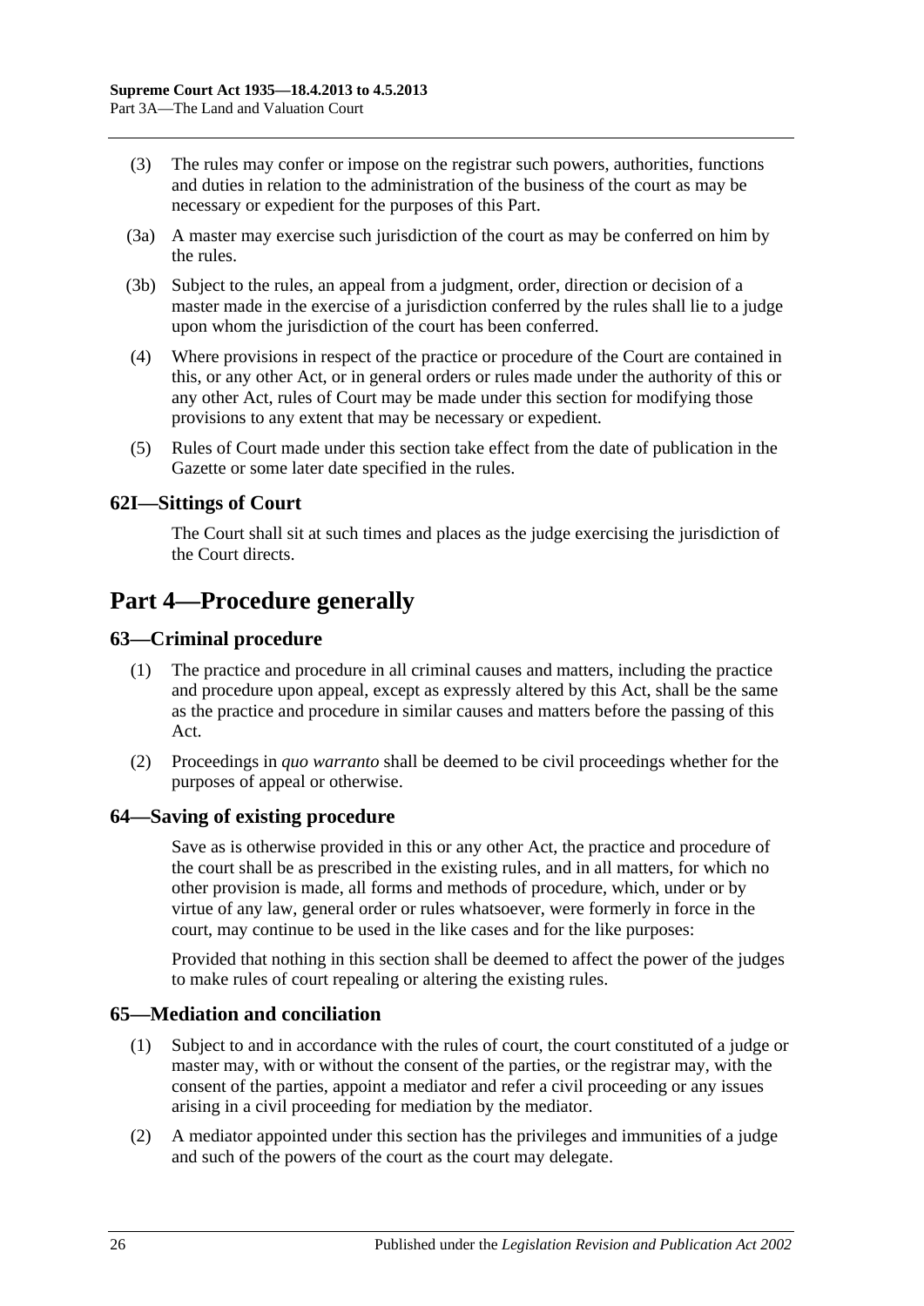(3) The rules may confer or impose on the registrar such powers, authorities, functions and duties in relation to the administration of the business of the court as may be necessary or expedient for the purposes of this Part.

(3a) A master may exercise such jurisdiction of the court as may be conferred on him by the rules.

(3b) Subject to the rules, an appeal from a judgment, order, direction or decision of a master made in the exercise of a jurisdiction conferred by the rules shall lie to a judge upon whom the jurisdiction of the court has been conferred.

(4) Where provisions in respect of the practice or procedure of the Court are contained in this, or any other Act, or in general orders or rules made under the authority of this or any other Act, rules of Court may be made under this section for modifying those provisions to any extent that may be necessary or expedient.

(5) Rules of Court made under this section take effect from the date of publication in the Gazette or some later date specified in the rules.

### 62I—Sittings of Court

The Court shall sit at such times and places as the judge exercising the jurisdiction of the Court directs.

## Part 4—Procedure generally

### 63—Criminal procedure

(1) The practice and procedure in all criminal causes and matters, including the practice and procedure upon appeal, except as expressly altered by this Act, shall be the same as the practice and procedure in similar causes and matters before the passing of this Act.

(2) Proceedings in *quo warranto* shall be deemed to be civil proceedings whether for the purposes of appeal or otherwise.

### 64—Saving of existing procedure

Save as is otherwise provided in this or any other Act, the practice and procedure of the court shall be as prescribed in the existing rules, and in all matters, for which no other provision is made, all forms and methods of procedure, which, under or by virtue of any law, general order or rules whatsoever, were formerly in force in the court, may continue to be used in the like cases and for the like purposes:

Provided that nothing in this section shall be deemed to affect the power of the judges to make rules of court repealing or altering the existing rules.

### 65—Mediation and conciliation

(1) Subject to and in accordance with the rules of court, the court constituted of a judge or master may, with or without the consent of the parties, or the registrar may, with the consent of the parties, appoint a mediator and refer a civil proceeding or any issues arising in a civil proceeding for mediation by the mediator.

(2) A mediator appointed under this section has the privileges and immunities of a judge and such of the powers of the court as the court may delegate.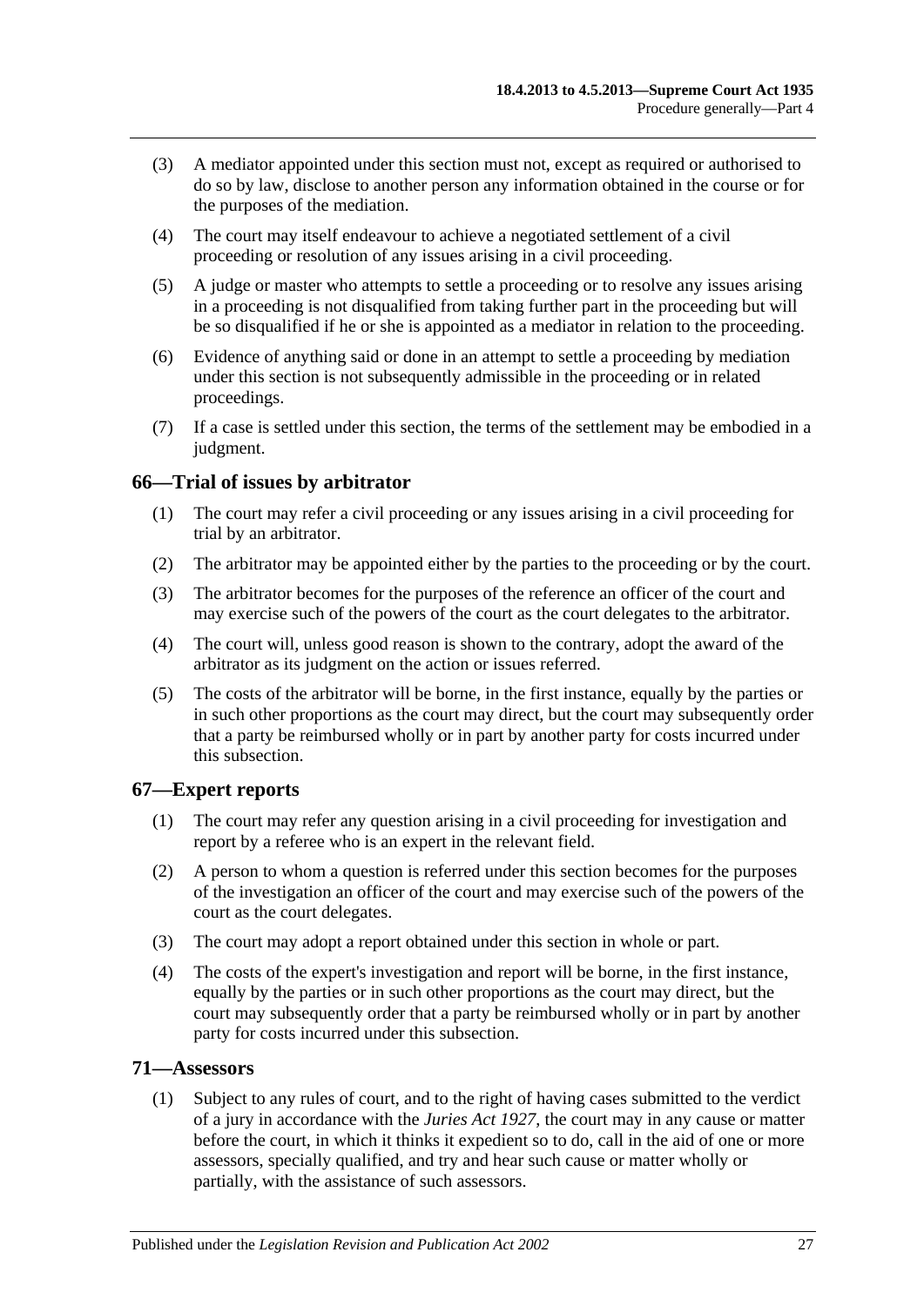(3) A mediator appointed under this section must not, except as required or authorised to do so by law, disclose to another person any information obtained in the course or for the purposes of the mediation.

(4) The court may itself endeavour to achieve a negotiated settlement of a civil proceeding or resolution of any issues arising in a civil proceeding.

(5) A judge or master who attempts to settle a proceeding or to resolve any issues arising in a proceeding is not disqualified from taking further part in the proceeding but will be so disqualified if he or she is appointed as a mediator in relation to the proceeding.

(6) Evidence of anything said or done in an attempt to settle a proceeding by mediation under this section is not subsequently admissible in the proceeding or in related proceedings.

(7) If a case is settled under this section, the terms of the settlement may be embodied in a judgment.

## 66—Trial of issues by arbitrator

(1) The court may refer a civil proceeding or any issues arising in a civil proceeding for trial by an arbitrator.

(2) The arbitrator may be appointed either by the parties to the proceeding or by the court.

(3) The arbitrator becomes for the purposes of the reference an officer of the court and may exercise such of the powers of the court as the court delegates to the arbitrator.

(4) The court will, unless good reason is shown to the contrary, adopt the award of the arbitrator as its judgment on the action or issues referred.

(5) The costs of the arbitrator will be borne, in the first instance, equally by the parties or in such other proportions as the court may direct, but the court may subsequently order that a party be reimbursed wholly or in part by another party for costs incurred under this subsection.

## 67—Expert reports

(1) The court may refer any question arising in a civil proceeding for investigation and report by a referee who is an expert in the relevant field.

(2) A person to whom a question is referred under this section becomes for the purposes of the investigation an officer of the court and may exercise such of the powers of the court as the court delegates.

(3) The court may adopt a report obtained under this section in whole or part.

(4) The costs of the expert's investigation and report will be borne, in the first instance, equally by the parties or in such other proportions as the court may direct, but the court may subsequently order that a party be reimbursed wholly or in part by another party for costs incurred under this subsection.

## 71—Assessors

(1) Subject to any rules of court, and to the right of having cases submitted to the verdict of a jury in accordance with the *Juries Act 1927*, the court may in any cause or matter before the court, in which it thinks it expedient so to do, call in the aid of one or more assessors, specially qualified, and try and hear such cause or matter wholly or partially, with the assistance of such assessors.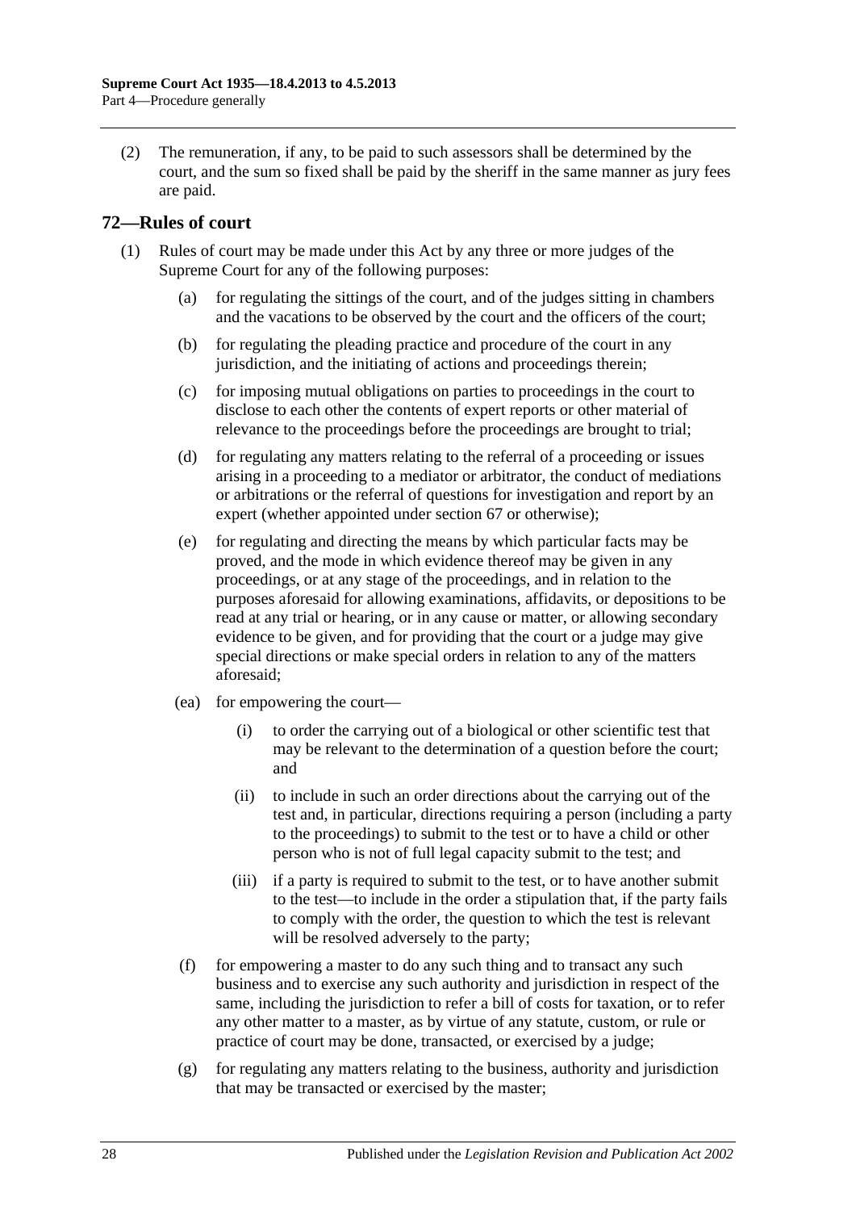(2) The remuneration, if any, to be paid to such assessors shall be determined by the court, and the sum so fixed shall be paid by the sheriff in the same manner as jury fees are paid.

## 72—Rules of court

(1) Rules of court may be made under this Act by any three or more judges of the Supreme Court for any of the following purposes:

(a) for regulating the sittings of the court, and of the judges sitting in chambers and the vacations to be observed by the court and the officers of the court;

(b) for regulating the pleading practice and procedure of the court in any jurisdiction, and the initiating of actions and proceedings therein;

(c) for imposing mutual obligations on parties to proceedings in the court to disclose to each other the contents of expert reports or other material of relevance to the proceedings before the proceedings are brought to trial;

(d) for regulating any matters relating to the referral of a proceeding or issues arising in a proceeding to a mediator or arbitrator, the conduct of mediations or arbitrations or the referral of questions for investigation and report by an expert (whether appointed under section 67 or otherwise);

(e) for regulating and directing the means by which particular facts may be proved, and the mode in which evidence thereof may be given in any proceedings, or at any stage of the proceedings, and in relation to the purposes aforesaid for allowing examinations, affidavits, or depositions to be read at any trial or hearing, or in any cause or matter, or allowing secondary evidence to be given, and for providing that the court or a judge may give special directions or make special orders in relation to any of the matters aforesaid;

(ea) for empowering the court—

(i) to order the carrying out of a biological or other scientific test that may be relevant to the determination of a question before the court; and

(ii) to include in such an order directions about the carrying out of the test and, in particular, directions requiring a person (including a party to the proceedings) to submit to the test or to have a child or other person who is not of full legal capacity submit to the test; and

(iii) if a party is required to submit to the test, or to have another submit to the test—to include in the order a stipulation that, if the party fails to comply with the order, the question to which the test is relevant will be resolved adversely to the party;

(f) for empowering a master to do any such thing and to transact any such business and to exercise any such authority and jurisdiction in respect of the same, including the jurisdiction to refer a bill of costs for taxation, or to refer any other matter to a master, as by virtue of any statute, custom, or rule or practice of court may be done, transacted, or exercised by a judge;

(g) for regulating any matters relating to the business, authority and jurisdiction that may be transacted or exercised by the master;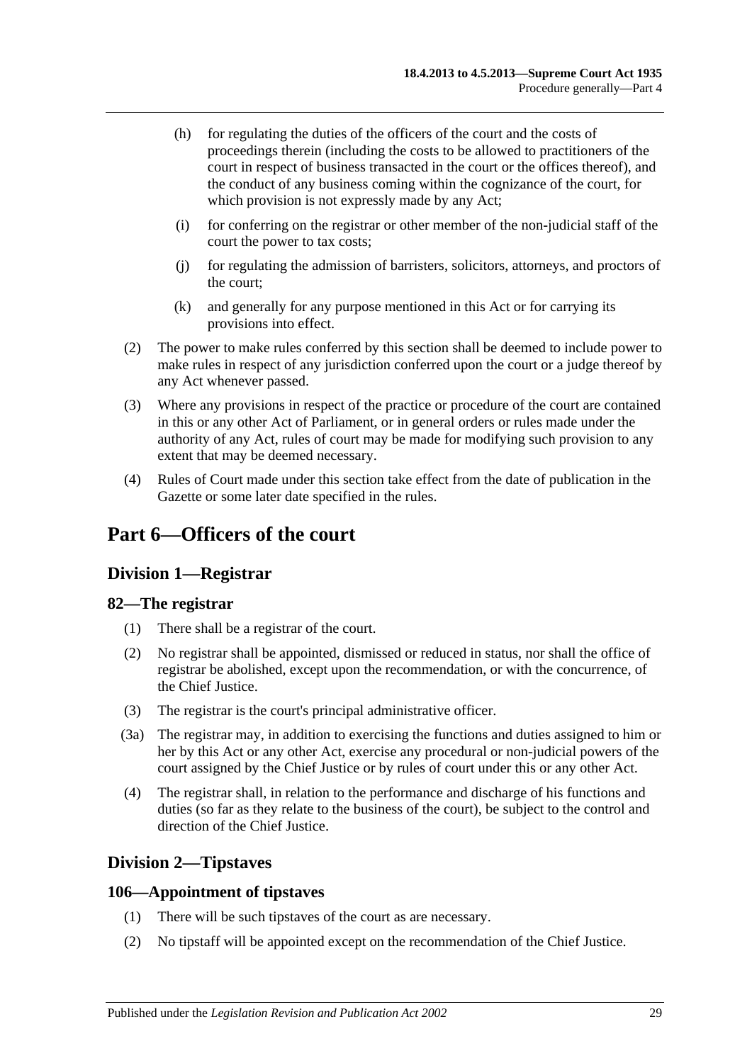(h) for regulating the duties of the officers of the court and the costs of proceedings therein (including the costs to be allowed to practitioners of the court in respect of business transacted in the court or the offices thereof), and the conduct of any business coming within the cognizance of the court, for which provision is not expressly made by any Act;

(i) for conferring on the registrar or other member of the non-judicial staff of the court the power to tax costs;

(j) for regulating the admission of barristers, solicitors, attorneys, and proctors of the court;

(k) and generally for any purpose mentioned in this Act or for carrying its provisions into effect.

(2) The power to make rules conferred by this section shall be deemed to include power to make rules in respect of any jurisdiction conferred upon the court or a judge thereof by any Act whenever passed.

(3) Where any provisions in respect of the practice or procedure of the court are contained in this or any other Act of Parliament, or in general orders or rules made under the authority of any Act, rules of court may be made for modifying such provision to any extent that may be deemed necessary.

(4) Rules of Court made under this section take effect from the date of publication in the Gazette or some later date specified in the rules.

# Part 6—Officers of the court

## Division 1—Registrar

### 82—The registrar

(1) There shall be a registrar of the court.

(2) No registrar shall be appointed, dismissed or reduced in status, nor shall the office of registrar be abolished, except upon the recommendation, or with the concurrence, of the Chief Justice.

(3) The registrar is the court's principal administrative officer.

(3a) The registrar may, in addition to exercising the functions and duties assigned to him or her by this Act or any other Act, exercise any procedural or non-judicial powers of the court assigned by the Chief Justice or by rules of court under this or any other Act.

(4) The registrar shall, in relation to the performance and discharge of his functions and duties (so far as they relate to the business of the court), be subject to the control and direction of the Chief Justice.

## Division 2—Tipstaves

### 106—Appointment of tipstaves

(1) There will be such tipstaves of the court as are necessary.

(2) No tipstaff will be appointed except on the recommendation of the Chief Justice.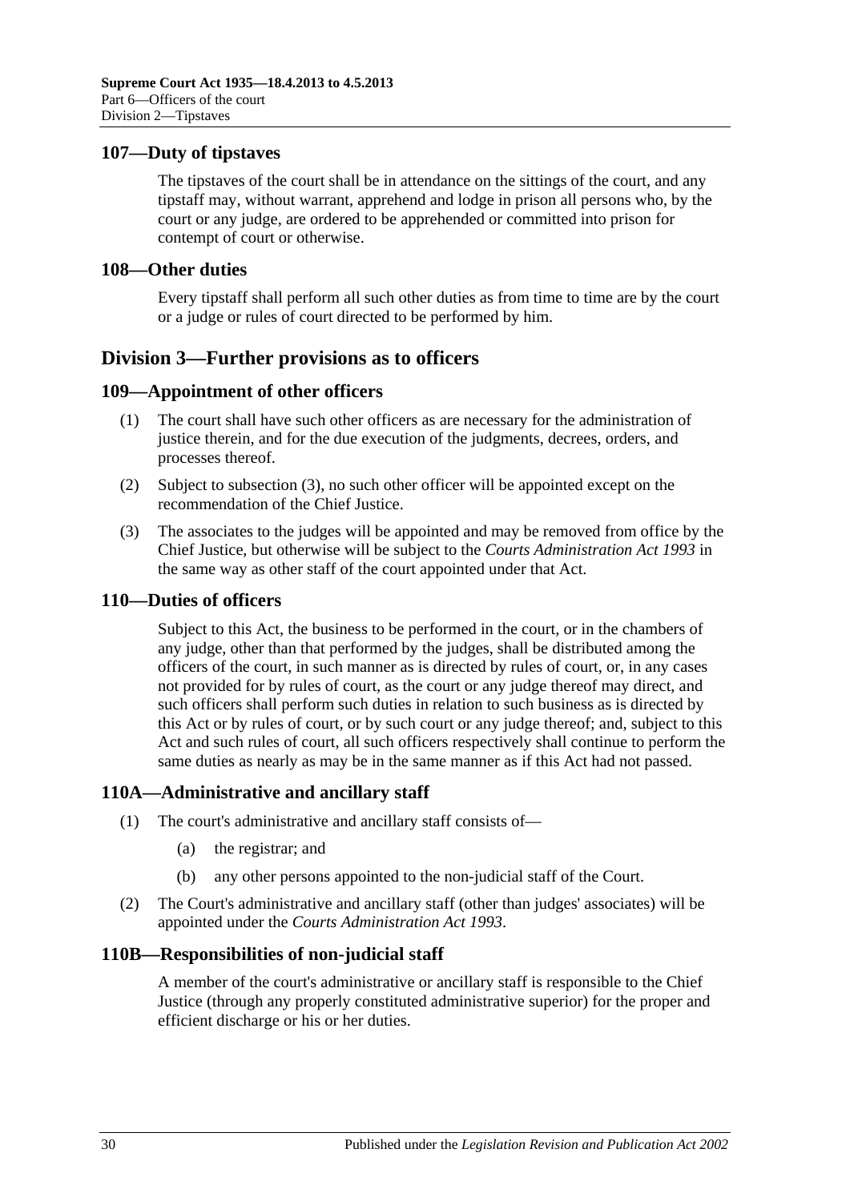## 107—Duty of tipstaves

The tipstaves of the court shall be in attendance on the sittings of the court, and any tipstaff may, without warrant, apprehend and lodge in prison all persons who, by the court or any judge, are ordered to be apprehended or committed into prison for contempt of court or otherwise.

## 108—Other duties

Every tipstaff shall perform all such other duties as from time to time are by the court or a judge or rules of court directed to be performed by him.

# Division 3—Further provisions as to officers

## 109—Appointment of other officers

(1) The court shall have such other officers as are necessary for the administration of justice therein, and for the due execution of the judgments, decrees, orders, and processes thereof.

(2) Subject to subsection (3), no such other officer will be appointed except on the recommendation of the Chief Justice.

(3) The associates to the judges will be appointed and may be removed from office by the Chief Justice, but otherwise will be subject to the *Courts Administration Act 1993* in the same way as other staff of the court appointed under that Act.

## 110—Duties of officers

Subject to this Act, the business to be performed in the court, or in the chambers of any judge, other than that performed by the judges, shall be distributed among the officers of the court, in such manner as is directed by rules of court, or, in any cases not provided for by rules of court, as the court or any judge thereof may direct, and such officers shall perform such duties in relation to such business as is directed by this Act or by rules of court, or by such court or any judge thereof; and, subject to this Act and such rules of court, all such officers respectively shall continue to perform the same duties as nearly as may be in the same manner as if this Act had not passed.

## 110A—Administrative and ancillary staff

(1) The court's administrative and ancillary staff consists of—

(a) the registrar; and

(b) any other persons appointed to the non-judicial staff of the Court.

(2) The Court's administrative and ancillary staff (other than judges' associates) will be appointed under the *Courts Administration Act 1993*.

## 110B—Responsibilities of non-judicial staff

A member of the court's administrative or ancillary staff is responsible to the Chief Justice (through any properly constituted administrative superior) for the proper and efficient discharge or his or her duties.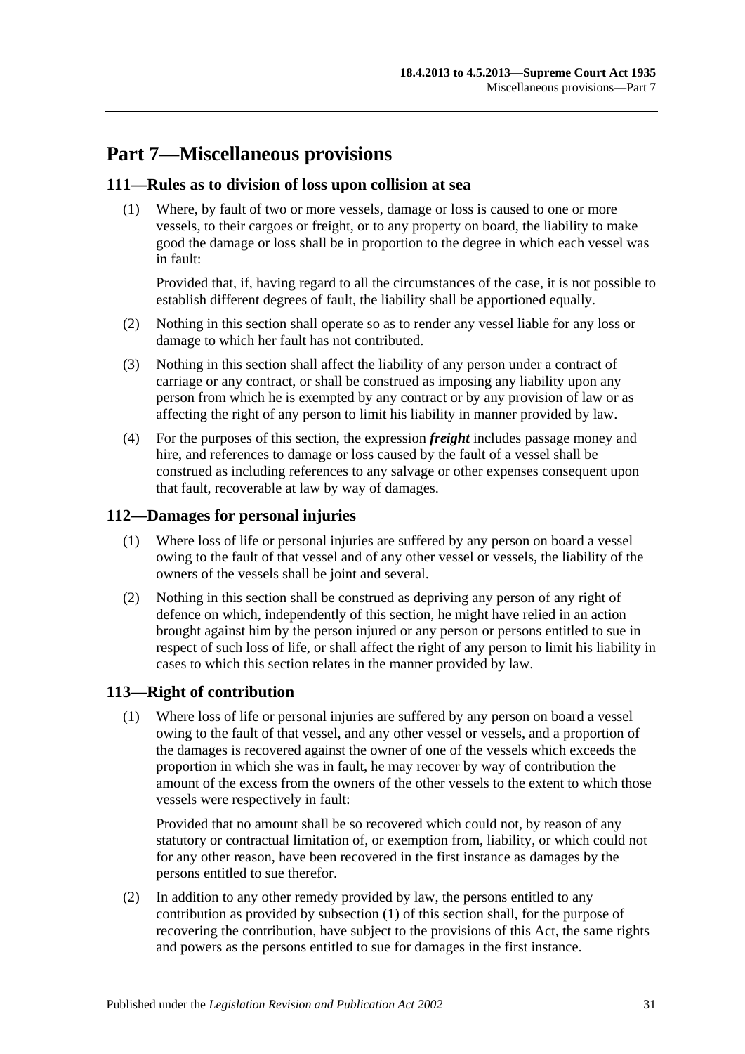# Part 7—Miscellaneous provisions

## 111—Rules as to division of loss upon collision at sea

(1) Where, by fault of two or more vessels, damage or loss is caused to one or more vessels, to their cargoes or freight, or to any property on board, the liability to make good the damage or loss shall be in proportion to the degree in which each vessel was in fault:

Provided that, if, having regard to all the circumstances of the case, it is not possible to establish different degrees of fault, the liability shall be apportioned equally.

(2) Nothing in this section shall operate so as to render any vessel liable for any loss or damage to which her fault has not contributed.

(3) Nothing in this section shall affect the liability of any person under a contract of carriage or any contract, or shall be construed as imposing any liability upon any person from which he is exempted by any contract or by any provision of law or as affecting the right of any person to limit his liability in manner provided by law.

(4) For the purposes of this section, the expression ***freight*** includes passage money and hire, and references to damage or loss caused by the fault of a vessel shall be construed as including references to any salvage or other expenses consequent upon that fault, recoverable at law by way of damages.

## 112—Damages for personal injuries

(1) Where loss of life or personal injuries are suffered by any person on board a vessel owing to the fault of that vessel and of any other vessel or vessels, the liability of the owners of the vessels shall be joint and several.

(2) Nothing in this section shall be construed as depriving any person of any right of defence on which, independently of this section, he might have relied in an action brought against him by the person injured or any person or persons entitled to sue in respect of such loss of life, or shall affect the right of any person to limit his liability in cases to which this section relates in the manner provided by law.

## 113—Right of contribution

(1) Where loss of life or personal injuries are suffered by any person on board a vessel owing to the fault of that vessel, and any other vessel or vessels, and a proportion of the damages is recovered against the owner of one of the vessels which exceeds the proportion in which she was in fault, he may recover by way of contribution the amount of the excess from the owners of the other vessels to the extent to which those vessels were respectively in fault:

Provided that no amount shall be so recovered which could not, by reason of any statutory or contractual limitation of, or exemption from, liability, or which could not for any other reason, have been recovered in the first instance as damages by the persons entitled to sue therefor.

(2) In addition to any other remedy provided by law, the persons entitled to any contribution as provided by subsection (1) of this section shall, for the purpose of recovering the contribution, have subject to the provisions of this Act, the same rights and powers as the persons entitled to sue for damages in the first instance.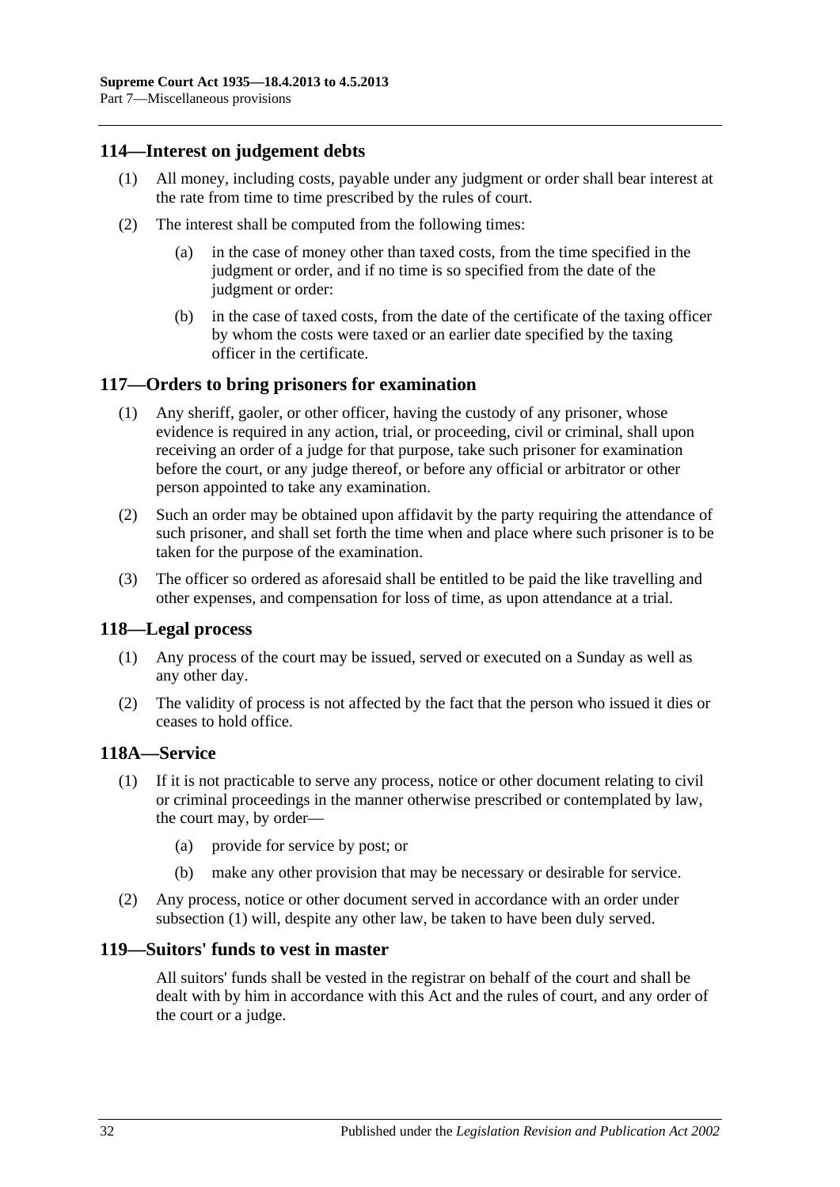## 114—Interest on judgement debts

(1) All money, including costs, payable under any judgment or order shall bear interest at the rate from time to time prescribed by the rules of court.

(2) The interest shall be computed from the following times:

  (a) in the case of money other than taxed costs, from the time specified in the judgment or order, and if no time is so specified from the date of the judgment or order:

  (b) in the case of taxed costs, from the date of the certificate of the taxing officer by whom the costs were taxed or an earlier date specified by the taxing officer in the certificate.

## 117—Orders to bring prisoners for examination

(1) Any sheriff, gaoler, or other officer, having the custody of any prisoner, whose evidence is required in any action, trial, or proceeding, civil or criminal, shall upon receiving an order of a judge for that purpose, take such prisoner for examination before the court, or any judge thereof, or before any official or arbitrator or other person appointed to take any examination.

(2) Such an order may be obtained upon affidavit by the party requiring the attendance of such prisoner, and shall set forth the time when and place where such prisoner is to be taken for the purpose of the examination.

(3) The officer so ordered as aforesaid shall be entitled to be paid the like travelling and other expenses, and compensation for loss of time, as upon attendance at a trial.

## 118—Legal process

(1) Any process of the court may be issued, served or executed on a Sunday as well as any other day.

(2) The validity of process is not affected by the fact that the person who issued it dies or ceases to hold office.

## 118A—Service

(1) If it is not practicable to serve any process, notice or other document relating to civil or criminal proceedings in the manner otherwise prescribed or contemplated by law, the court may, by order—

  (a) provide for service by post; or

  (b) make any other provision that may be necessary or desirable for service.

(2) Any process, notice or other document served in accordance with an order under subsection (1) will, despite any other law, be taken to have been duly served.

## 119—Suitors' funds to vest in master

All suitors' funds shall be vested in the registrar on behalf of the court and shall be dealt with by him in accordance with this Act and the rules of court, and any order of the court or a judge.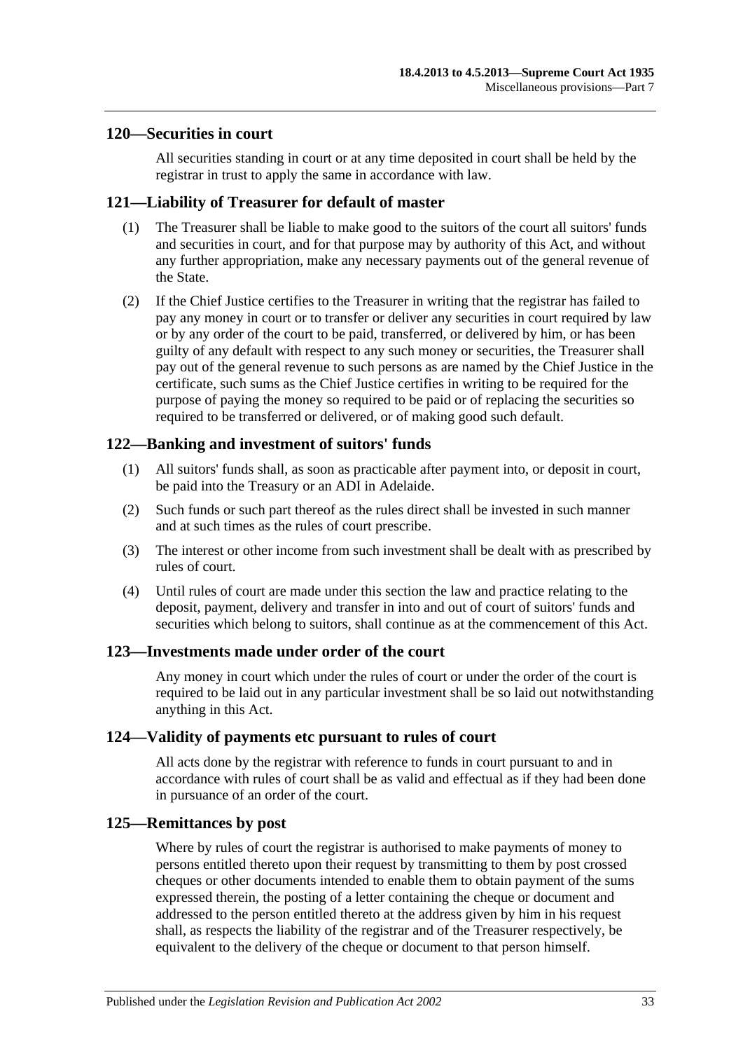## 120—Securities in court

All securities standing in court or at any time deposited in court shall be held by the registrar in trust to apply the same in accordance with law.

## 121—Liability of Treasurer for default of master

(1) The Treasurer shall be liable to make good to the suitors of the court all suitors' funds and securities in court, and for that purpose may by authority of this Act, and without any further appropriation, make any necessary payments out of the general revenue of the State.

(2) If the Chief Justice certifies to the Treasurer in writing that the registrar has failed to pay any money in court or to transfer or deliver any securities in court required by law or by any order of the court to be paid, transferred, or delivered by him, or has been guilty of any default with respect to any such money or securities, the Treasurer shall pay out of the general revenue to such persons as are named by the Chief Justice in the certificate, such sums as the Chief Justice certifies in writing to be required for the purpose of paying the money so required to be paid or of replacing the securities so required to be transferred or delivered, or of making good such default.

## 122—Banking and investment of suitors' funds

(1) All suitors' funds shall, as soon as practicable after payment into, or deposit in court, be paid into the Treasury or an ADI in Adelaide.

(2) Such funds or such part thereof as the rules direct shall be invested in such manner and at such times as the rules of court prescribe.

(3) The interest or other income from such investment shall be dealt with as prescribed by rules of court.

(4) Until rules of court are made under this section the law and practice relating to the deposit, payment, delivery and transfer in into and out of court of suitors' funds and securities which belong to suitors, shall continue as at the commencement of this Act.

## 123—Investments made under order of the court

Any money in court which under the rules of court or under the order of the court is required to be laid out in any particular investment shall be so laid out notwithstanding anything in this Act.

## 124—Validity of payments etc pursuant to rules of court

All acts done by the registrar with reference to funds in court pursuant to and in accordance with rules of court shall be as valid and effectual as if they had been done in pursuance of an order of the court.

## 125—Remittances by post

Where by rules of court the registrar is authorised to make payments of money to persons entitled thereto upon their request by transmitting to them by post crossed cheques or other documents intended to enable them to obtain payment of the sums expressed therein, the posting of a letter containing the cheque or document and addressed to the person entitled thereto at the address given by him in his request shall, as respects the liability of the registrar and of the Treasurer respectively, be equivalent to the delivery of the cheque or document to that person himself.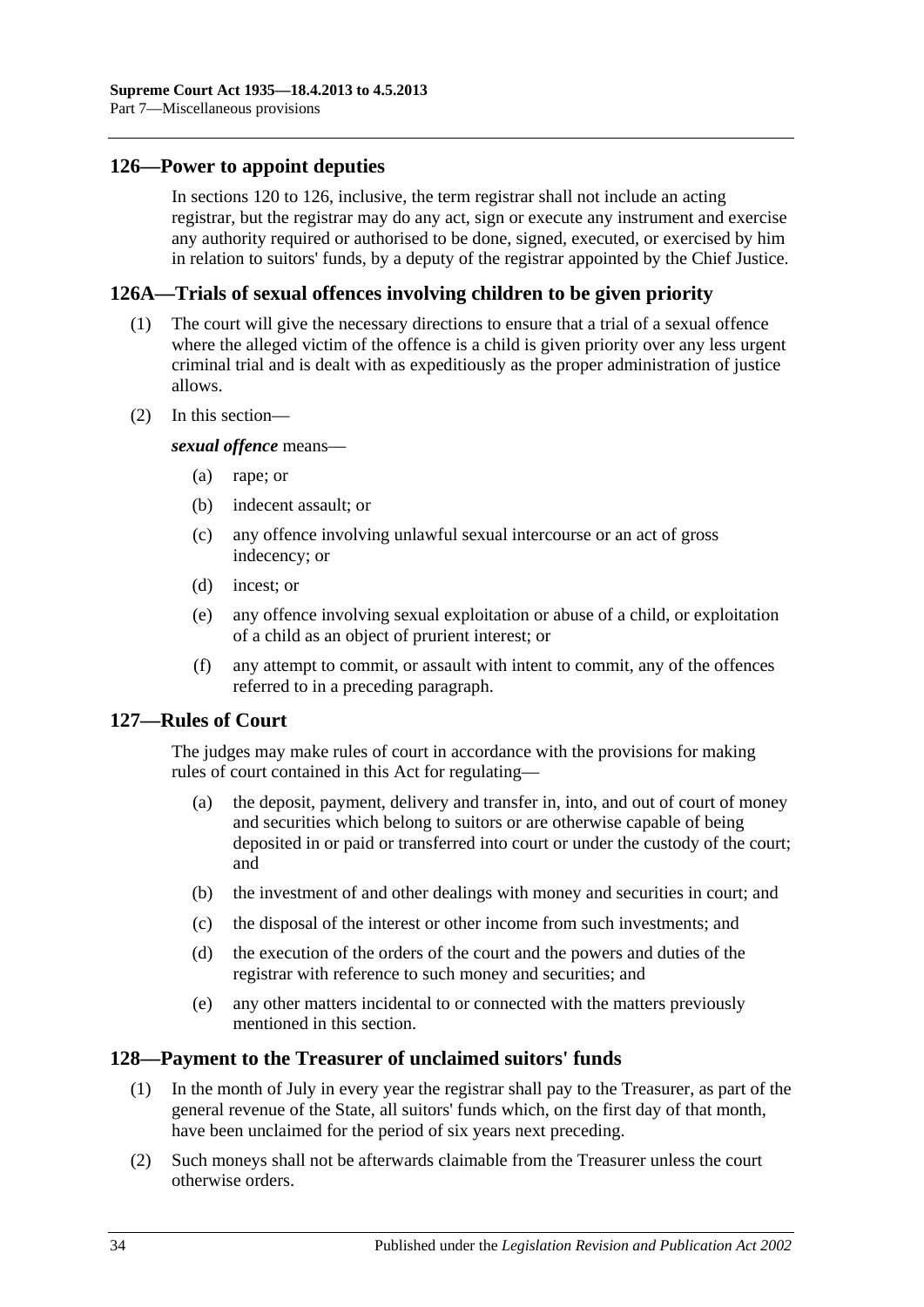## 126—Power to appoint deputies

In sections 120 to 126, inclusive, the term registrar shall not include an acting registrar, but the registrar may do any act, sign or execute any instrument and exercise any authority required or authorised to be done, signed, executed, or exercised by him in relation to suitors' funds, by a deputy of the registrar appointed by the Chief Justice.

## 126A—Trials of sexual offences involving children to be given priority

(1) The court will give the necessary directions to ensure that a trial of a sexual offence where the alleged victim of the offence is a child is given priority over any less urgent criminal trial and is dealt with as expeditiously as the proper administration of justice allows.

(2) In this section—

***sexual offence*** means—

(a) rape; or

(b) indecent assault; or

(c) any offence involving unlawful sexual intercourse or an act of gross indecency; or

(d) incest; or

(e) any offence involving sexual exploitation or abuse of a child, or exploitation of a child as an object of prurient interest; or

(f) any attempt to commit, or assault with intent to commit, any of the offences referred to in a preceding paragraph.

## 127—Rules of Court

The judges may make rules of court in accordance with the provisions for making rules of court contained in this Act for regulating—

(a) the deposit, payment, delivery and transfer in, into, and out of court of money and securities which belong to suitors or are otherwise capable of being deposited in or paid or transferred into court or under the custody of the court; and

(b) the investment of and other dealings with money and securities in court; and

(c) the disposal of the interest or other income from such investments; and

(d) the execution of the orders of the court and the powers and duties of the registrar with reference to such money and securities; and

(e) any other matters incidental to or connected with the matters previously mentioned in this section.

## 128—Payment to the Treasurer of unclaimed suitors' funds

(1) In the month of July in every year the registrar shall pay to the Treasurer, as part of the general revenue of the State, all suitors' funds which, on the first day of that month, have been unclaimed for the period of six years next preceding.

(2) Such moneys shall not be afterwards claimable from the Treasurer unless the court otherwise orders.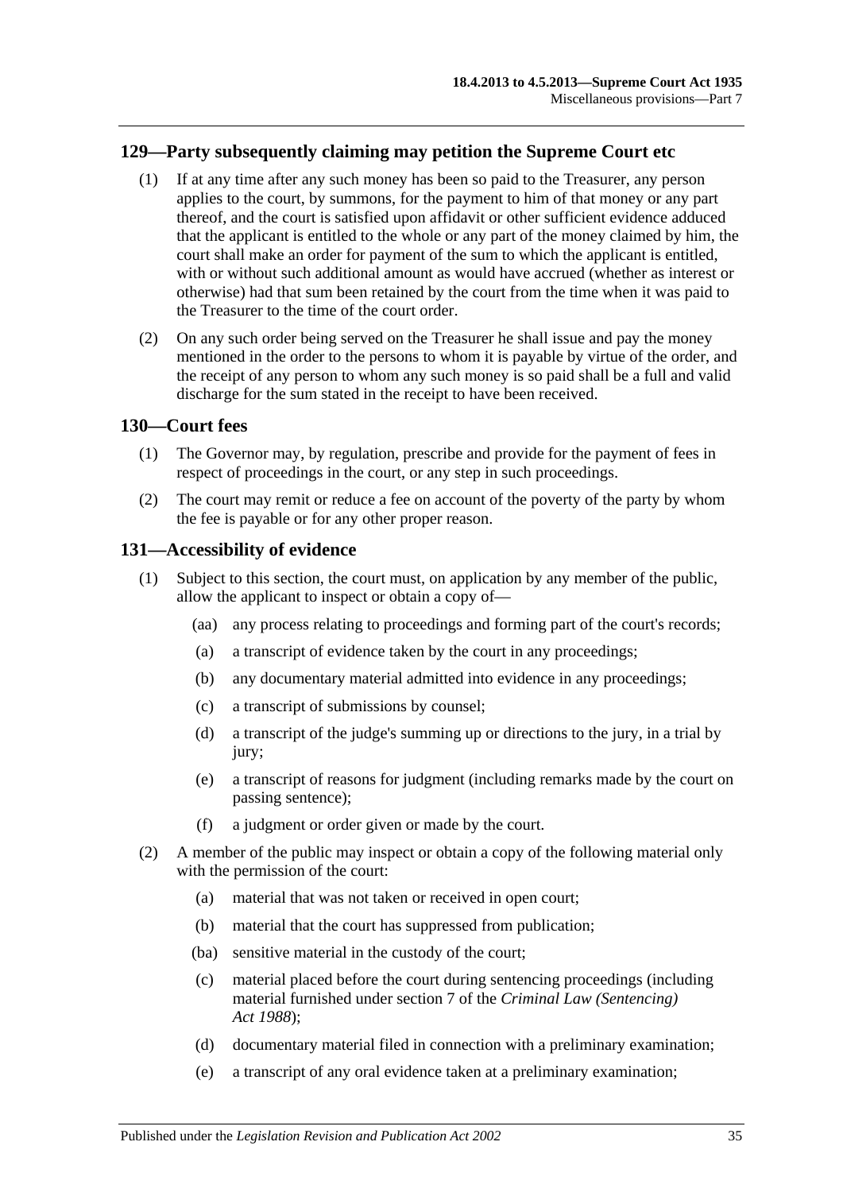## 129—Party subsequently claiming may petition the Supreme Court etc

(1) If at any time after any such money has been so paid to the Treasurer, any person applies to the court, by summons, for the payment to him of that money or any part thereof, and the court is satisfied upon affidavit or other sufficient evidence adduced that the applicant is entitled to the whole or any part of the money claimed by him, the court shall make an order for payment of the sum to which the applicant is entitled, with or without such additional amount as would have accrued (whether as interest or otherwise) had that sum been retained by the court from the time when it was paid to the Treasurer to the time of the court order.

(2) On any such order being served on the Treasurer he shall issue and pay the money mentioned in the order to the persons to whom it is payable by virtue of the order, and the receipt of any person to whom any such money is so paid shall be a full and valid discharge for the sum stated in the receipt to have been received.

## 130—Court fees

(1) The Governor may, by regulation, prescribe and provide for the payment of fees in respect of proceedings in the court, or any step in such proceedings.

(2) The court may remit or reduce a fee on account of the poverty of the party by whom the fee is payable or for any other proper reason.

## 131—Accessibility of evidence

(1) Subject to this section, the court must, on application by any member of the public, allow the applicant to inspect or obtain a copy of—

(aa) any process relating to proceedings and forming part of the court's records;

(a) a transcript of evidence taken by the court in any proceedings;

(b) any documentary material admitted into evidence in any proceedings;

(c) a transcript of submissions by counsel;

(d) a transcript of the judge's summing up or directions to the jury, in a trial by jury;

(e) a transcript of reasons for judgment (including remarks made by the court on passing sentence);

(f) a judgment or order given or made by the court.

(2) A member of the public may inspect or obtain a copy of the following material only with the permission of the court:

(a) material that was not taken or received in open court;

(b) material that the court has suppressed from publication;

(ba) sensitive material in the custody of the court;

(c) material placed before the court during sentencing proceedings (including material furnished under section 7 of the *Criminal Law (Sentencing) Act 1988*);

(d) documentary material filed in connection with a preliminary examination;

(e) a transcript of any oral evidence taken at a preliminary examination;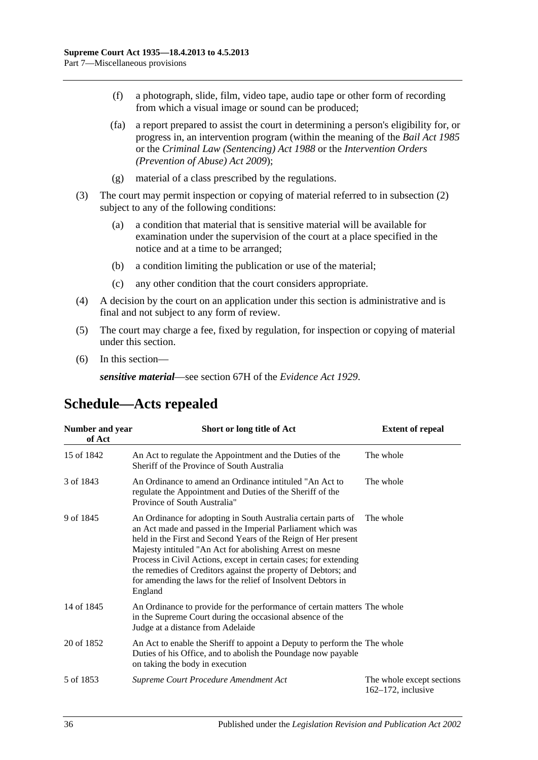(f) a photograph, slide, film, video tape, audio tape or other form of recording from which a visual image or sound can be produced;

(fa) a report prepared to assist the court in determining a person's eligibility for, or progress in, an intervention program (within the meaning of the *Bail Act 1985* or the *Criminal Law (Sentencing) Act 1988* or the *Intervention Orders (Prevention of Abuse) Act 2009*);

(g) material of a class prescribed by the regulations.

(3) The court may permit inspection or copying of material referred to in subsection (2) subject to any of the following conditions:

(a) a condition that material that is sensitive material will be available for examination under the supervision of the court at a place specified in the notice and at a time to be arranged;

(b) a condition limiting the publication or use of the material;

(c) any other condition that the court considers appropriate.

(4) A decision by the court on an application under this section is administrative and is final and not subject to any form of review.

(5) The court may charge a fee, fixed by regulation, for inspection or copying of material under this section.

(6) In this section—

***sensitive material***—see section 67H of the *Evidence Act 1929*.

# Schedule—Acts repealed

| Number and year of Act | Short or long title of Act | Extent of repeal |
|---|---|---|
| 15 of 1842 | An Act to regulate the Appointment and the Duties of the Sheriff of the Province of South Australia | The whole |
| 3 of 1843 | An Ordinance to amend an Ordinance intituled "An Act to regulate the Appointment and Duties of the Sheriff of the Province of South Australia" | The whole |
| 9 of 1845 | An Ordinance for adopting in South Australia certain parts of an Act made and passed in the Imperial Parliament which was held in the First and Second Years of the Reign of Her present Majesty intituled "An Act for abolishing Arrest on mesne Process in Civil Actions, except in certain cases; for extending the remedies of Creditors against the property of Debtors; and for amending the laws for the relief of Insolvent Debtors in England | The whole |
| 14 of 1845 | An Ordinance to provide for the performance of certain matters in the Supreme Court during the occasional absence of the Judge at a distance from Adelaide | The whole |
| 20 of 1852 | An Act to enable the Sheriff to appoint a Deputy to perform the Duties of his Office, and to abolish the Poundage now payable on taking the body in execution | The whole |
| 5 of 1853 | *Supreme Court Procedure Amendment Act* | The whole except sections 162–172, inclusive |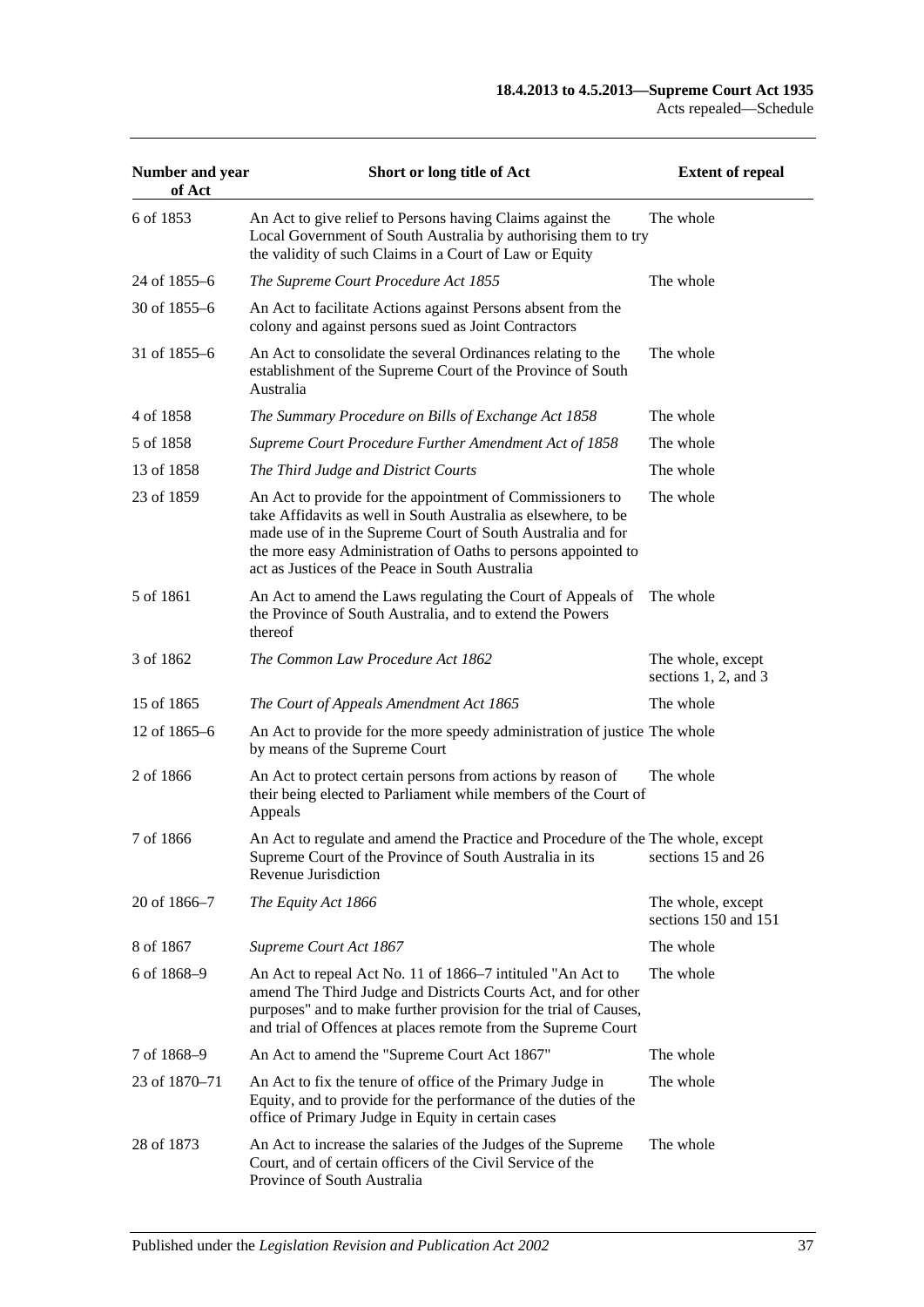| Number and year of Act | Short or long title of Act | Extent of repeal |
|---|---|---|
| 6 of 1853 | An Act to give relief to Persons having Claims against the Local Government of South Australia by authorising them to try the validity of such Claims in a Court of Law or Equity | The whole |
| 24 of 1855–6 | *The Supreme Court Procedure Act 1855* | The whole |
| 30 of 1855–6 | An Act to facilitate Actions against Persons absent from the colony and against persons sued as Joint Contractors | |
| 31 of 1855–6 | An Act to consolidate the several Ordinances relating to the establishment of the Supreme Court of the Province of South Australia | The whole |
| 4 of 1858 | *The Summary Procedure on Bills of Exchange Act 1858* | The whole |
| 5 of 1858 | *Supreme Court Procedure Further Amendment Act of 1858* | The whole |
| 13 of 1858 | *The Third Judge and District Courts* | The whole |
| 23 of 1859 | An Act to provide for the appointment of Commissioners to take Affidavits as well in South Australia as elsewhere, to be made use of in the Supreme Court of South Australia and for the more easy Administration of Oaths to persons appointed to act as Justices of the Peace in South Australia | The whole |
| 5 of 1861 | An Act to amend the Laws regulating the Court of Appeals of the Province of South Australia, and to extend the Powers thereof | The whole |
| 3 of 1862 | *The Common Law Procedure Act 1862* | The whole, except sections 1, 2, and 3 |
| 15 of 1865 | *The Court of Appeals Amendment Act 1865* | The whole |
| 12 of 1865–6 | An Act to provide for the more speedy administration of justice by means of the Supreme Court | The whole |
| 2 of 1866 | An Act to protect certain persons from actions by reason of their being elected to Parliament while members of the Court of Appeals | The whole |
| 7 of 1866 | An Act to regulate and amend the Practice and Procedure of the Supreme Court of the Province of South Australia in its Revenue Jurisdiction | The whole, except sections 15 and 26 |
| 20 of 1866–7 | *The Equity Act 1866* | The whole, except sections 150 and 151 |
| 8 of 1867 | *Supreme Court Act 1867* | The whole |
| 6 of 1868–9 | An Act to repeal Act No. 11 of 1866–7 intituled "An Act to amend The Third Judge and Districts Courts Act, and for other purposes" and to make further provision for the trial of Causes, and trial of Offences at places remote from the Supreme Court | The whole |
| 7 of 1868–9 | An Act to amend the "Supreme Court Act 1867" | The whole |
| 23 of 1870–71 | An Act to fix the tenure of office of the Primary Judge in Equity, and to provide for the performance of the duties of the office of Primary Judge in Equity in certain cases | The whole |
| 28 of 1873 | An Act to increase the salaries of the Judges of the Supreme Court, and of certain officers of the Civil Service of the Province of South Australia | The whole |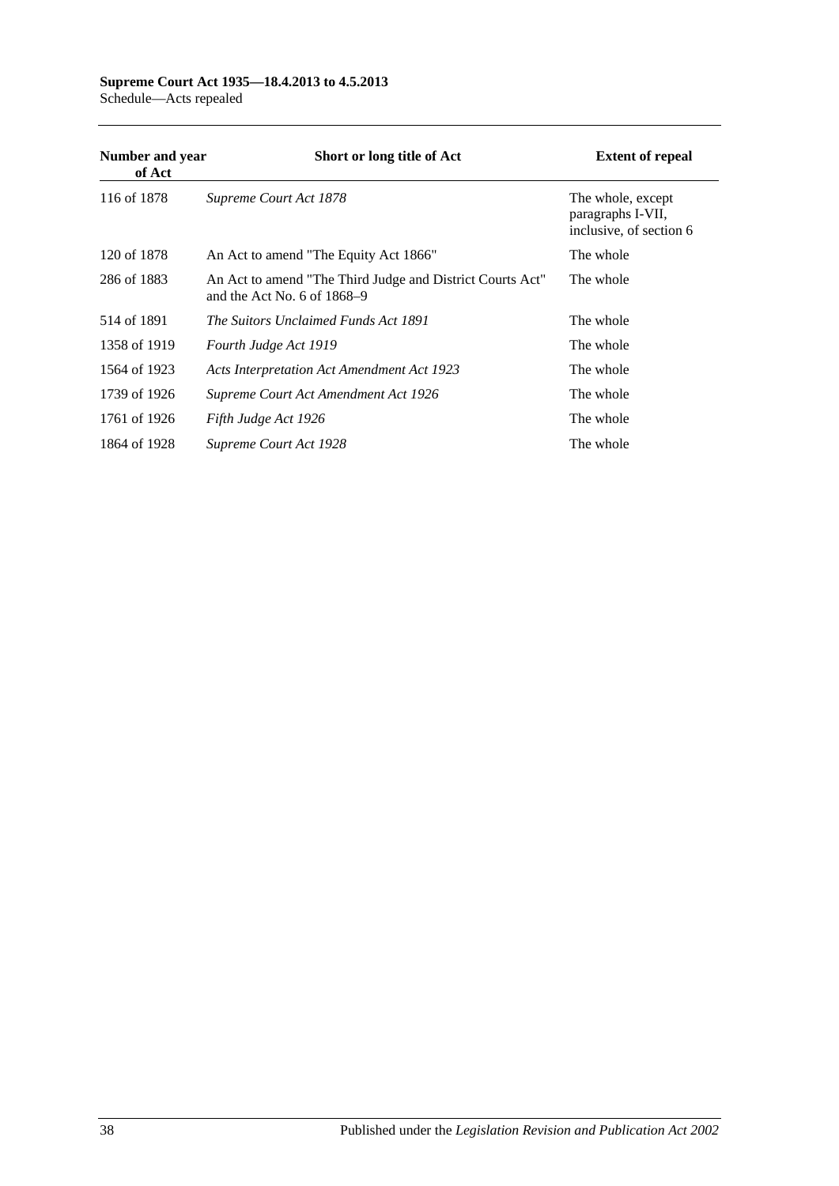| Number and year of Act | Short or long title of Act | Extent of repeal |
|---|---|---|
| 116 of 1878 | *Supreme Court Act 1878* | The whole, except paragraphs I-VII, inclusive, of section 6 |
| 120 of 1878 | An Act to amend "The Equity Act 1866" | The whole |
| 286 of 1883 | An Act to amend "The Third Judge and District Courts Act" and the Act No. 6 of 1868–9 | The whole |
| 514 of 1891 | *The Suitors Unclaimed Funds Act 1891* | The whole |
| 1358 of 1919 | *Fourth Judge Act 1919* | The whole |
| 1564 of 1923 | *Acts Interpretation Act Amendment Act 1923* | The whole |
| 1739 of 1926 | *Supreme Court Act Amendment Act 1926* | The whole |
| 1761 of 1926 | *Fifth Judge Act 1926* | The whole |
| 1864 of 1928 | *Supreme Court Act 1928* | The whole |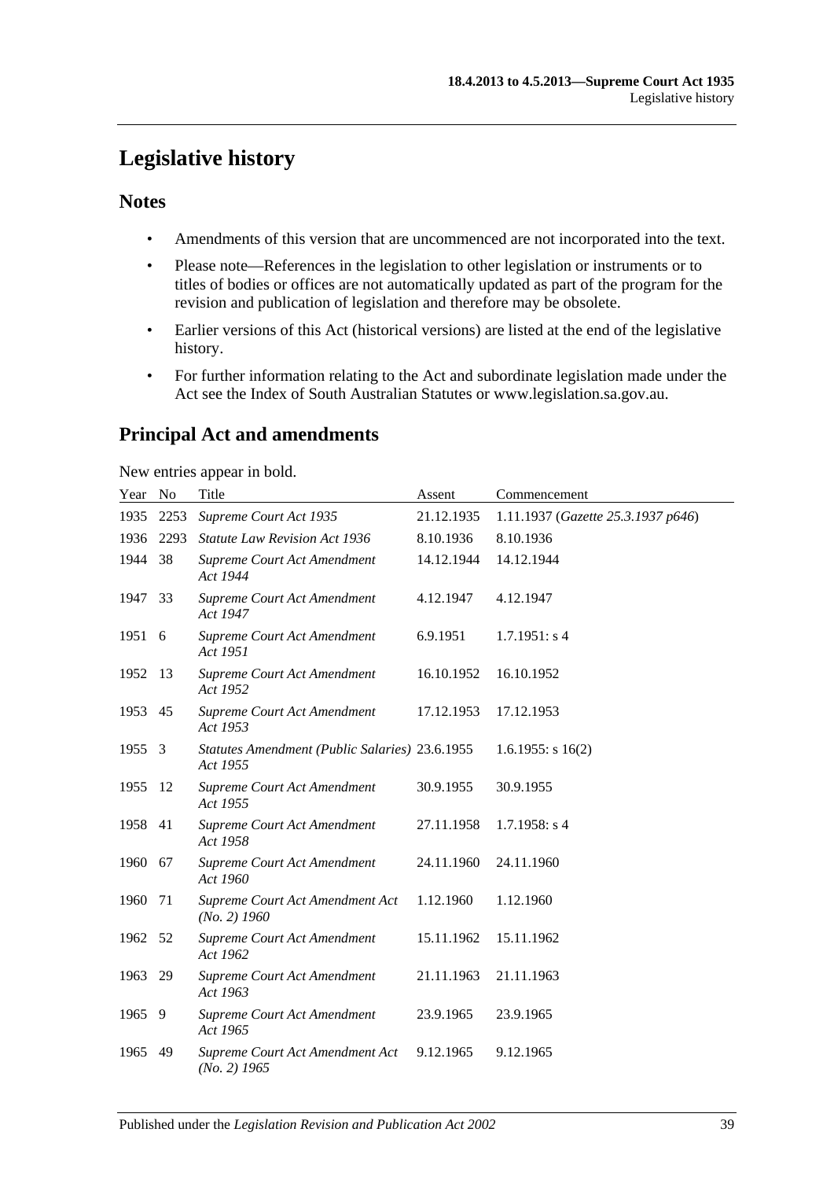# Legislative history

## Notes

- Amendments of this version that are uncommenced are not incorporated into the text.
- Please note—References in the legislation to other legislation or instruments or to titles of bodies or offices are not automatically updated as part of the program for the revision and publication of legislation and therefore may be obsolete.
- Earlier versions of this Act (historical versions) are listed at the end of the legislative history.
- For further information relating to the Act and subordinate legislation made under the Act see the Index of South Australian Statutes or www.legislation.sa.gov.au.

## Principal Act and amendments

New entries appear in bold.

| Year | No | Title | Assent | Commencement |
|---|---|---|---|---|
| 1935 | 2253 | *Supreme Court Act 1935* | 21.12.1935 | 1.11.1937 (*Gazette 25.3.1937 p646*) |
| 1936 | 2293 | *Statute Law Revision Act 1936* | 8.10.1936 | 8.10.1936 |
| 1944 | 38 | *Supreme Court Act Amendment Act 1944* | 14.12.1944 | 14.12.1944 |
| 1947 | 33 | *Supreme Court Act Amendment Act 1947* | 4.12.1947 | 4.12.1947 |
| 1951 | 6 | *Supreme Court Act Amendment Act 1951* | 6.9.1951 | 1.7.1951: s 4 |
| 1952 | 13 | *Supreme Court Act Amendment Act 1952* | 16.10.1952 | 16.10.1952 |
| 1953 | 45 | *Supreme Court Act Amendment Act 1953* | 17.12.1953 | 17.12.1953 |
| 1955 | 3 | *Statutes Amendment (Public Salaries) Act 1955* | 23.6.1955 | 1.6.1955: s 16(2) |
| 1955 | 12 | *Supreme Court Act Amendment Act 1955* | 30.9.1955 | 30.9.1955 |
| 1958 | 41 | *Supreme Court Act Amendment Act 1958* | 27.11.1958 | 1.7.1958: s 4 |
| 1960 | 67 | *Supreme Court Act Amendment Act 1960* | 24.11.1960 | 24.11.1960 |
| 1960 | 71 | *Supreme Court Act Amendment Act (No. 2) 1960* | 1.12.1960 | 1.12.1960 |
| 1962 | 52 | *Supreme Court Act Amendment Act 1962* | 15.11.1962 | 15.11.1962 |
| 1963 | 29 | *Supreme Court Act Amendment Act 1963* | 21.11.1963 | 21.11.1963 |
| 1965 | 9 | *Supreme Court Act Amendment Act 1965* | 23.9.1965 | 23.9.1965 |
| 1965 | 49 | *Supreme Court Act Amendment Act (No. 2) 1965* | 9.12.1965 | 9.12.1965 |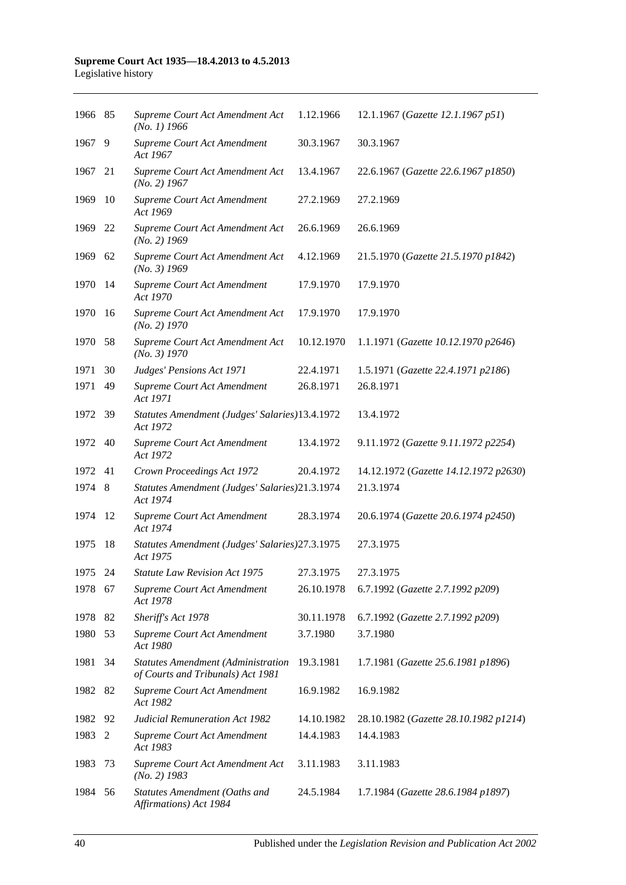| | | | | |
|---|---|---|---|---|
| 1966 | 85 | *Supreme Court Act Amendment Act (No. 1) 1966* | 1.12.1966 | 12.1.1967 (*Gazette 12.1.1967 p51*) |
| 1967 | 9 | *Supreme Court Act Amendment Act 1967* | 30.3.1967 | 30.3.1967 |
| 1967 | 21 | *Supreme Court Act Amendment Act (No. 2) 1967* | 13.4.1967 | 22.6.1967 (*Gazette 22.6.1967 p1850*) |
| 1969 | 10 | *Supreme Court Act Amendment Act 1969* | 27.2.1969 | 27.2.1969 |
| 1969 | 22 | *Supreme Court Act Amendment Act (No. 2) 1969* | 26.6.1969 | 26.6.1969 |
| 1969 | 62 | *Supreme Court Act Amendment Act (No. 3) 1969* | 4.12.1969 | 21.5.1970 (*Gazette 21.5.1970 p1842*) |
| 1970 | 14 | *Supreme Court Act Amendment Act 1970* | 17.9.1970 | 17.9.1970 |
| 1970 | 16 | *Supreme Court Act Amendment Act (No. 2) 1970* | 17.9.1970 | 17.9.1970 |
| 1970 | 58 | *Supreme Court Act Amendment Act (No. 3) 1970* | 10.12.1970 | 1.1.1971 (*Gazette 10.12.1970 p2646*) |
| 1971 | 30 | *Judges' Pensions Act 1971* | 22.4.1971 | 1.5.1971 (*Gazette 22.4.1971 p2186*) |
| 1971 | 49 | *Supreme Court Act Amendment Act 1971* | 26.8.1971 | 26.8.1971 |
| 1972 | 39 | *Statutes Amendment (Judges' Salaries) Act 1972* | 13.4.1972 | 13.4.1972 |
| 1972 | 40 | *Supreme Court Act Amendment Act 1972* | 13.4.1972 | 9.11.1972 (*Gazette 9.11.1972 p2254*) |
| 1972 | 41 | *Crown Proceedings Act 1972* | 20.4.1972 | 14.12.1972 (*Gazette 14.12.1972 p2630*) |
| 1974 | 8 | *Statutes Amendment (Judges' Salaries) Act 1974* | 21.3.1974 | 21.3.1974 |
| 1974 | 12 | *Supreme Court Act Amendment Act 1974* | 28.3.1974 | 20.6.1974 (*Gazette 20.6.1974 p2450*) |
| 1975 | 18 | *Statutes Amendment (Judges' Salaries) Act 1975* | 27.3.1975 | 27.3.1975 |
| 1975 | 24 | *Statute Law Revision Act 1975* | 27.3.1975 | 27.3.1975 |
| 1978 | 67 | *Supreme Court Act Amendment Act 1978* | 26.10.1978 | 6.7.1992 (*Gazette 2.7.1992 p209*) |
| 1978 | 82 | *Sheriff's Act 1978* | 30.11.1978 | 6.7.1992 (*Gazette 2.7.1992 p209*) |
| 1980 | 53 | *Supreme Court Act Amendment Act 1980* | 3.7.1980 | 3.7.1980 |
| 1981 | 34 | *Statutes Amendment (Administration of Courts and Tribunals) Act 1981* | 19.3.1981 | 1.7.1981 (*Gazette 25.6.1981 p1896*) |
| 1982 | 82 | *Supreme Court Act Amendment Act 1982* | 16.9.1982 | 16.9.1982 |
| 1982 | 92 | *Judicial Remuneration Act 1982* | 14.10.1982 | 28.10.1982 (*Gazette 28.10.1982 p1214*) |
| 1983 | 2 | *Supreme Court Act Amendment Act 1983* | 14.4.1983 | 14.4.1983 |
| 1983 | 73 | *Supreme Court Act Amendment Act (No. 2) 1983* | 3.11.1983 | 3.11.1983 |
| 1984 | 56 | *Statutes Amendment (Oaths and Affirmations) Act 1984* | 24.5.1984 | 1.7.1984 (*Gazette 28.6.1984 p1897*) |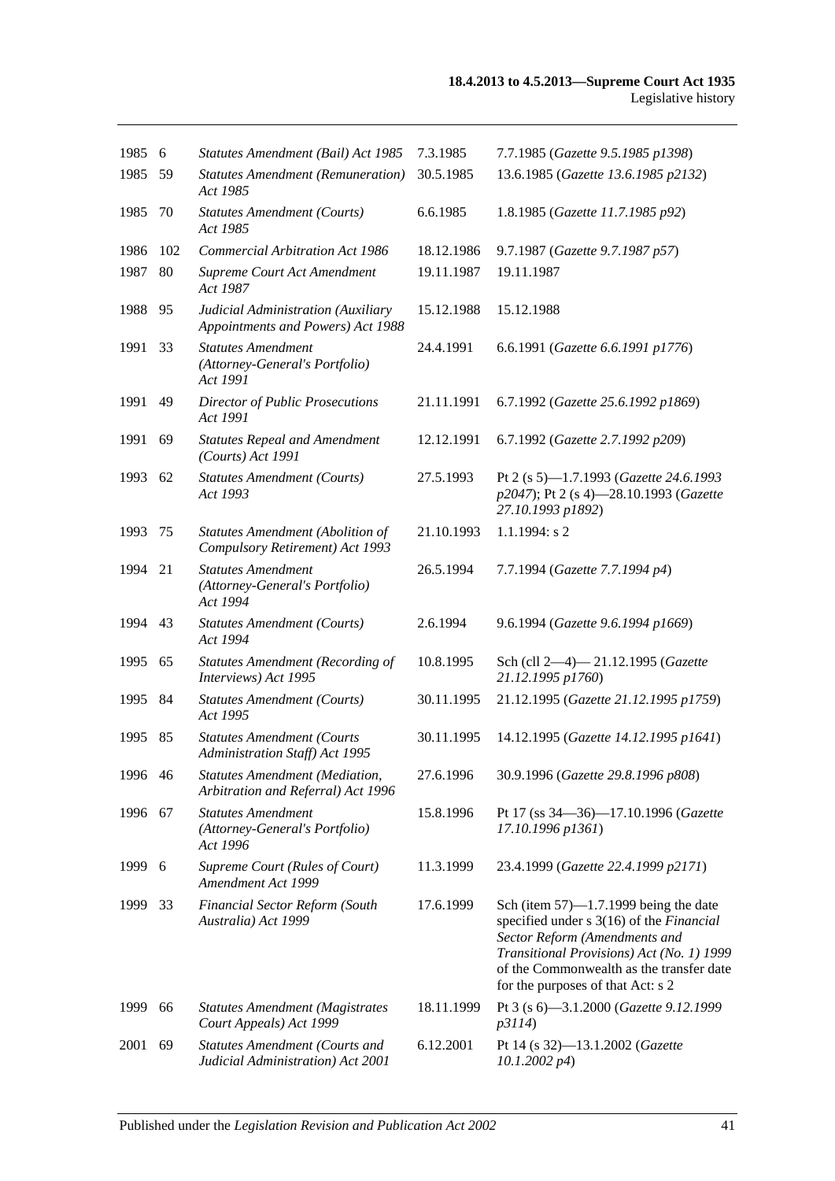| 1985 | 6 | *Statutes Amendment (Bail) Act 1985* | 7.3.1985 | 7.7.1985 (*Gazette 9.5.1985 p1398*) |
|---|---|---|---|---|
| 1985 | 59 | *Statutes Amendment (Remuneration) Act 1985* | 30.5.1985 | 13.6.1985 (*Gazette 13.6.1985 p2132*) |
| 1985 | 70 | *Statutes Amendment (Courts) Act 1985* | 6.6.1985 | 1.8.1985 (*Gazette 11.7.1985 p92*) |
| 1986 | 102 | *Commercial Arbitration Act 1986* | 18.12.1986 | 9.7.1987 (*Gazette 9.7.1987 p57*) |
| 1987 | 80 | *Supreme Court Act Amendment Act 1987* | 19.11.1987 | 19.11.1987 |
| 1988 | 95 | *Judicial Administration (Auxiliary Appointments and Powers) Act 1988* | 15.12.1988 | 15.12.1988 |
| 1991 | 33 | *Statutes Amendment (Attorney-General's Portfolio) Act 1991* | 24.4.1991 | 6.6.1991 (*Gazette 6.6.1991 p1776*) |
| 1991 | 49 | *Director of Public Prosecutions Act 1991* | 21.11.1991 | 6.7.1992 (*Gazette 25.6.1992 p1869*) |
| 1991 | 69 | *Statutes Repeal and Amendment (Courts) Act 1991* | 12.12.1991 | 6.7.1992 (*Gazette 2.7.1992 p209*) |
| 1993 | 62 | *Statutes Amendment (Courts) Act 1993* | 27.5.1993 | Pt 2 (s 5)—1.7.1993 (*Gazette 24.6.1993 p2047*); Pt 2 (s 4)—28.10.1993 (*Gazette 27.10.1993 p1892*) |
| 1993 | 75 | *Statutes Amendment (Abolition of Compulsory Retirement) Act 1993* | 21.10.1993 | 1.1.1994: s 2 |
| 1994 | 21 | *Statutes Amendment (Attorney-General's Portfolio) Act 1994* | 26.5.1994 | 7.7.1994 (*Gazette 7.7.1994 p4*) |
| 1994 | 43 | *Statutes Amendment (Courts) Act 1994* | 2.6.1994 | 9.6.1994 (*Gazette 9.6.1994 p1669*) |
| 1995 | 65 | *Statutes Amendment (Recording of Interviews) Act 1995* | 10.8.1995 | Sch (cll 2—4)— 21.12.1995 (*Gazette 21.12.1995 p1760*) |
| 1995 | 84 | *Statutes Amendment (Courts) Act 1995* | 30.11.1995 | 21.12.1995 (*Gazette 21.12.1995 p1759*) |
| 1995 | 85 | *Statutes Amendment (Courts Administration Staff) Act 1995* | 30.11.1995 | 14.12.1995 (*Gazette 14.12.1995 p1641*) |
| 1996 | 46 | *Statutes Amendment (Mediation, Arbitration and Referral) Act 1996* | 27.6.1996 | 30.9.1996 (*Gazette 29.8.1996 p808*) |
| 1996 | 67 | *Statutes Amendment (Attorney-General's Portfolio) Act 1996* | 15.8.1996 | Pt 17 (ss 34—36)—17.10.1996 (*Gazette 17.10.1996 p1361*) |
| 1999 | 6 | *Supreme Court (Rules of Court) Amendment Act 1999* | 11.3.1999 | 23.4.1999 (*Gazette 22.4.1999 p2171*) |
| 1999 | 33 | *Financial Sector Reform (South Australia) Act 1999* | 17.6.1999 | Sch (item 57)—1.7.1999 being the date specified under s 3(16) of the *Financial Sector Reform (Amendments and Transitional Provisions) Act (No. 1) 1999* of the Commonwealth as the transfer date for the purposes of that Act: s 2 |
| 1999 | 66 | *Statutes Amendment (Magistrates Court Appeals) Act 1999* | 18.11.1999 | Pt 3 (s 6)—3.1.2000 (*Gazette 9.12.1999 p3114*) |
| 2001 | 69 | *Statutes Amendment (Courts and Judicial Administration) Act 2001* | 6.12.2001 | Pt 14 (s 32)—13.1.2002 (*Gazette 10.1.2002 p4*) |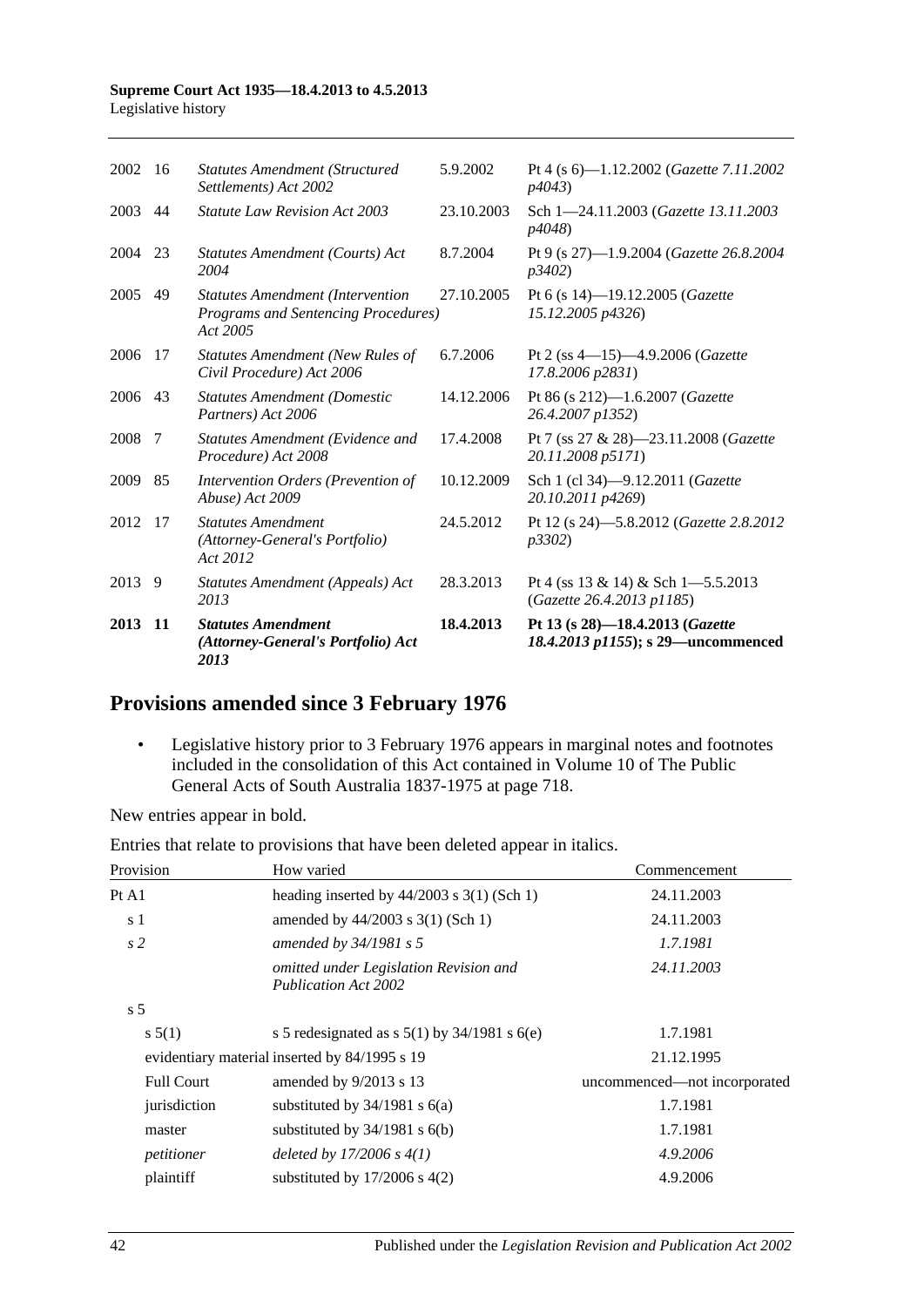| | | | | |
|---|---|---|---|---|
| 2002 | 16 | *Statutes Amendment (Structured Settlements) Act 2002* | 5.9.2002 | Pt 4 (s 6)—1.12.2002 (*Gazette 7.11.2002 p4043*) |
| 2003 | 44 | *Statute Law Revision Act 2003* | 23.10.2003 | Sch 1—24.11.2003 (*Gazette 13.11.2003 p4048*) |
| 2004 | 23 | *Statutes Amendment (Courts) Act 2004* | 8.7.2004 | Pt 9 (s 27)—1.9.2004 (*Gazette 26.8.2004 p3402*) |
| 2005 | 49 | *Statutes Amendment (Intervention Programs and Sentencing Procedures) Act 2005* | 27.10.2005 | Pt 6 (s 14)—19.12.2005 (*Gazette 15.12.2005 p4326*) |
| 2006 | 17 | *Statutes Amendment (New Rules of Civil Procedure) Act 2006* | 6.7.2006 | Pt 2 (ss 4—15)—4.9.2006 (*Gazette 17.8.2006 p2831*) |
| 2006 | 43 | *Statutes Amendment (Domestic Partners) Act 2006* | 14.12.2006 | Pt 86 (s 212)—1.6.2007 (*Gazette 26.4.2007 p1352*) |
| 2008 | 7 | *Statutes Amendment (Evidence and Procedure) Act 2008* | 17.4.2008 | Pt 7 (ss 27 & 28)—23.11.2008 (*Gazette 20.11.2008 p5171*) |
| 2009 | 85 | *Intervention Orders (Prevention of Abuse) Act 2009* | 10.12.2009 | Sch 1 (cl 34)—9.12.2011 (*Gazette 20.10.2011 p4269*) |
| 2012 | 17 | *Statutes Amendment (Attorney-General's Portfolio) Act 2012* | 24.5.2012 | Pt 12 (s 24)—5.8.2012 (*Gazette 2.8.2012 p3302*) |
| 2013 | 9 | *Statutes Amendment (Appeals) Act 2013* | 28.3.2013 | Pt 4 (ss 13 & 14) & Sch 1—5.5.2013 (*Gazette 26.4.2013 p1185*) |
| **2013** | **11** | ***Statutes Amendment (Attorney-General's Portfolio) Act 2013*** | **18.4.2013** | **Pt 13 (s 28)—18.4.2013 (*Gazette 18.4.2013 p1155*); s 29—uncommenced** |

## Provisions amended since 3 February 1976

- Legislative history prior to 3 February 1976 appears in marginal notes and footnotes included in the consolidation of this Act contained in Volume 10 of The Public General Acts of South Australia 1837-1975 at page 718.

New entries appear in bold.

Entries that relate to provisions that have been deleted appear in italics.

| Provision | How varied | Commencement |
|---|---|---|
| Pt A1 | heading inserted by 44/2003 s 3(1) (Sch 1) | 24.11.2003 |
| s 1 | amended by 44/2003 s 3(1) (Sch 1) | 24.11.2003 |
| *s 2* | *amended by 34/1981 s 5* | *1.7.1981* |
| | *omitted under Legislation Revision and Publication Act 2002* | *24.11.2003* |
| s 5 | | |
| s 5(1) | s 5 redesignated as s 5(1) by 34/1981 s 6(e) | 1.7.1981 |
| evidentiary material inserted by 84/1995 s 19 | | 21.12.1995 |
| Full Court | amended by 9/2013 s 13 | uncommenced—not incorporated |
| jurisdiction | substituted by 34/1981 s 6(a) | 1.7.1981 |
| master | substituted by 34/1981 s 6(b) | 1.7.1981 |
| *petitioner* | *deleted by 17/2006 s 4(1)* | *4.9.2006* |
| plaintiff | substituted by 17/2006 s 4(2) | 4.9.2006 |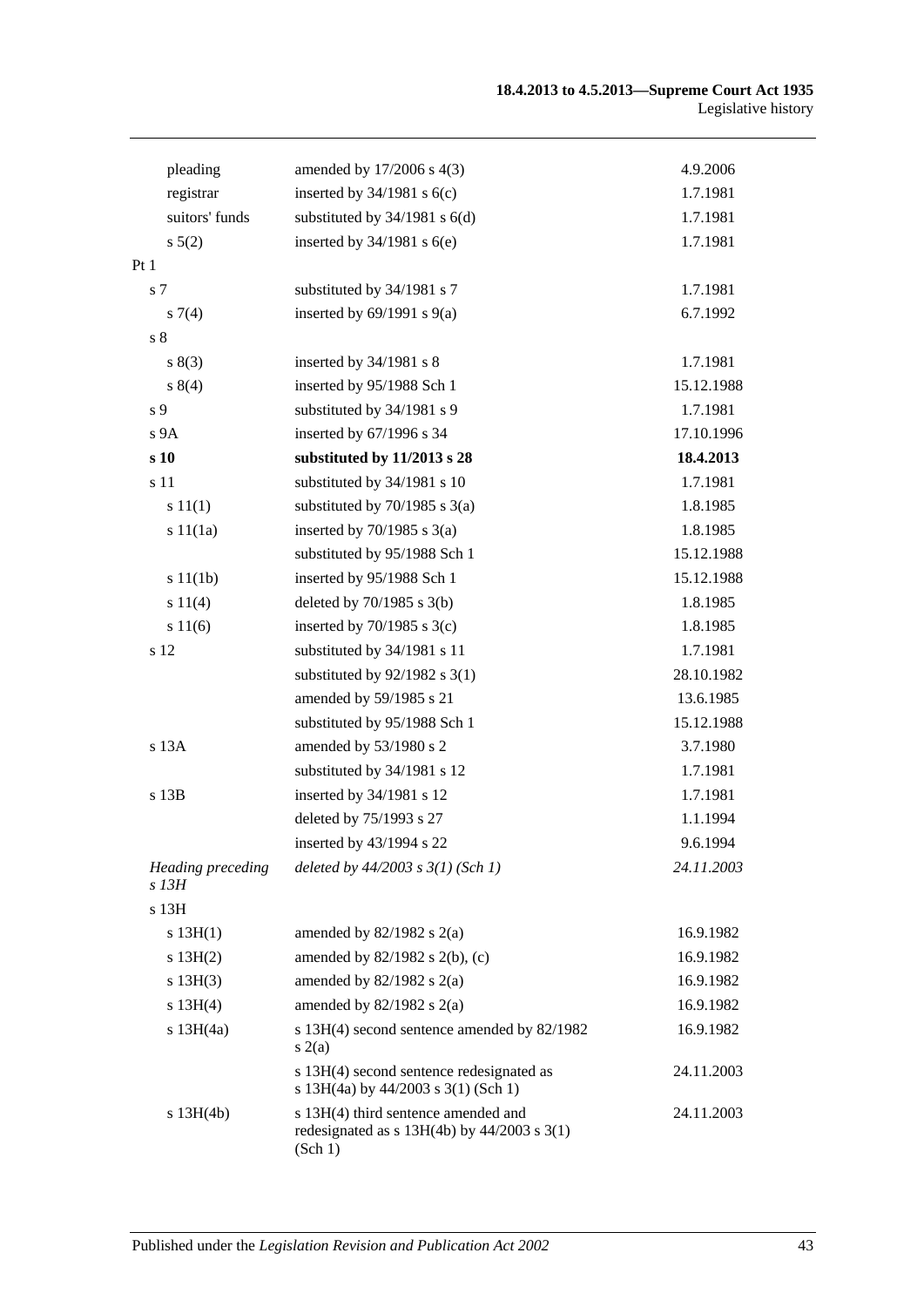| | | |
|---|---|---|
| pleading | amended by 17/2006 s 4(3) | 4.9.2006 |
| registrar | inserted by 34/1981 s 6(c) | 1.7.1981 |
| suitors' funds | substituted by 34/1981 s 6(d) | 1.7.1981 |
| s 5(2) | inserted by 34/1981 s 6(e) | 1.7.1981 |
| Pt 1 | | |
| s 7 | substituted by 34/1981 s 7 | 1.7.1981 |
| s 7(4) | inserted by 69/1991 s 9(a) | 6.7.1992 |
| s 8 | | |
| s 8(3) | inserted by 34/1981 s 8 | 1.7.1981 |
| s 8(4) | inserted by 95/1988 Sch 1 | 15.12.1988 |
| s 9 | substituted by 34/1981 s 9 | 1.7.1981 |
| s 9A | inserted by 67/1996 s 34 | 17.10.1996 |
| **s 10** | **substituted by 11/2013 s 28** | **18.4.2013** |
| s 11 | substituted by 34/1981 s 10 | 1.7.1981 |
| s 11(1) | substituted by 70/1985 s 3(a) | 1.8.1985 |
| s 11(1a) | inserted by 70/1985 s 3(a) | 1.8.1985 |
| | substituted by 95/1988 Sch 1 | 15.12.1988 |
| s 11(1b) | inserted by 95/1988 Sch 1 | 15.12.1988 |
| s 11(4) | deleted by 70/1985 s 3(b) | 1.8.1985 |
| s 11(6) | inserted by 70/1985 s 3(c) | 1.8.1985 |
| s 12 | substituted by 34/1981 s 11 | 1.7.1981 |
| | substituted by 92/1982 s 3(1) | 28.10.1982 |
| | amended by 59/1985 s 21 | 13.6.1985 |
| | substituted by 95/1988 Sch 1 | 15.12.1988 |
| s 13A | amended by 53/1980 s 2 | 3.7.1980 |
| | substituted by 34/1981 s 12 | 1.7.1981 |
| s 13B | inserted by 34/1981 s 12 | 1.7.1981 |
| | deleted by 75/1993 s 27 | 1.1.1994 |
| | inserted by 43/1994 s 22 | 9.6.1994 |
| *Heading preceding s 13H* | *deleted by 44/2003 s 3(1) (Sch 1)* | *24.11.2003* |
| s 13H | | |
| s 13H(1) | amended by 82/1982 s 2(a) | 16.9.1982 |
| s 13H(2) | amended by 82/1982 s 2(b), (c) | 16.9.1982 |
| s 13H(3) | amended by 82/1982 s 2(a) | 16.9.1982 |
| s 13H(4) | amended by 82/1982 s 2(a) | 16.9.1982 |
| s 13H(4a) | s 13H(4) second sentence amended by 82/1982 s 2(a) | 16.9.1982 |
| | s 13H(4) second sentence redesignated as s 13H(4a) by 44/2003 s 3(1) (Sch 1) | 24.11.2003 |
| s 13H(4b) | s 13H(4) third sentence amended and redesignated as s 13H(4b) by 44/2003 s 3(1) (Sch 1) | 24.11.2003 |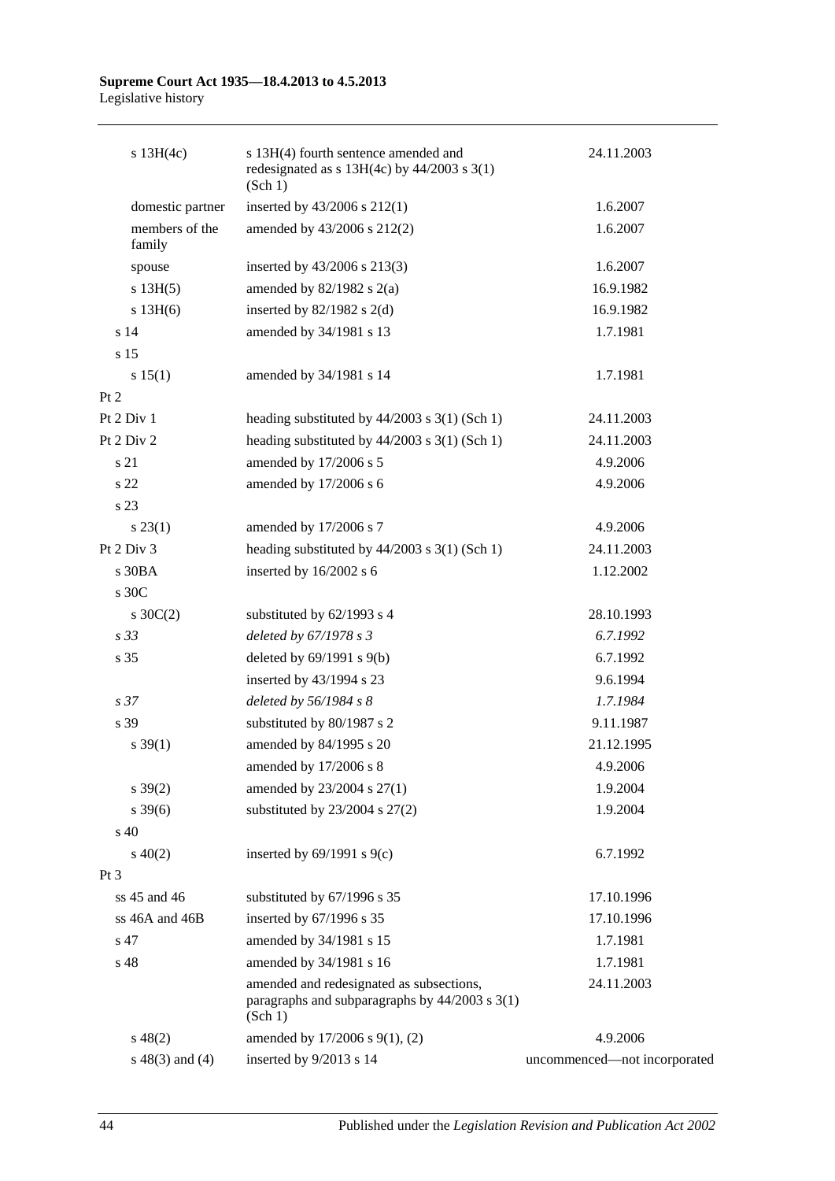| | | |
|---|---|---|
| s 13H(4c) | s 13H(4) fourth sentence amended and redesignated as s 13H(4c) by 44/2003 s 3(1) (Sch 1) | 24.11.2003 |
| domestic partner | inserted by 43/2006 s 212(1) | 1.6.2007 |
| members of the family | amended by 43/2006 s 212(2) | 1.6.2007 |
| spouse | inserted by 43/2006 s 213(3) | 1.6.2007 |
| s 13H(5) | amended by 82/1982 s 2(a) | 16.9.1982 |
| s 13H(6) | inserted by 82/1982 s 2(d) | 16.9.1982 |
| s 14 | amended by 34/1981 s 13 | 1.7.1981 |
| s 15 | | |
| s 15(1) | amended by 34/1981 s 14 | 1.7.1981 |
| Pt 2 | | |
| Pt 2 Div 1 | heading substituted by 44/2003 s 3(1) (Sch 1) | 24.11.2003 |
| Pt 2 Div 2 | heading substituted by 44/2003 s 3(1) (Sch 1) | 24.11.2003 |
| s 21 | amended by 17/2006 s 5 | 4.9.2006 |
| s 22 | amended by 17/2006 s 6 | 4.9.2006 |
| s 23 | | |
| s 23(1) | amended by 17/2006 s 7 | 4.9.2006 |
| Pt 2 Div 3 | heading substituted by 44/2003 s 3(1) (Sch 1) | 24.11.2003 |
| s 30BA | inserted by 16/2002 s 6 | 1.12.2002 |
| s 30C | | |
| s 30C(2) | substituted by 62/1993 s 4 | 28.10.1993 |
| *s 33* | *deleted by 67/1978 s 3* | *6.7.1992* |
| s 35 | deleted by 69/1991 s 9(b) | 6.7.1992 |
| | inserted by 43/1994 s 23 | 9.6.1994 |
| *s 37* | *deleted by 56/1984 s 8* | *1.7.1984* |
| s 39 | substituted by 80/1987 s 2 | 9.11.1987 |
| s 39(1) | amended by 84/1995 s 20 | 21.12.1995 |
| | amended by 17/2006 s 8 | 4.9.2006 |
| s 39(2) | amended by 23/2004 s 27(1) | 1.9.2004 |
| s 39(6) | substituted by 23/2004 s 27(2) | 1.9.2004 |
| s 40 | | |
| s 40(2) | inserted by 69/1991 s 9(c) | 6.7.1992 |
| Pt 3 | | |
| ss 45 and 46 | substituted by 67/1996 s 35 | 17.10.1996 |
| ss 46A and 46B | inserted by 67/1996 s 35 | 17.10.1996 |
| s 47 | amended by 34/1981 s 15 | 1.7.1981 |
| s 48 | amended by 34/1981 s 16 | 1.7.1981 |
| | amended and redesignated as subsections, paragraphs and subparagraphs by 44/2003 s 3(1) (Sch 1) | 24.11.2003 |
| s 48(2) | amended by 17/2006 s 9(1), (2) | 4.9.2006 |
| s 48(3) and (4) | inserted by 9/2013 s 14 | uncommenced—not incorporated |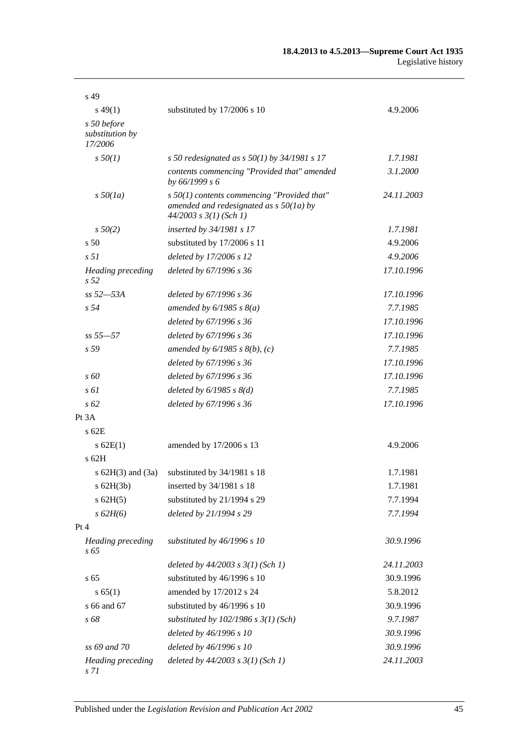| | | |
|---|---|---|
| s 49 | | |
| s 49(1) | substituted by 17/2006 s 10 | 4.9.2006 |
| *s 50 before substitution by 17/2006* | | |
| *s 50(1)* | *s 50 redesignated as s 50(1) by 34/1981 s 17* | *1.7.1981* |
| | *contents commencing "Provided that" amended by 66/1999 s 6* | *3.1.2000* |
| *s 50(1a)* | *s 50(1) contents commencing "Provided that" amended and redesignated as s 50(1a) by 44/2003 s 3(1) (Sch 1)* | *24.11.2003* |
| *s 50(2)* | *inserted by 34/1981 s 17* | *1.7.1981* |
| s 50 | substituted by 17/2006 s 11 | 4.9.2006 |
| *s 51* | *deleted by 17/2006 s 12* | *4.9.2006* |
| *Heading preceding s 52* | *deleted by 67/1996 s 36* | *17.10.1996* |
| *ss 52—53A* | *deleted by 67/1996 s 36* | *17.10.1996* |
| *s 54* | *amended by 6/1985 s 8(a)* | *7.7.1985* |
| | *deleted by 67/1996 s 36* | *17.10.1996* |
| *ss 55—57* | *deleted by 67/1996 s 36* | *17.10.1996* |
| *s 59* | *amended by 6/1985 s 8(b), (c)* | *7.7.1985* |
| | *deleted by 67/1996 s 36* | *17.10.1996* |
| *s 60* | *deleted by 67/1996 s 36* | *17.10.1996* |
| *s 61* | *deleted by 6/1985 s 8(d)* | *7.7.1985* |
| *s 62* | *deleted by 67/1996 s 36* | *17.10.1996* |
| Pt 3A | | |
| s 62E | | |
| s 62E(1) | amended by 17/2006 s 13 | 4.9.2006 |
| s 62H | | |
| s 62H(3) and (3a) | substituted by 34/1981 s 18 | 1.7.1981 |
| s 62H(3b) | inserted by 34/1981 s 18 | 1.7.1981 |
| s 62H(5) | substituted by 21/1994 s 29 | 7.7.1994 |
| *s 62H(6)* | *deleted by 21/1994 s 29* | *7.7.1994* |
| Pt 4 | | |
| *Heading preceding s 65* | *substituted by 46/1996 s 10* | *30.9.1996* |
| | *deleted by 44/2003 s 3(1) (Sch 1)* | *24.11.2003* |
| s 65 | substituted by 46/1996 s 10 | 30.9.1996 |
| s 65(1) | amended by 17/2012 s 24 | 5.8.2012 |
| s 66 and 67 | substituted by 46/1996 s 10 | 30.9.1996 |
| *s 68* | *substituted by 102/1986 s 3(1) (Sch)* | *9.7.1987* |
| | *deleted by 46/1996 s 10* | *30.9.1996* |
| *ss 69 and 70* | *deleted by 46/1996 s 10* | *30.9.1996* |
| *Heading preceding s 71* | *deleted by 44/2003 s 3(1) (Sch 1)* | *24.11.2003* |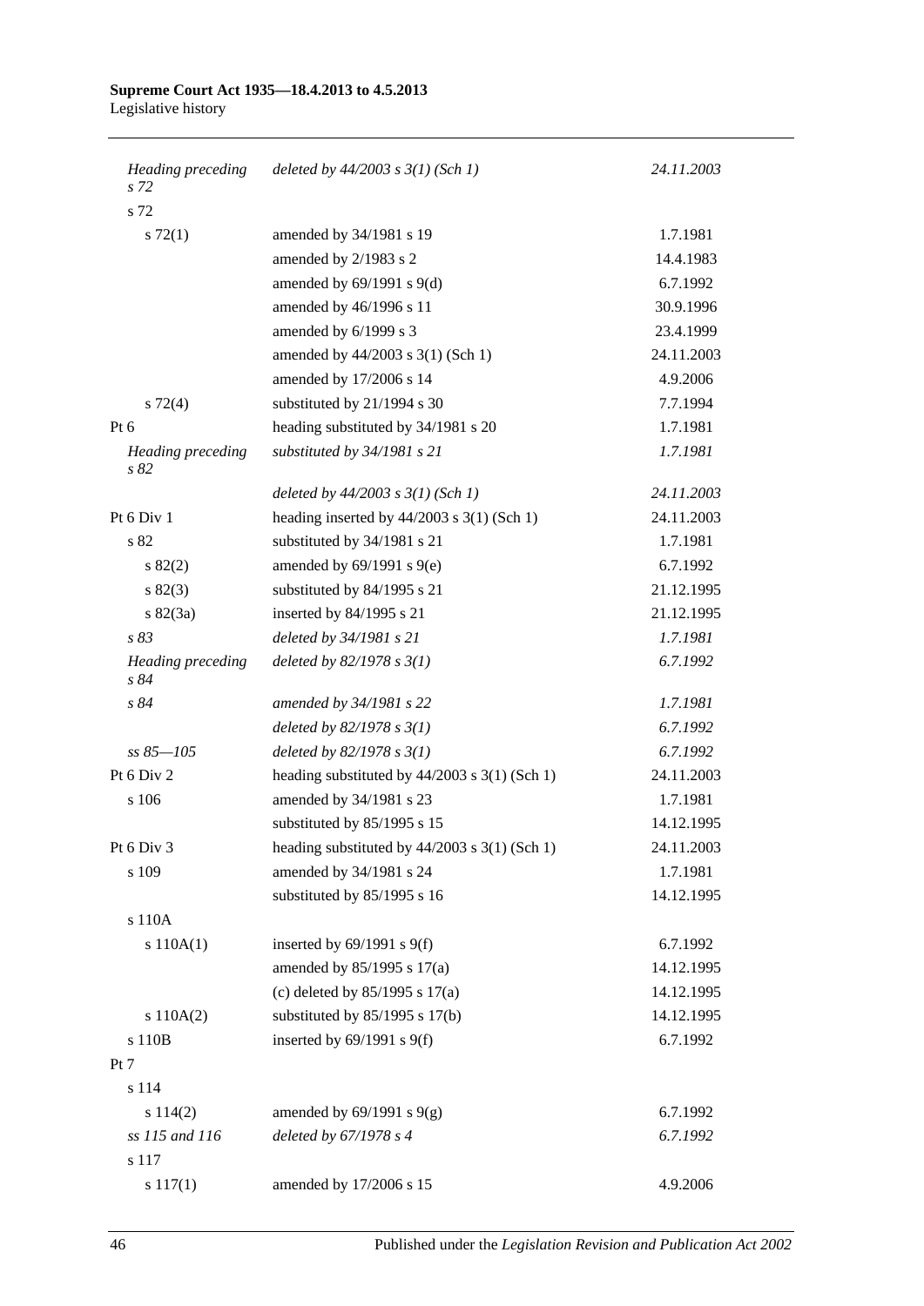| | | |
|---|---|---|
| *Heading preceding s 72* | *deleted by 44/2003 s 3(1) (Sch 1)* | *24.11.2003* |
| s 72 | | |
| s 72(1) | amended by 34/1981 s 19 | 1.7.1981 |
| | amended by 2/1983 s 2 | 14.4.1983 |
| | amended by 69/1991 s 9(d) | 6.7.1992 |
| | amended by 46/1996 s 11 | 30.9.1996 |
| | amended by 6/1999 s 3 | 23.4.1999 |
| | amended by 44/2003 s 3(1) (Sch 1) | 24.11.2003 |
| | amended by 17/2006 s 14 | 4.9.2006 |
| s 72(4) | substituted by 21/1994 s 30 | 7.7.1994 |
| Pt 6 | heading substituted by 34/1981 s 20 | 1.7.1981 |
| *Heading preceding s 82* | *substituted by 34/1981 s 21* | *1.7.1981* |
| | *deleted by 44/2003 s 3(1) (Sch 1)* | *24.11.2003* |
| Pt 6 Div 1 | heading inserted by 44/2003 s 3(1) (Sch 1) | 24.11.2003 |
| s 82 | substituted by 34/1981 s 21 | 1.7.1981 |
| s 82(2) | amended by 69/1991 s 9(e) | 6.7.1992 |
| s 82(3) | substituted by 84/1995 s 21 | 21.12.1995 |
| s 82(3a) | inserted by 84/1995 s 21 | 21.12.1995 |
| *s 83* | *deleted by 34/1981 s 21* | *1.7.1981* |
| *Heading preceding s 84* | *deleted by 82/1978 s 3(1)* | *6.7.1992* |
| *s 84* | *amended by 34/1981 s 22* | *1.7.1981* |
| | *deleted by 82/1978 s 3(1)* | *6.7.1992* |
| *ss 85—105* | *deleted by 82/1978 s 3(1)* | *6.7.1992* |
| Pt 6 Div 2 | heading substituted by 44/2003 s 3(1) (Sch 1) | 24.11.2003 |
| s 106 | amended by 34/1981 s 23 | 1.7.1981 |
| | substituted by 85/1995 s 15 | 14.12.1995 |
| Pt 6 Div 3 | heading substituted by 44/2003 s 3(1) (Sch 1) | 24.11.2003 |
| s 109 | amended by 34/1981 s 24 | 1.7.1981 |
| | substituted by 85/1995 s 16 | 14.12.1995 |
| s 110A | | |
| s 110A(1) | inserted by 69/1991 s 9(f) | 6.7.1992 |
| | amended by 85/1995 s 17(a) | 14.12.1995 |
| | (c) deleted by 85/1995 s 17(a) | 14.12.1995 |
| s 110A(2) | substituted by 85/1995 s 17(b) | 14.12.1995 |
| s 110B | inserted by 69/1991 s 9(f) | 6.7.1992 |
| Pt 7 | | |
| s 114 | | |
| s 114(2) | amended by 69/1991 s 9(g) | 6.7.1992 |
| *ss 115 and 116* | *deleted by 67/1978 s 4* | *6.7.1992* |
| s 117 | | |
| s 117(1) | amended by 17/2006 s 15 | 4.9.2006 |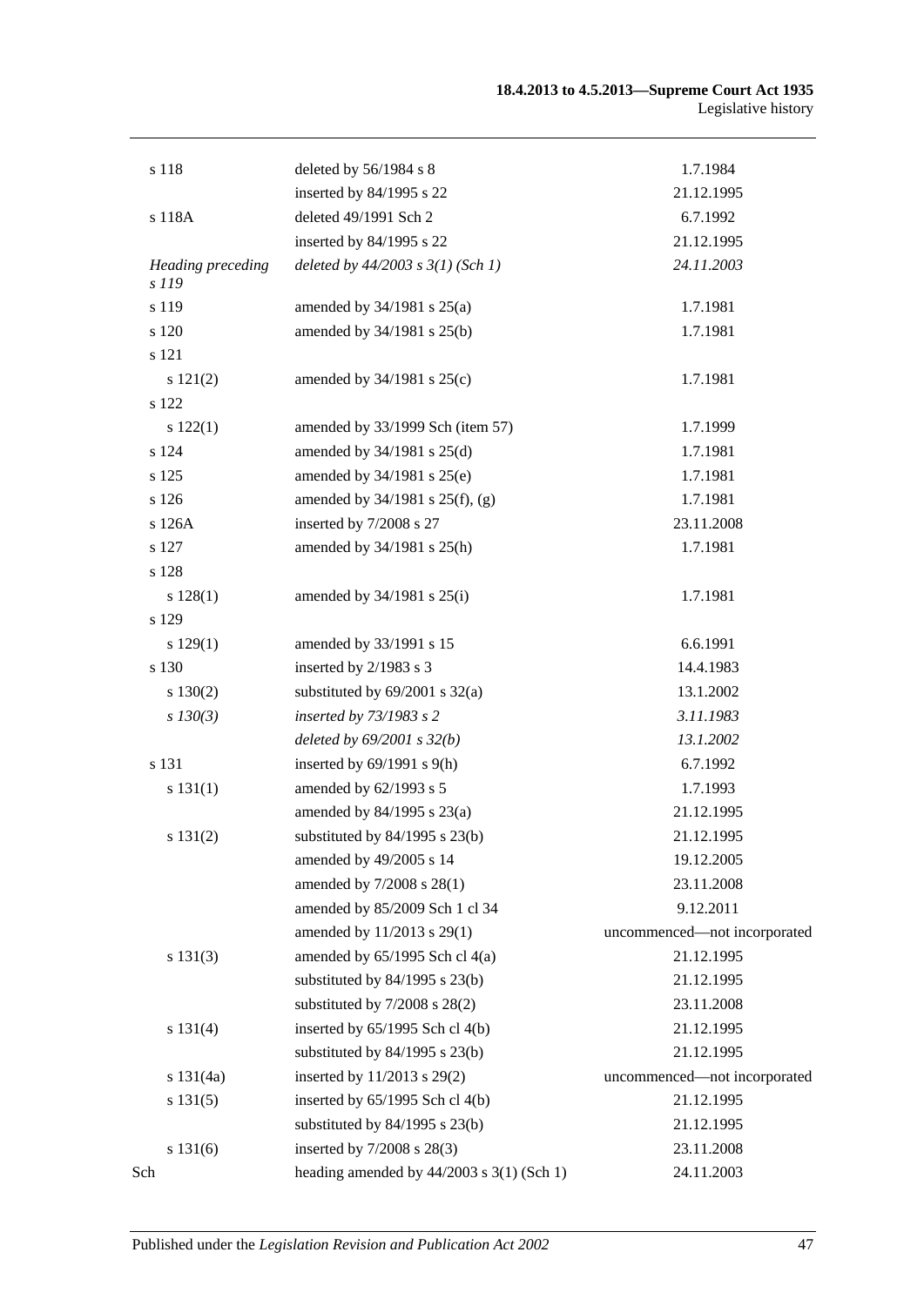| | | |
|---|---|---|
| s 118 | deleted by 56/1984 s 8 | 1.7.1984 |
| | inserted by 84/1995 s 22 | 21.12.1995 |
| s 118A | deleted 49/1991 Sch 2 | 6.7.1992 |
| | inserted by 84/1995 s 22 | 21.12.1995 |
| *Heading preceding s 119* | *deleted by 44/2003 s 3(1) (Sch 1)* | *24.11.2003* |
| s 119 | amended by 34/1981 s 25(a) | 1.7.1981 |
| s 120 | amended by 34/1981 s 25(b) | 1.7.1981 |
| s 121 | | |
| s 121(2) | amended by 34/1981 s 25(c) | 1.7.1981 |
| s 122 | | |
| s 122(1) | amended by 33/1999 Sch (item 57) | 1.7.1999 |
| s 124 | amended by 34/1981 s 25(d) | 1.7.1981 |
| s 125 | amended by 34/1981 s 25(e) | 1.7.1981 |
| s 126 | amended by 34/1981 s 25(f), (g) | 1.7.1981 |
| s 126A | inserted by 7/2008 s 27 | 23.11.2008 |
| s 127 | amended by 34/1981 s 25(h) | 1.7.1981 |
| s 128 | | |
| s 128(1) | amended by 34/1981 s 25(i) | 1.7.1981 |
| s 129 | | |
| s 129(1) | amended by 33/1991 s 15 | 6.6.1991 |
| s 130 | inserted by 2/1983 s 3 | 14.4.1983 |
| s 130(2) | substituted by 69/2001 s 32(a) | 13.1.2002 |
| *s 130(3)* | *inserted by 73/1983 s 2* | *3.11.1983* |
| | *deleted by 69/2001 s 32(b)* | *13.1.2002* |
| s 131 | inserted by 69/1991 s 9(h) | 6.7.1992 |
| s 131(1) | amended by 62/1993 s 5 | 1.7.1993 |
| | amended by 84/1995 s 23(a) | 21.12.1995 |
| s 131(2) | substituted by 84/1995 s 23(b) | 21.12.1995 |
| | amended by 49/2005 s 14 | 19.12.2005 |
| | amended by 7/2008 s 28(1) | 23.11.2008 |
| | amended by 85/2009 Sch 1 cl 34 | 9.12.2011 |
| | amended by 11/2013 s 29(1) | uncommenced—not incorporated |
| s 131(3) | amended by 65/1995 Sch cl 4(a) | 21.12.1995 |
| | substituted by 84/1995 s 23(b) | 21.12.1995 |
| | substituted by 7/2008 s 28(2) | 23.11.2008 |
| s 131(4) | inserted by 65/1995 Sch cl 4(b) | 21.12.1995 |
| | substituted by 84/1995 s 23(b) | 21.12.1995 |
| s 131(4a) | inserted by 11/2013 s 29(2) | uncommenced—not incorporated |
| s 131(5) | inserted by 65/1995 Sch cl 4(b) | 21.12.1995 |
| | substituted by 84/1995 s 23(b) | 21.12.1995 |
| s 131(6) | inserted by 7/2008 s 28(3) | 23.11.2008 |
| Sch | heading amended by 44/2003 s 3(1) (Sch 1) | 24.11.2003 |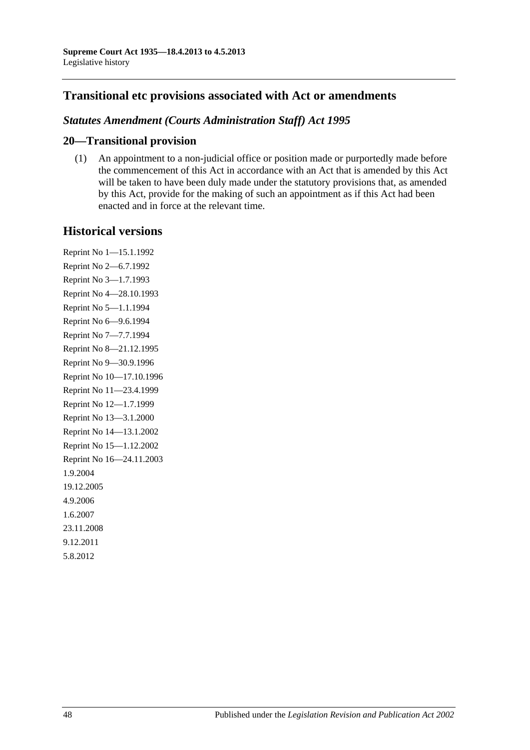## Transitional etc provisions associated with Act or amendments

### *Statutes Amendment (Courts Administration Staff) Act 1995*

### 20—Transitional provision

(1) An appointment to a non-judicial office or position made or purportedly made before the commencement of this Act in accordance with an Act that is amended by this Act will be taken to have been duly made under the statutory provisions that, as amended by this Act, provide for the making of such an appointment as if this Act had been enacted and in force at the relevant time.

## Historical versions

Reprint No 1—15.1.1992

Reprint No 2—6.7.1992

Reprint No 3—1.7.1993

Reprint No 4—28.10.1993

Reprint No 5—1.1.1994

Reprint No 6—9.6.1994

Reprint No 7—7.7.1994

Reprint No 8—21.12.1995

Reprint No 9—30.9.1996

Reprint No 10—17.10.1996

Reprint No 11—23.4.1999

Reprint No 12—1.7.1999

Reprint No 13—3.1.2000

Reprint No 14—13.1.2002

Reprint No 15—1.12.2002

Reprint No 16—24.11.2003

1.9.2004

19.12.2005

4.9.2006

1.6.2007

23.11.2008

9.12.2011

5.8.2012